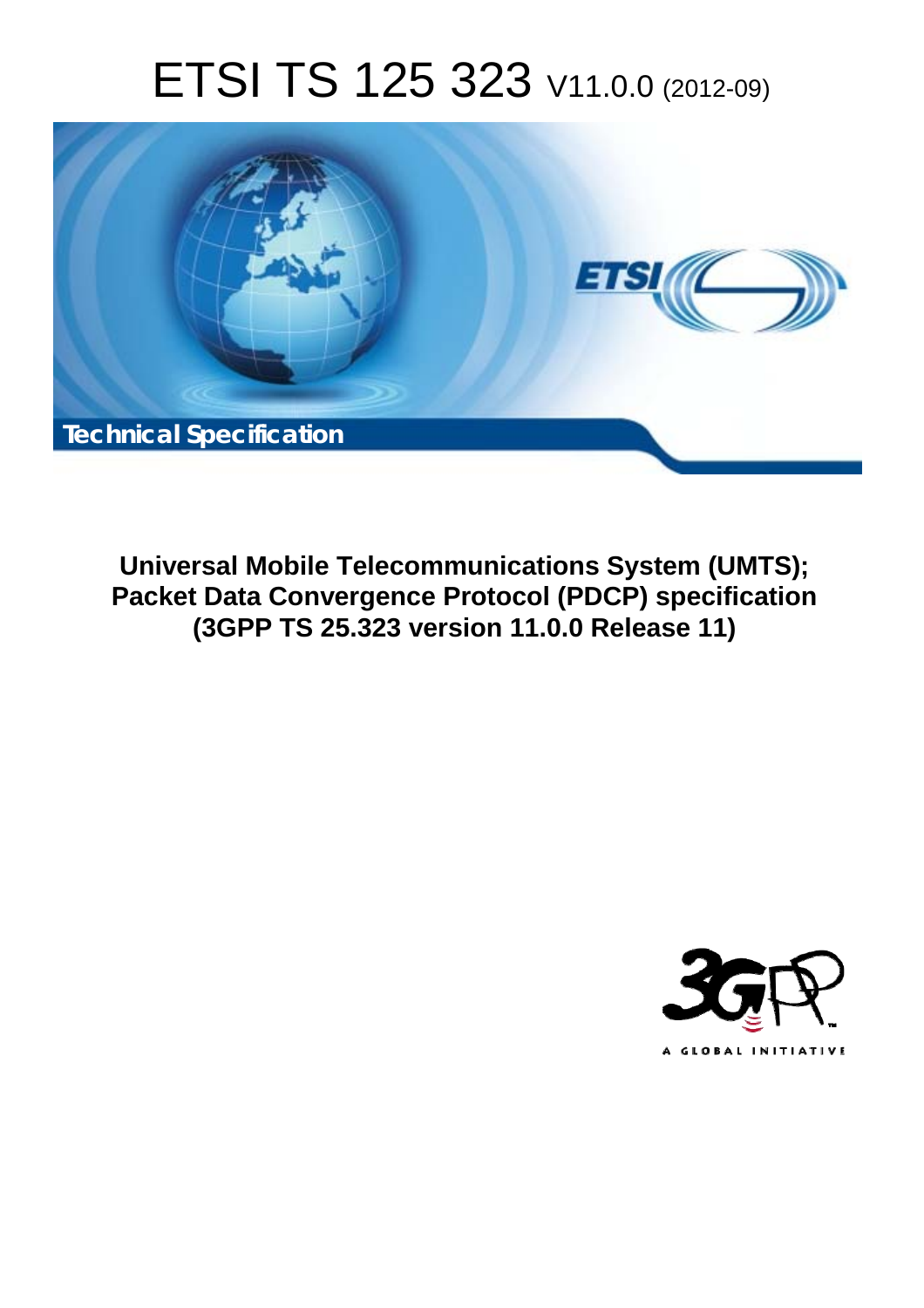# ETSI TS 125 323 V11.0.0 (2012-09)

**Technical Specification**

**Universal Mobile Telecommunications System (UMTS);**
**Packet Data Convergence Protocol (PDCP) specification**
**(3GPP TS 25.323 version 11.0.0 Release 11)**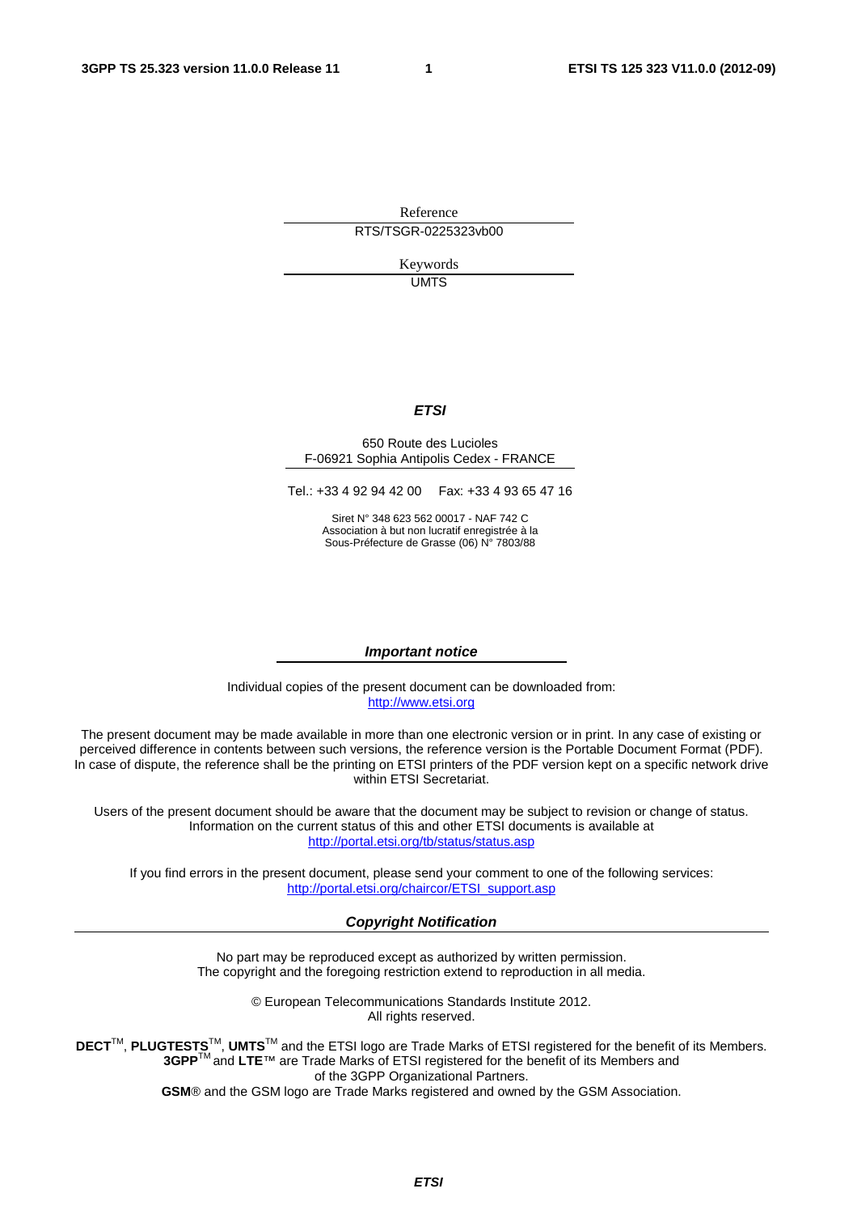Reference

RTS/TSGR-0225323vb00

Keywords

UMTS

***ETSI***

650 Route des Lucioles
F-06921 Sophia Antipolis Cedex - FRANCE

Tel.: +33 4 92 94 42 00 Fax: +33 4 93 65 47 16

Siret N° 348 623 562 00017 - NAF 742 C
Association à but non lucratif enregistrée à la
Sous-Préfecture de Grasse (06) N° 7803/88

***Important notice***

Individual copies of the present document can be downloaded from:
http://www.etsi.org

The present document may be made available in more than one electronic version or in print. In any case of existing or perceived difference in contents between such versions, the reference version is the Portable Document Format (PDF). In case of dispute, the reference shall be the printing on ETSI printers of the PDF version kept on a specific network drive within ETSI Secretariat.

Users of the present document should be aware that the document may be subject to revision or change of status. Information on the current status of this and other ETSI documents is available at
http://portal.etsi.org/tb/status/status.asp

If you find errors in the present document, please send your comment to one of the following services:
http://portal.etsi.org/chaircor/ETSI_support.asp

***Copyright Notification***

No part may be reproduced except as authorized by written permission.
The copyright and the foregoing restriction extend to reproduction in all media.

© European Telecommunications Standards Institute 2012.
All rights reserved.

**DECT**™, **PLUGTESTS**™, **UMTS**™ and the ETSI logo are Trade Marks of ETSI registered for the benefit of its Members.
**3GPP**™ and **LTE**™ are Trade Marks of ETSI registered for the benefit of its Members and
of the 3GPP Organizational Partners.
**GSM**® and the GSM logo are Trade Marks registered and owned by the GSM Association.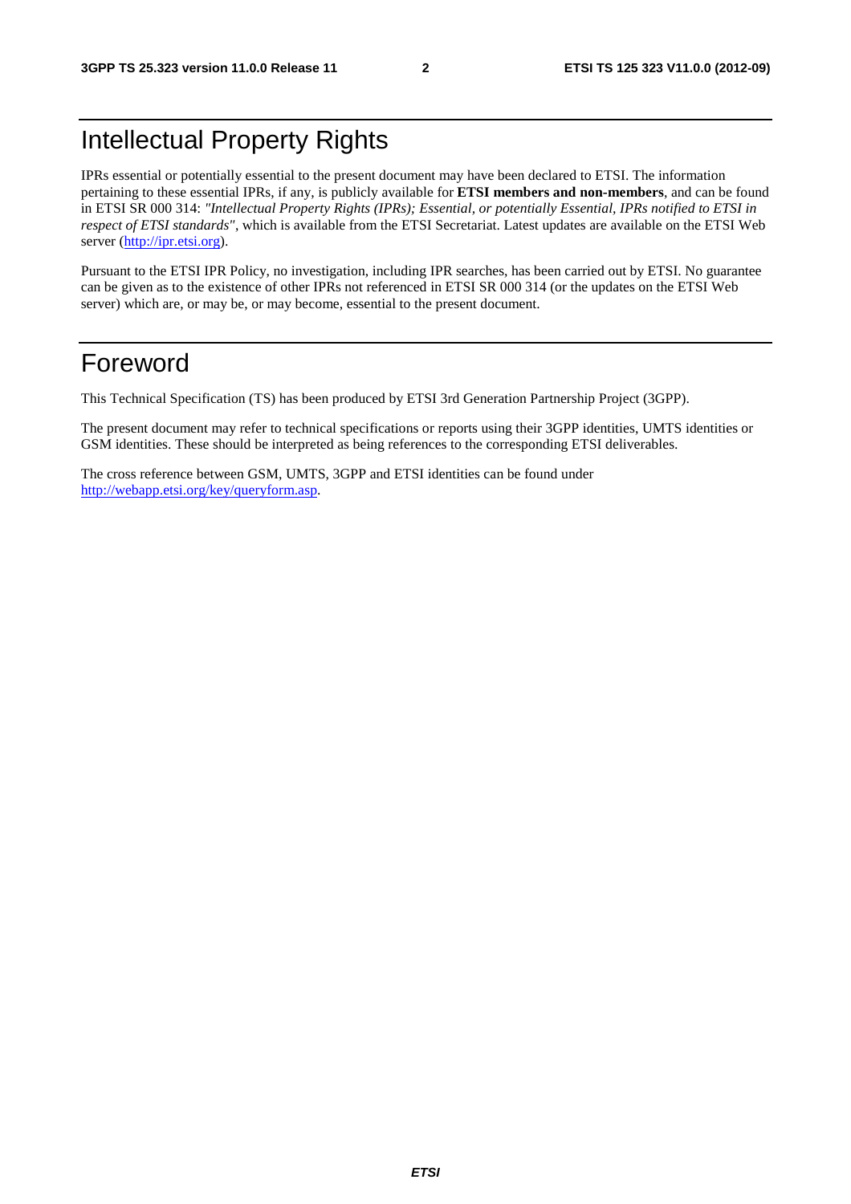# Intellectual Property Rights

IPRs essential or potentially essential to the present document may have been declared to ETSI. The information pertaining to these essential IPRs, if any, is publicly available for **ETSI members and non-members**, and can be found in ETSI SR 000 314: *"Intellectual Property Rights (IPRs); Essential, or potentially Essential, IPRs notified to ETSI in respect of ETSI standards"*, which is available from the ETSI Secretariat. Latest updates are available on the ETSI Web server (http://ipr.etsi.org).

Pursuant to the ETSI IPR Policy, no investigation, including IPR searches, has been carried out by ETSI. No guarantee can be given as to the existence of other IPRs not referenced in ETSI SR 000 314 (or the updates on the ETSI Web server) which are, or may be, or may become, essential to the present document.

# Foreword

This Technical Specification (TS) has been produced by ETSI 3rd Generation Partnership Project (3GPP).

The present document may refer to technical specifications or reports using their 3GPP identities, UMTS identities or GSM identities. These should be interpreted as being references to the corresponding ETSI deliverables.

The cross reference between GSM, UMTS, 3GPP and ETSI identities can be found under http://webapp.etsi.org/key/queryform.asp.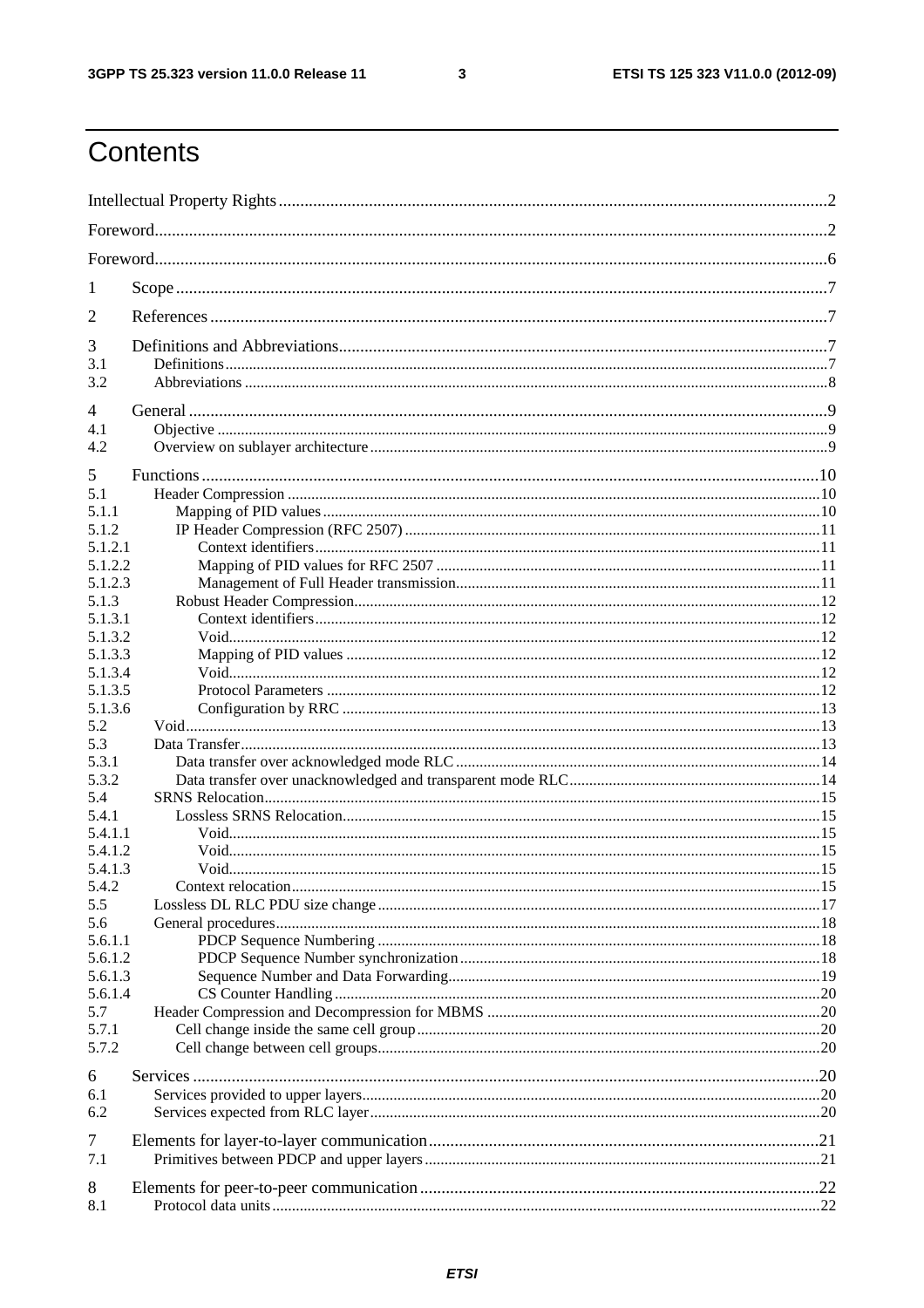# Contents

Intellectual Property Rights ..... 2

Foreword ..... 2

Foreword ..... 6

1 Scope ..... 7

2 References ..... 7

3 Definitions and Abbreviations ..... 7
3.1 Definitions ..... 7
3.2 Abbreviations ..... 8

4 General ..... 9
4.1 Objective ..... 9
4.2 Overview on sublayer architecture ..... 9

5 Functions ..... 10
5.1 Header Compression ..... 10
5.1.1 Mapping of PID values ..... 10
5.1.2 IP Header Compression (RFC 2507) ..... 11
5.1.2.1 Context identifiers ..... 11
5.1.2.2 Mapping of PID values for RFC 2507 ..... 11
5.1.2.3 Management of Full Header transmission ..... 11
5.1.3 Robust Header Compression ..... 12
5.1.3.1 Context identifiers ..... 12
5.1.3.2 Void ..... 12
5.1.3.3 Mapping of PID values ..... 12
5.1.3.4 Void ..... 12
5.1.3.5 Protocol Parameters ..... 12
5.1.3.6 Configuration by RRC ..... 13
5.2 Void ..... 13
5.3 Data Transfer ..... 13
5.3.1 Data transfer over acknowledged mode RLC ..... 14
5.3.2 Data transfer over unacknowledged and transparent mode RLC ..... 14
5.4 SRNS Relocation ..... 15
5.4.1 Lossless SRNS Relocation ..... 15
5.4.1.1 Void ..... 15
5.4.1.2 Void ..... 15
5.4.1.3 Void ..... 15
5.4.2 Context relocation ..... 15
5.5 Lossless DL RLC PDU size change ..... 17
5.6 General procedures ..... 18
5.6.1.1 PDCP Sequence Numbering ..... 18
5.6.1.2 PDCP Sequence Number synchronization ..... 18
5.6.1.3 Sequence Number and Data Forwarding ..... 19
5.6.1.4 CS Counter Handling ..... 20
5.7 Header Compression and Decompression for MBMS ..... 20
5.7.1 Cell change inside the same cell group ..... 20
5.7.2 Cell change between cell groups ..... 20

6 Services ..... 20
6.1 Services provided to upper layers ..... 20
6.2 Services expected from RLC layer ..... 20

7 Elements for layer-to-layer communication ..... 21
7.1 Primitives between PDCP and upper layers ..... 21

8 Elements for peer-to-peer communication ..... 22
8.1 Protocol data units ..... 22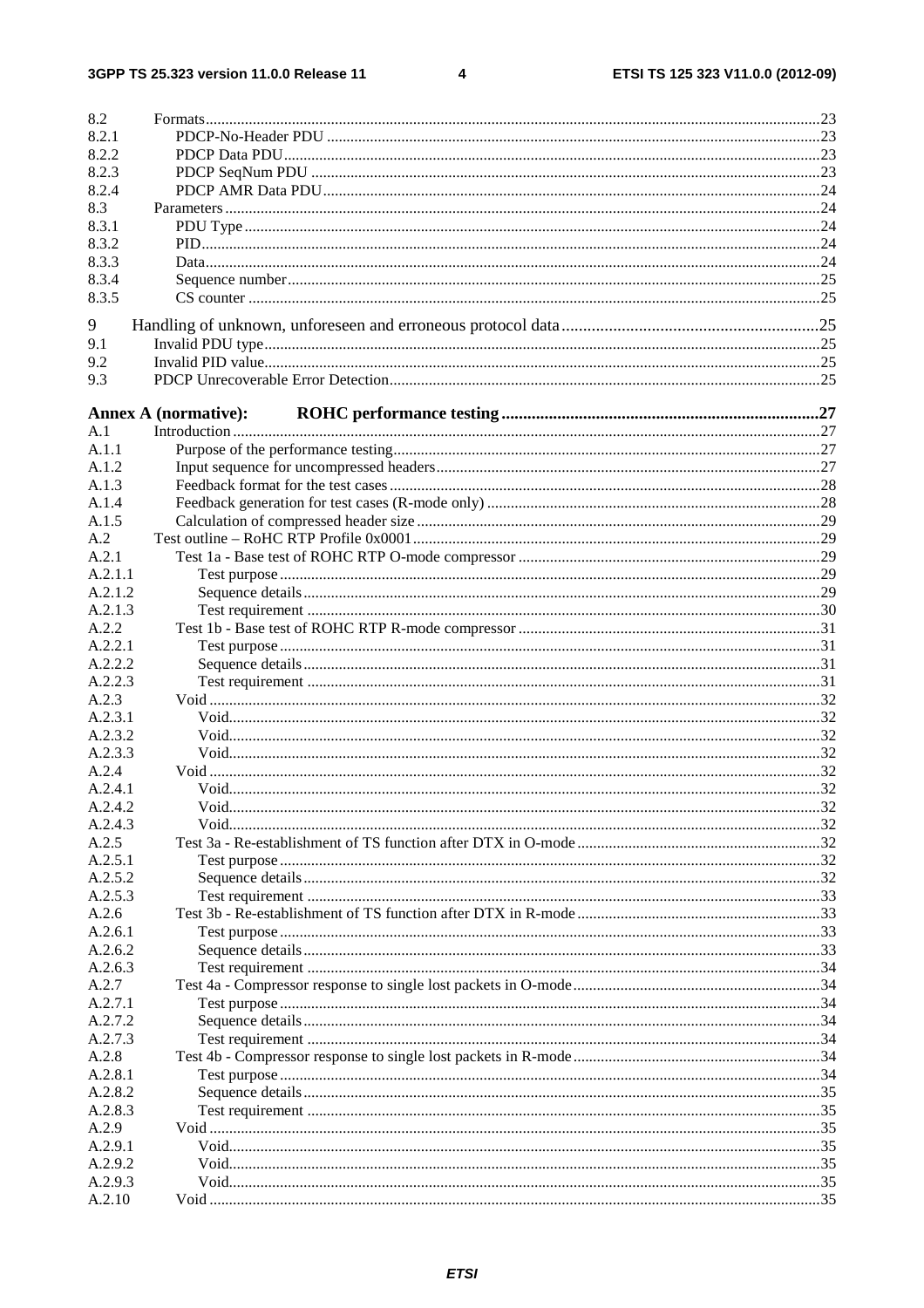8.2 Formats ... 23
8.2.1 PDCP-No-Header PDU ... 23
8.2.2 PDCP Data PDU ... 23
8.2.3 PDCP SeqNum PDU ... 23
8.2.4 PDCP AMR Data PDU ... 24
8.3 Parameters ... 24
8.3.1 PDU Type ... 24
8.3.2 PID ... 24
8.3.3 Data ... 24
8.3.4 Sequence number ... 25
8.3.5 CS counter ... 25

9 Handling of unknown, unforeseen and erroneous protocol data ... 25
9.1 Invalid PDU type ... 25
9.2 Invalid PID value ... 25
9.3 PDCP Unrecoverable Error Detection ... 25

**Annex A (normative): ROHC performance testing ... 27**
A.1 Introduction ... 27
A.1.1 Purpose of the performance testing ... 27
A.1.2 Input sequence for uncompressed headers ... 27
A.1.3 Feedback format for the test cases ... 28
A.1.4 Feedback generation for test cases (R-mode only) ... 28
A.1.5 Calculation of compressed header size ... 29
A.2 Test outline – RoHC RTP Profile 0x0001 ... 29
A.2.1 Test 1a - Base test of ROHC RTP O-mode compressor ... 29
A.2.1.1 Test purpose ... 29
A.2.1.2 Sequence details ... 29
A.2.1.3 Test requirement ... 30
A.2.2 Test 1b - Base test of ROHC RTP R-mode compressor ... 31
A.2.2.1 Test purpose ... 31
A.2.2.2 Sequence details ... 31
A.2.2.3 Test requirement ... 31
A.2.3 Void ... 32
A.2.3.1 Void ... 32
A.2.3.2 Void ... 32
A.2.3.3 Void ... 32
A.2.4 Void ... 32
A.2.4.1 Void ... 32
A.2.4.2 Void ... 32
A.2.4.3 Void ... 32
A.2.5 Test 3a - Re-establishment of TS function after DTX in O-mode ... 32
A.2.5.1 Test purpose ... 32
A.2.5.2 Sequence details ... 32
A.2.5.3 Test requirement ... 33
A.2.6 Test 3b - Re-establishment of TS function after DTX in R-mode ... 33
A.2.6.1 Test purpose ... 33
A.2.6.2 Sequence details ... 33
A.2.6.3 Test requirement ... 34
A.2.7 Test 4a - Compressor response to single lost packets in O-mode ... 34
A.2.7.1 Test purpose ... 34
A.2.7.2 Sequence details ... 34
A.2.7.3 Test requirement ... 34
A.2.8 Test 4b - Compressor response to single lost packets in R-mode ... 34
A.2.8.1 Test purpose ... 34
A.2.8.2 Sequence details ... 35
A.2.8.3 Test requirement ... 35
A.2.9 Void ... 35
A.2.9.1 Void ... 35
A.2.9.2 Void ... 35
A.2.9.3 Void ... 35
A.2.10 Void ... 35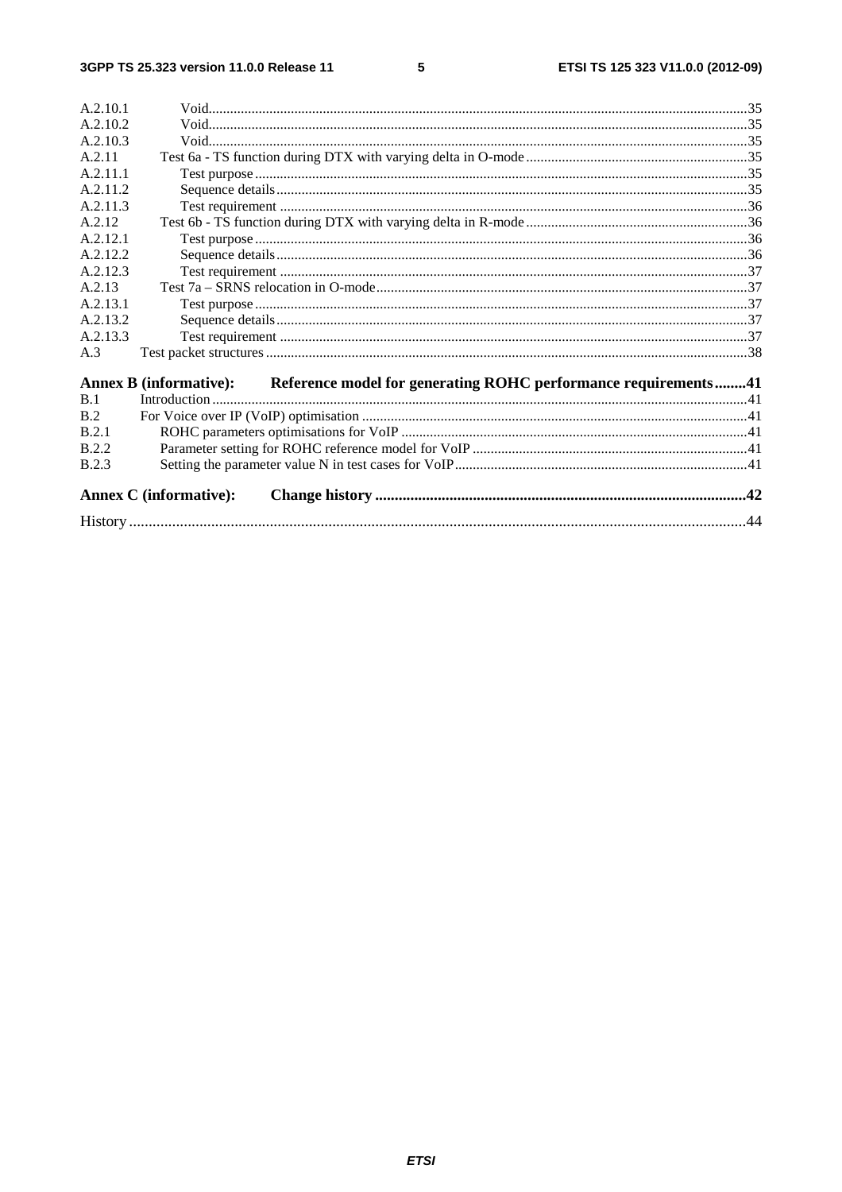A.2.10.1 Void....35
A.2.10.2 Void....35
A.2.10.3 Void....35
A.2.11 Test 6a - TS function during DTX with varying delta in O-mode....35
A.2.11.1 Test purpose....35
A.2.11.2 Sequence details....35
A.2.11.3 Test requirement....36
A.2.12 Test 6b - TS function during DTX with varying delta in R-mode....36
A.2.12.1 Test purpose....36
A.2.12.2 Sequence details....36
A.2.12.3 Test requirement....37
A.2.13 Test 7a – SRNS relocation in O-mode....37
A.2.13.1 Test purpose....37
A.2.13.2 Sequence details....37
A.2.13.3 Test requirement....37
A.3 Test packet structures....38

**Annex B (informative): Reference model for generating ROHC performance requirements....41**

B.1 Introduction....41
B.2 For Voice over IP (VoIP) optimisation....41
B.2.1 ROHC parameters optimisations for VoIP....41
B.2.2 Parameter setting for ROHC reference model for VoIP....41
B.2.3 Setting the parameter value N in test cases for VoIP....41

**Annex C (informative): Change history....42**

History....44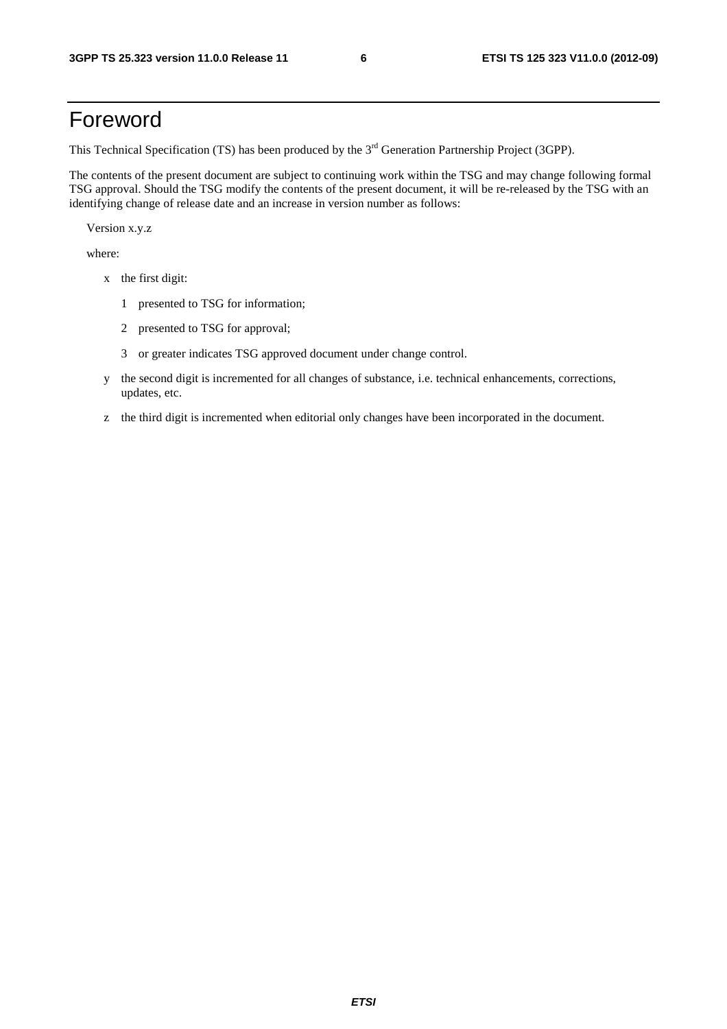# Foreword

This Technical Specification (TS) has been produced by the 3rd Generation Partnership Project (3GPP).

The contents of the present document are subject to continuing work within the TSG and may change following formal TSG approval. Should the TSG modify the contents of the present document, it will be re-released by the TSG with an identifying change of release date and an increase in version number as follows:

Version x.y.z

where:

- x the first digit:
  - 1 presented to TSG for information;
  - 2 presented to TSG for approval;
  - 3 or greater indicates TSG approved document under change control.
- y the second digit is incremented for all changes of substance, i.e. technical enhancements, corrections, updates, etc.
- z the third digit is incremented when editorial only changes have been incorporated in the document.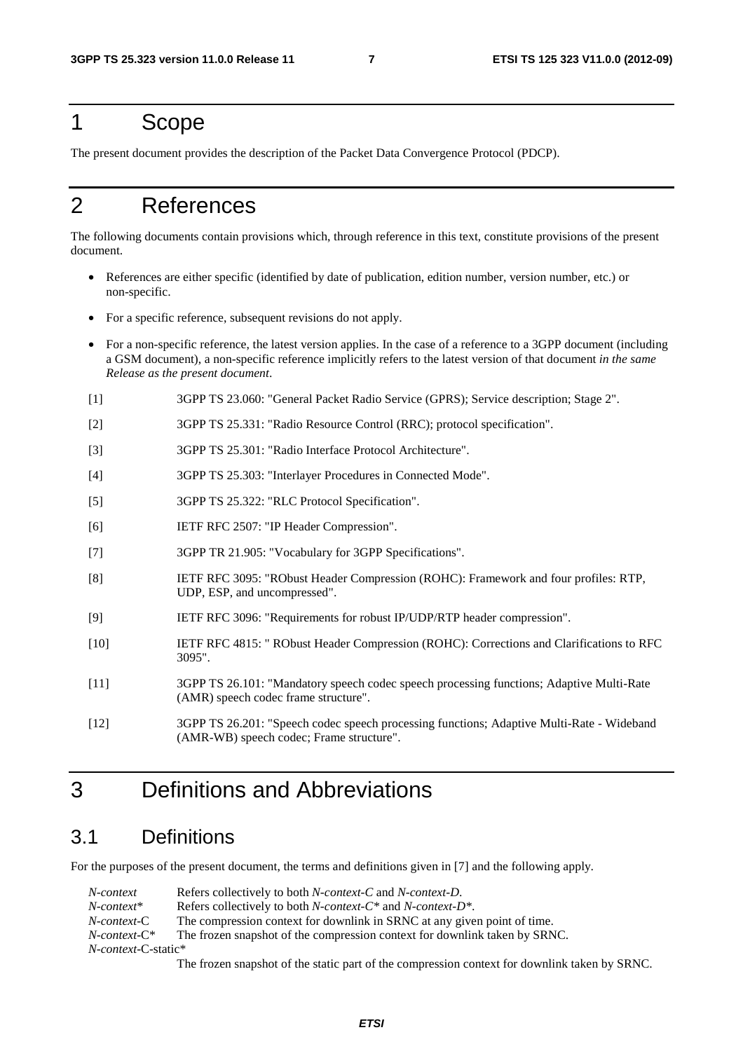# 1 Scope

The present document provides the description of the Packet Data Convergence Protocol (PDCP).

# 2 References

The following documents contain provisions which, through reference in this text, constitute provisions of the present document.

- References are either specific (identified by date of publication, edition number, version number, etc.) or non-specific.
- For a specific reference, subsequent revisions do not apply.
- For a non-specific reference, the latest version applies. In the case of a reference to a 3GPP document (including a GSM document), a non-specific reference implicitly refers to the latest version of that document *in the same Release as the present document*.

[1] 3GPP TS 23.060: "General Packet Radio Service (GPRS); Service description; Stage 2".

[2] 3GPP TS 25.331: "Radio Resource Control (RRC); protocol specification".

[3] 3GPP TS 25.301: "Radio Interface Protocol Architecture".

[4] 3GPP TS 25.303: "Interlayer Procedures in Connected Mode".

[5] 3GPP TS 25.322: "RLC Protocol Specification".

[6] IETF RFC 2507: "IP Header Compression".

[7] 3GPP TR 21.905: "Vocabulary for 3GPP Specifications".

[8] IETF RFC 3095: "RObust Header Compression (ROHC): Framework and four profiles: RTP, UDP, ESP, and uncompressed".

[9] IETF RFC 3096: "Requirements for robust IP/UDP/RTP header compression".

[10] IETF RFC 4815: " RObust Header Compression (ROHC): Corrections and Clarifications to RFC 3095".

[11] 3GPP TS 26.101: "Mandatory speech codec speech processing functions; Adaptive Multi-Rate (AMR) speech codec frame structure".

[12] 3GPP TS 26.201: "Speech codec speech processing functions; Adaptive Multi-Rate - Wideband (AMR-WB) speech codec; Frame structure".

# 3 Definitions and Abbreviations

## 3.1 Definitions

For the purposes of the present document, the terms and definitions given in [7] and the following apply.

*N-context* Refers collectively to both *N-context-C* and *N-context-D*.

*N-context** Refers collectively to both *N-context-C** and *N-context-D**.

*N-context*-C The compression context for downlink in SRNC at any given point of time.

*N-context*-C* The frozen snapshot of the compression context for downlink taken by SRNC.

*N-context*-C-static*

The frozen snapshot of the static part of the compression context for downlink taken by SRNC.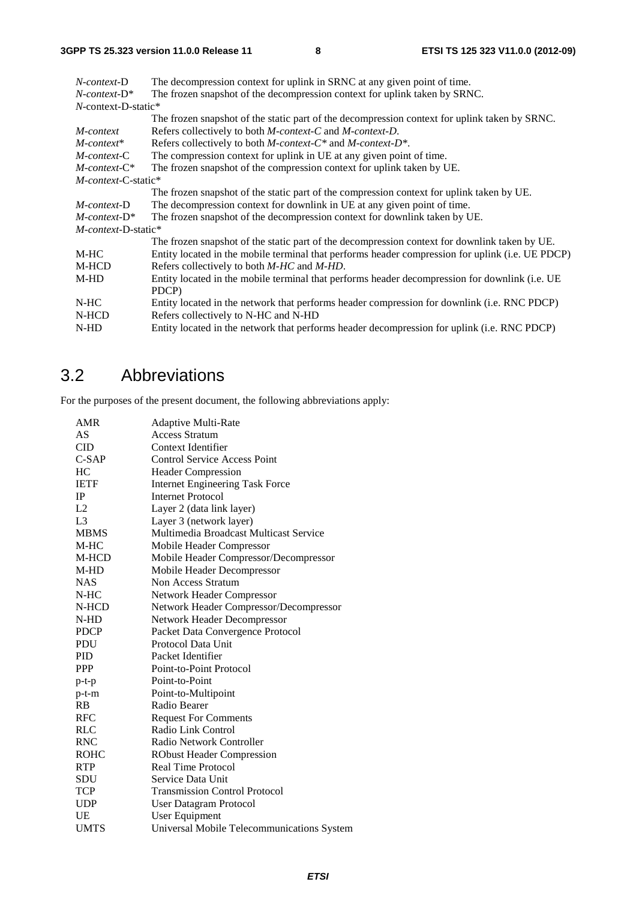| | |
|---|---|
| *N-context*-D | The decompression context for uplink in SRNC at any given point of time. |
| *N-context*-D* | The frozen snapshot of the decompression context for uplink taken by SRNC. |
| *N*-context-D-static* | The frozen snapshot of the static part of the decompression context for uplink taken by SRNC. |
| *M-context* | Refers collectively to both *M-context-C* and *M-context-D*. |
| *M-context** | Refers collectively to both *M-context-C** and *M-context-D**. |
| *M-context*-C | The compression context for uplink in UE at any given point of time. |
| *M-context*-C* | The frozen snapshot of the compression context for uplink taken by UE. |
| *M-context*-C-static* | The frozen snapshot of the static part of the compression context for uplink taken by UE. |
| *M-context*-D | The decompression context for downlink in UE at any given point of time. |
| *M-context*-D* | The frozen snapshot of the decompression context for downlink taken by UE. |
| *M-context*-D-static* | The frozen snapshot of the static part of the decompression context for downlink taken by UE. |
| M-HC | Entity located in the mobile terminal that performs header compression for uplink (i.e. UE PDCP) |
| M-HCD | Refers collectively to both *M-HC* and *M-HD*. |
| M-HD | Entity located in the mobile terminal that performs header decompression for downlink (i.e. UE PDCP) |
| N-HC | Entity located in the network that performs header compression for downlink (i.e. RNC PDCP) |
| N-HCD | Refers collectively to N-HC and N-HD |
| N-HD | Entity located in the network that performs header decompression for uplink (i.e. RNC PDCP) |

## 3.2 Abbreviations

For the purposes of the present document, the following abbreviations apply:

| | |
|---|---|
| AMR | Adaptive Multi-Rate |
| AS | Access Stratum |
| CID | Context Identifier |
| C-SAP | Control Service Access Point |
| HC | Header Compression |
| IETF | Internet Engineering Task Force |
| IP | Internet Protocol |
| L2 | Layer 2 (data link layer) |
| L3 | Layer 3 (network layer) |
| MBMS | Multimedia Broadcast Multicast Service |
| M-HC | Mobile Header Compressor |
| M-HCD | Mobile Header Compressor/Decompressor |
| M-HD | Mobile Header Decompressor |
| NAS | Non Access Stratum |
| N-HC | Network Header Compressor |
| N-HCD | Network Header Compressor/Decompressor |
| N-HD | Network Header Decompressor |
| PDCP | Packet Data Convergence Protocol |
| PDU | Protocol Data Unit |
| PID | Packet Identifier |
| PPP | Point-to-Point Protocol |
| p-t-p | Point-to-Point |
| p-t-m | Point-to-Multipoint |
| RB | Radio Bearer |
| RFC | Request For Comments |
| RLC | Radio Link Control |
| RNC | Radio Network Controller |
| ROHC | RObust Header Compression |
| RTP | Real Time Protocol |
| SDU | Service Data Unit |
| TCP | Transmission Control Protocol |
| UDP | User Datagram Protocol |
| UE | User Equipment |
| UMTS | Universal Mobile Telecommunications System |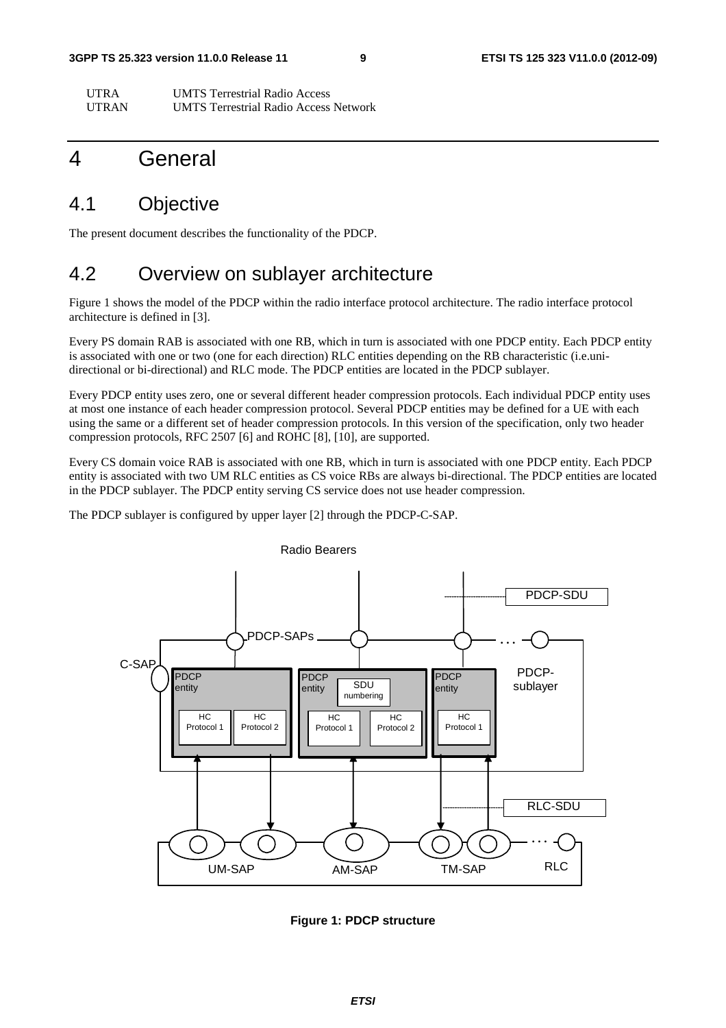| | |
|---|---|
| UTRA | UMTS Terrestrial Radio Access |
| UTRAN | UMTS Terrestrial Radio Access Network |

# 4 General

## 4.1 Objective

The present document describes the functionality of the PDCP.

## 4.2 Overview on sublayer architecture

Figure 1 shows the model of the PDCP within the radio interface protocol architecture. The radio interface protocol architecture is defined in [3].

Every PS domain RAB is associated with one RB, which in turn is associated with one PDCP entity. Each PDCP entity is associated with one or two (one for each direction) RLC entities depending on the RB characteristic (i.e.uni-directional or bi-directional) and RLC mode. The PDCP entities are located in the PDCP sublayer.

Every PDCP entity uses zero, one or several different header compression protocols. Each individual PDCP entity uses at most one instance of each header compression protocol. Several PDCP entities may be defined for a UE with each using the same or a different set of header compression protocols. In this version of the specification, only two header compression protocols, RFC 2507 [6] and ROHC [8], [10], are supported.

Every CS domain voice RAB is associated with one RB, which in turn is associated with one PDCP entity. Each PDCP entity is associated with two UM RLC entities as CS voice RBs are always bi-directional. The PDCP entities are located in the PDCP sublayer. The PDCP entity serving CS service does not use header compression.

The PDCP sublayer is configured by upper layer [2] through the PDCP-C-SAP.

Radio Bearers

PDCP-SDU

PDCP-SAPs

C-SAP

PDCP entity | HC Protocol 1 | HC Protocol 2

PDCP entity | SDU numbering | HC Protocol 1 | HC Protocol 2

PDCP entity | HC Protocol 1

PDCP-sublayer

RLC-SDU

UM-SAP AM-SAP TM-SAP RLC

**Figure 1: PDCP structure**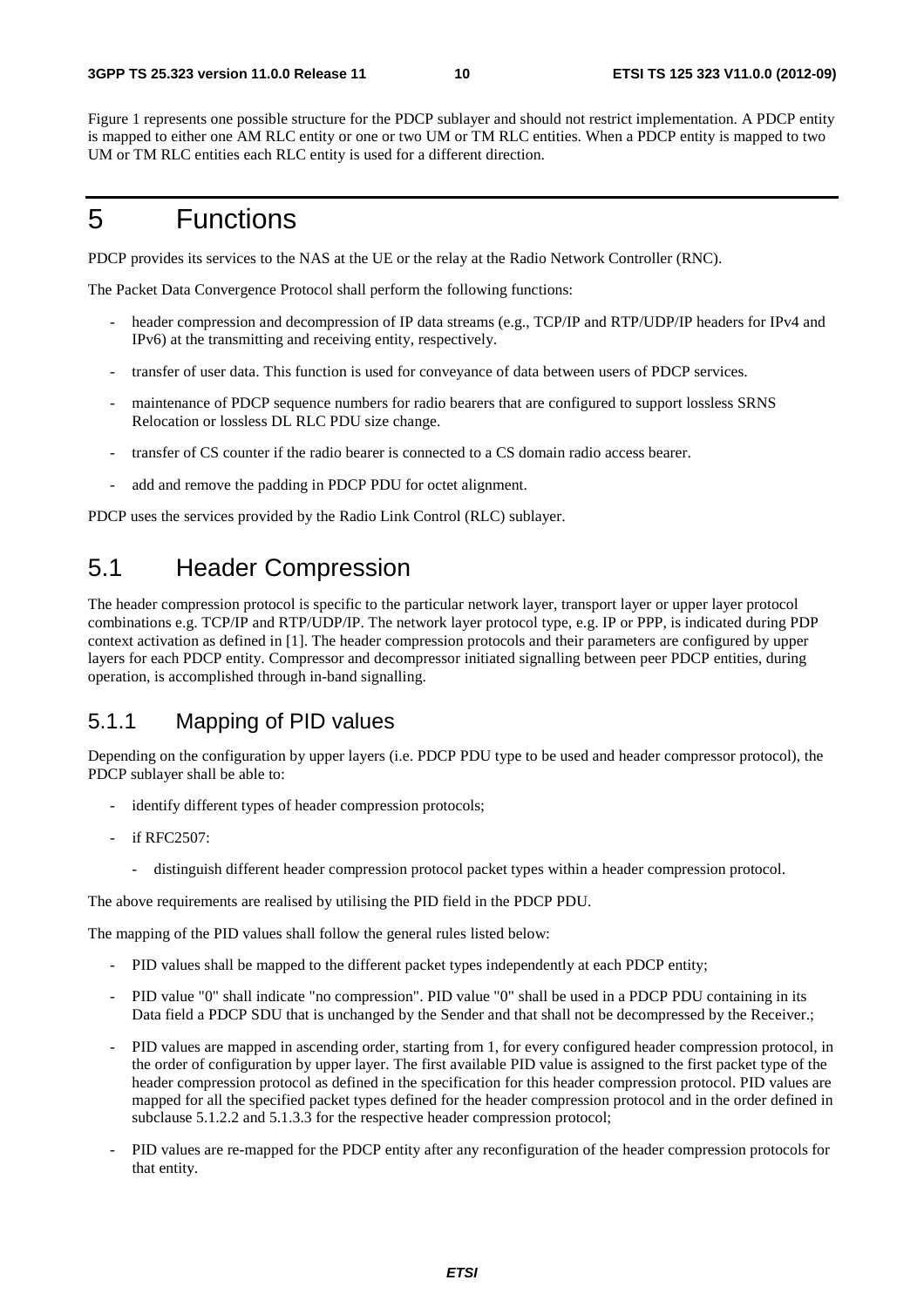Figure 1 represents one possible structure for the PDCP sublayer and should not restrict implementation. A PDCP entity is mapped to either one AM RLC entity or one or two UM or TM RLC entities. When a PDCP entity is mapped to two UM or TM RLC entities each RLC entity is used for a different direction.

# 5 Functions

PDCP provides its services to the NAS at the UE or the relay at the Radio Network Controller (RNC).

The Packet Data Convergence Protocol shall perform the following functions:

- header compression and decompression of IP data streams (e.g., TCP/IP and RTP/UDP/IP headers for IPv4 and IPv6) at the transmitting and receiving entity, respectively.
- transfer of user data. This function is used for conveyance of data between users of PDCP services.
- maintenance of PDCP sequence numbers for radio bearers that are configured to support lossless SRNS Relocation or lossless DL RLC PDU size change.
- transfer of CS counter if the radio bearer is connected to a CS domain radio access bearer.
- add and remove the padding in PDCP PDU for octet alignment.

PDCP uses the services provided by the Radio Link Control (RLC) sublayer.

## 5.1 Header Compression

The header compression protocol is specific to the particular network layer, transport layer or upper layer protocol combinations e.g. TCP/IP and RTP/UDP/IP. The network layer protocol type, e.g. IP or PPP, is indicated during PDP context activation as defined in [1]. The header compression protocols and their parameters are configured by upper layers for each PDCP entity. Compressor and decompressor initiated signalling between peer PDCP entities, during operation, is accomplished through in-band signalling.

### 5.1.1 Mapping of PID values

Depending on the configuration by upper layers (i.e. PDCP PDU type to be used and header compressor protocol), the PDCP sublayer shall be able to:

- identify different types of header compression protocols;
- if RFC2507:
  - distinguish different header compression protocol packet types within a header compression protocol.

The above requirements are realised by utilising the PID field in the PDCP PDU.

The mapping of the PID values shall follow the general rules listed below:

- PID values shall be mapped to the different packet types independently at each PDCP entity;
- PID value "0" shall indicate "no compression". PID value "0" shall be used in a PDCP PDU containing in its Data field a PDCP SDU that is unchanged by the Sender and that shall not be decompressed by the Receiver.;
- PID values are mapped in ascending order, starting from 1, for every configured header compression protocol, in the order of configuration by upper layer. The first available PID value is assigned to the first packet type of the header compression protocol as defined in the specification for this header compression protocol. PID values are mapped for all the specified packet types defined for the header compression protocol and in the order defined in subclause 5.1.2.2 and 5.1.3.3 for the respective header compression protocol;
- PID values are re-mapped for the PDCP entity after any reconfiguration of the header compression protocols for that entity.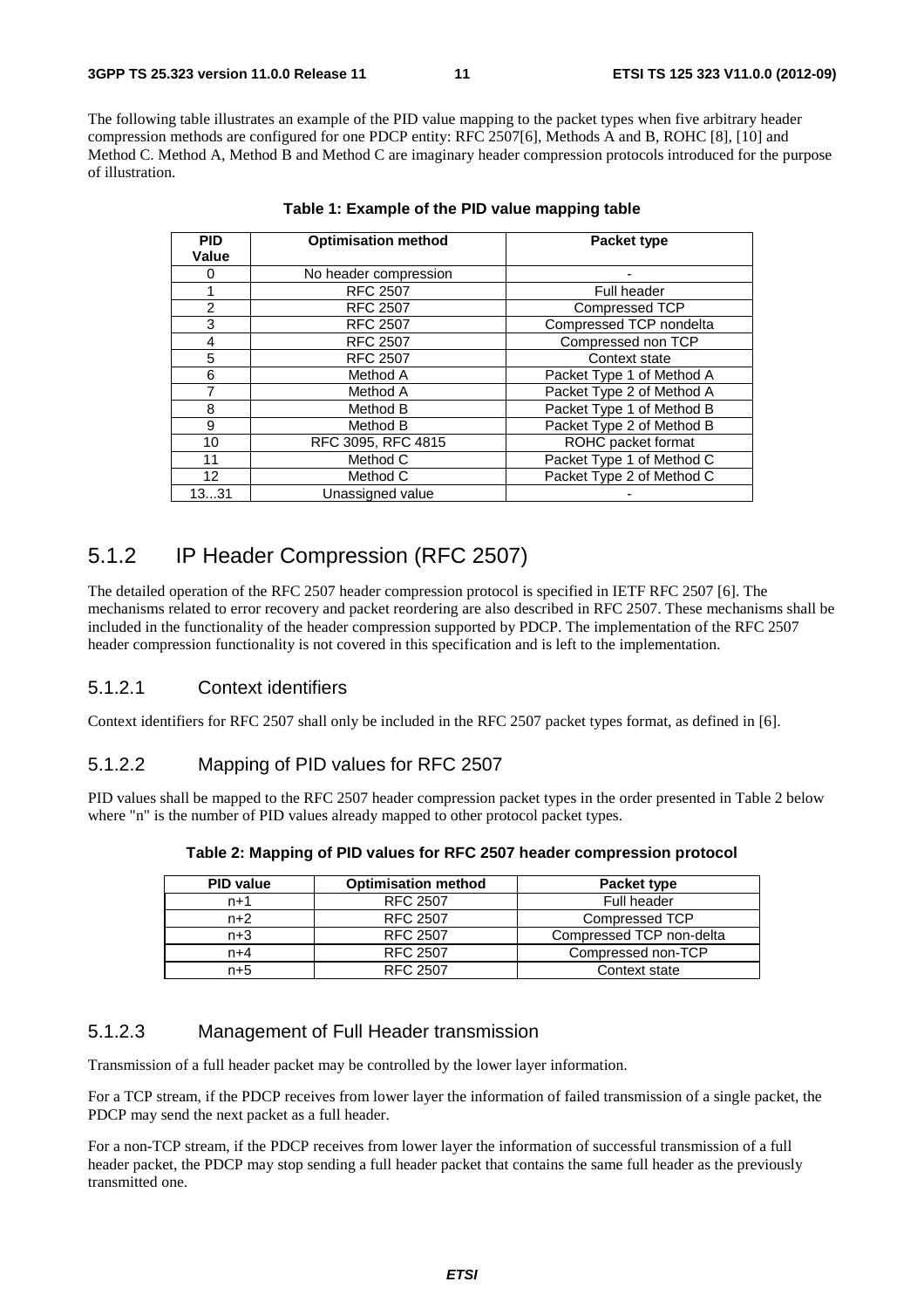The following table illustrates an example of the PID value mapping to the packet types when five arbitrary header compression methods are configured for one PDCP entity: RFC 2507[6], Methods A and B, ROHC [8], [10] and Method C. Method A, Method B and Method C are imaginary header compression protocols introduced for the purpose of illustration.

**Table 1: Example of the PID value mapping table**

| PID Value | Optimisation method | Packet type |
|---|---|---|
| 0 | No header compression | - |
| 1 | RFC 2507 | Full header |
| 2 | RFC 2507 | Compressed TCP |
| 3 | RFC 2507 | Compressed TCP nondelta |
| 4 | RFC 2507 | Compressed non TCP |
| 5 | RFC 2507 | Context state |
| 6 | Method A | Packet Type 1 of Method A |
| 7 | Method A | Packet Type 2 of Method A |
| 8 | Method B | Packet Type 1 of Method B |
| 9 | Method B | Packet Type 2 of Method B |
| 10 | RFC 3095, RFC 4815 | ROHC packet format |
| 11 | Method C | Packet Type 1 of Method C |
| 12 | Method C | Packet Type 2 of Method C |
| 13...31 | Unassigned value | - |

## 5.1.2 IP Header Compression (RFC 2507)

The detailed operation of the RFC 2507 header compression protocol is specified in IETF RFC 2507 [6]. The mechanisms related to error recovery and packet reordering are also described in RFC 2507. These mechanisms shall be included in the functionality of the header compression supported by PDCP. The implementation of the RFC 2507 header compression functionality is not covered in this specification and is left to the implementation.

### 5.1.2.1 Context identifiers

Context identifiers for RFC 2507 shall only be included in the RFC 2507 packet types format, as defined in [6].

### 5.1.2.2 Mapping of PID values for RFC 2507

PID values shall be mapped to the RFC 2507 header compression packet types in the order presented in Table 2 below where "n" is the number of PID values already mapped to other protocol packet types.

**Table 2: Mapping of PID values for RFC 2507 header compression protocol**

| PID value | Optimisation method | Packet type |
|---|---|---|
| n+1 | RFC 2507 | Full header |
| n+2 | RFC 2507 | Compressed TCP |
| n+3 | RFC 2507 | Compressed TCP non-delta |
| n+4 | RFC 2507 | Compressed non-TCP |
| n+5 | RFC 2507 | Context state |

### 5.1.2.3 Management of Full Header transmission

Transmission of a full header packet may be controlled by the lower layer information.

For a TCP stream, if the PDCP receives from lower layer the information of failed transmission of a single packet, the PDCP may send the next packet as a full header.

For a non-TCP stream, if the PDCP receives from lower layer the information of successful transmission of a full header packet, the PDCP may stop sending a full header packet that contains the same full header as the previously transmitted one.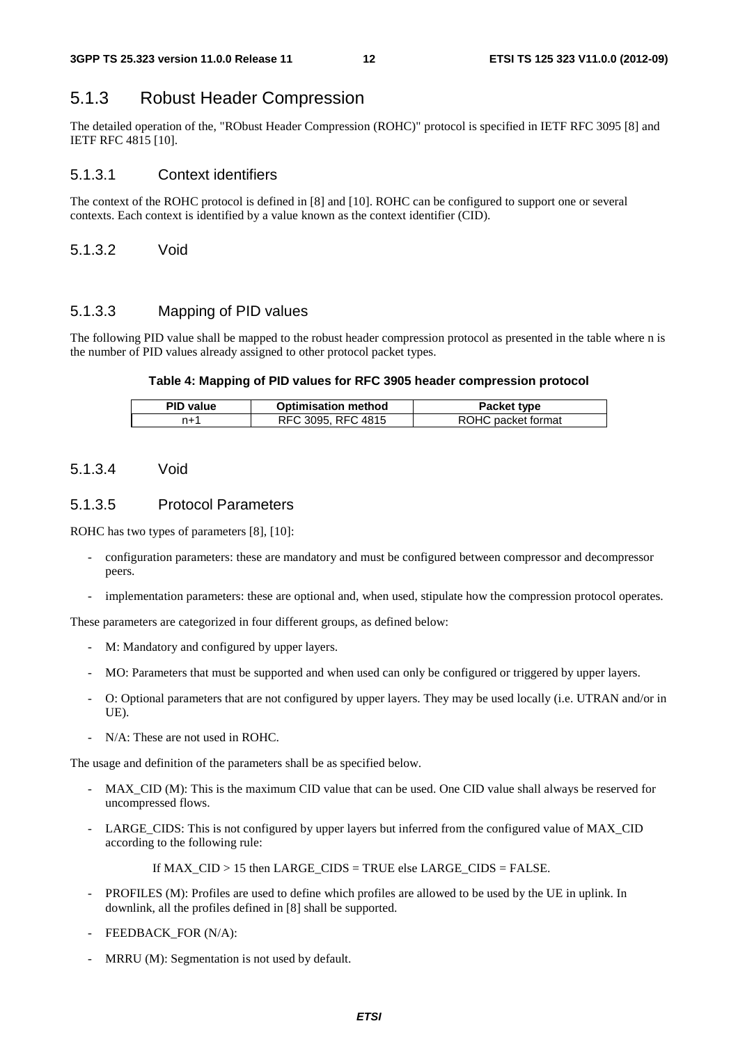## 5.1.3 Robust Header Compression

The detailed operation of the, "RObust Header Compression (ROHC)" protocol is specified in IETF RFC 3095 [8] and IETF RFC 4815 [10].

### 5.1.3.1 Context identifiers

The context of the ROHC protocol is defined in [8] and [10]. ROHC can be configured to support one or several contexts. Each context is identified by a value known as the context identifier (CID).

### 5.1.3.2 Void

### 5.1.3.3 Mapping of PID values

The following PID value shall be mapped to the robust header compression protocol as presented in the table where n is the number of PID values already assigned to other protocol packet types.

**Table 4: Mapping of PID values for RFC 3905 header compression protocol**

| PID value | Optimisation method | Packet type |
|---|---|---|
| n+1 | RFC 3095, RFC 4815 | ROHC packet format |

### 5.1.3.4 Void

### 5.1.3.5 Protocol Parameters

ROHC has two types of parameters [8], [10]:

- configuration parameters: these are mandatory and must be configured between compressor and decompressor peers.
- implementation parameters: these are optional and, when used, stipulate how the compression protocol operates.

These parameters are categorized in four different groups, as defined below:

- M: Mandatory and configured by upper layers.
- MO: Parameters that must be supported and when used can only be configured or triggered by upper layers.
- O: Optional parameters that are not configured by upper layers. They may be used locally (i.e. UTRAN and/or in UE).
- N/A: These are not used in ROHC.

The usage and definition of the parameters shall be as specified below.

- MAX_CID (M): This is the maximum CID value that can be used. One CID value shall always be reserved for uncompressed flows.
- LARGE_CIDS: This is not configured by upper layers but inferred from the configured value of MAX_CID according to the following rule:

  If MAX_CID > 15 then LARGE_CIDS = TRUE else LARGE_CIDS = FALSE.

- PROFILES (M): Profiles are used to define which profiles are allowed to be used by the UE in uplink. In downlink, all the profiles defined in [8] shall be supported.
- FEEDBACK_FOR (N/A):
- MRRU (M): Segmentation is not used by default.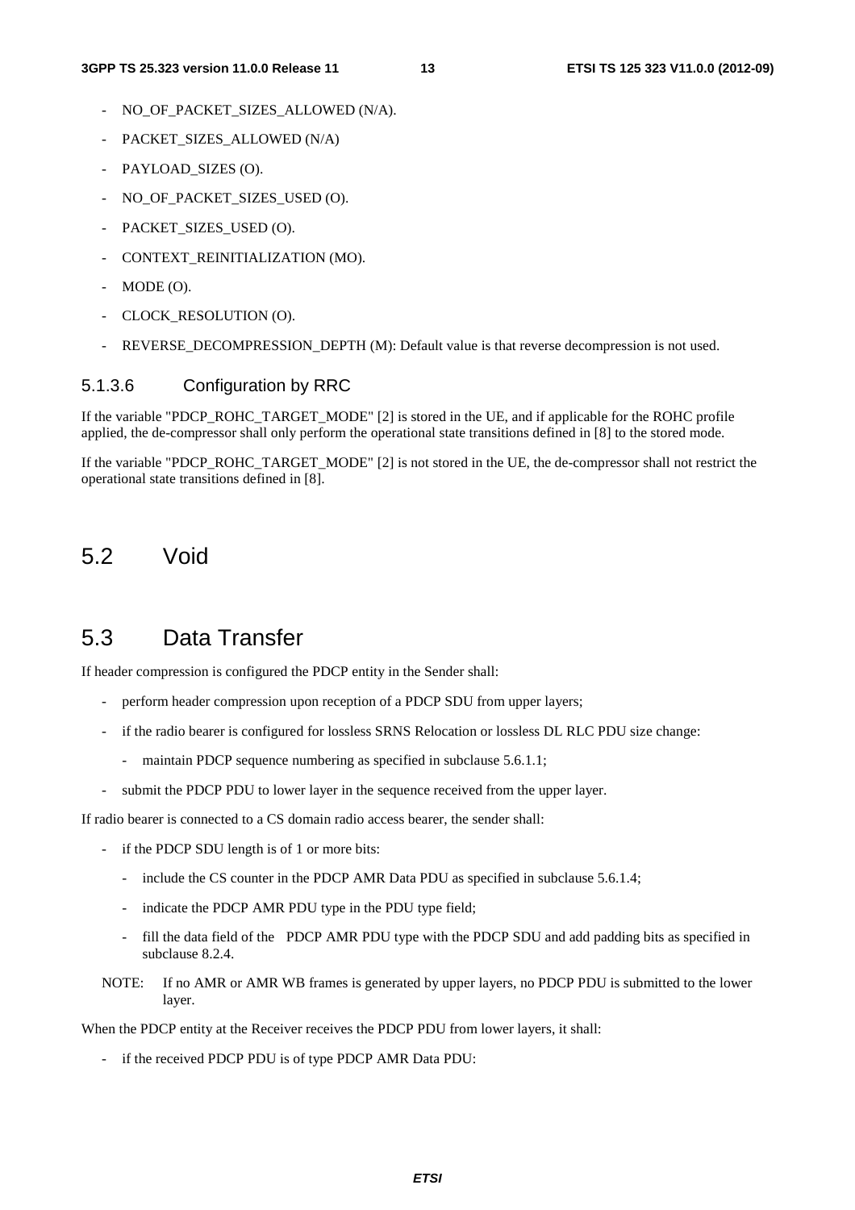- NO_OF_PACKET_SIZES_ALLOWED (N/A).
- PACKET_SIZES_ALLOWED (N/A)
- PAYLOAD_SIZES (O).
- NO_OF_PACKET_SIZES_USED (O).
- PACKET_SIZES_USED (O).
- CONTEXT_REINITIALIZATION (MO).
- MODE (O).
- CLOCK_RESOLUTION (O).
- REVERSE_DECOMPRESSION_DEPTH (M): Default value is that reverse decompression is not used.

#### 5.1.3.6 Configuration by RRC

If the variable "PDCP_ROHC_TARGET_MODE" [2] is stored in the UE, and if applicable for the ROHC profile applied, the de-compressor shall only perform the operational state transitions defined in [8] to the stored mode.

If the variable "PDCP_ROHC_TARGET_MODE" [2] is not stored in the UE, the de-compressor shall not restrict the operational state transitions defined in [8].

## 5.2 Void

## 5.3 Data Transfer

If header compression is configured the PDCP entity in the Sender shall:

- perform header compression upon reception of a PDCP SDU from upper layers;
- if the radio bearer is configured for lossless SRNS Relocation or lossless DL RLC PDU size change:
  - maintain PDCP sequence numbering as specified in subclause 5.6.1.1;
- submit the PDCP PDU to lower layer in the sequence received from the upper layer.

If radio bearer is connected to a CS domain radio access bearer, the sender shall:

- if the PDCP SDU length is of 1 or more bits:
  - include the CS counter in the PDCP AMR Data PDU as specified in subclause 5.6.1.4;
  - indicate the PDCP AMR PDU type in the PDU type field;
  - fill the data field of the PDCP AMR PDU type with the PDCP SDU and add padding bits as specified in subclause 8.2.4.

NOTE: If no AMR or AMR WB frames is generated by upper layers, no PDCP PDU is submitted to the lower layer.

When the PDCP entity at the Receiver receives the PDCP PDU from lower layers, it shall:

- if the received PDCP PDU is of type PDCP AMR Data PDU: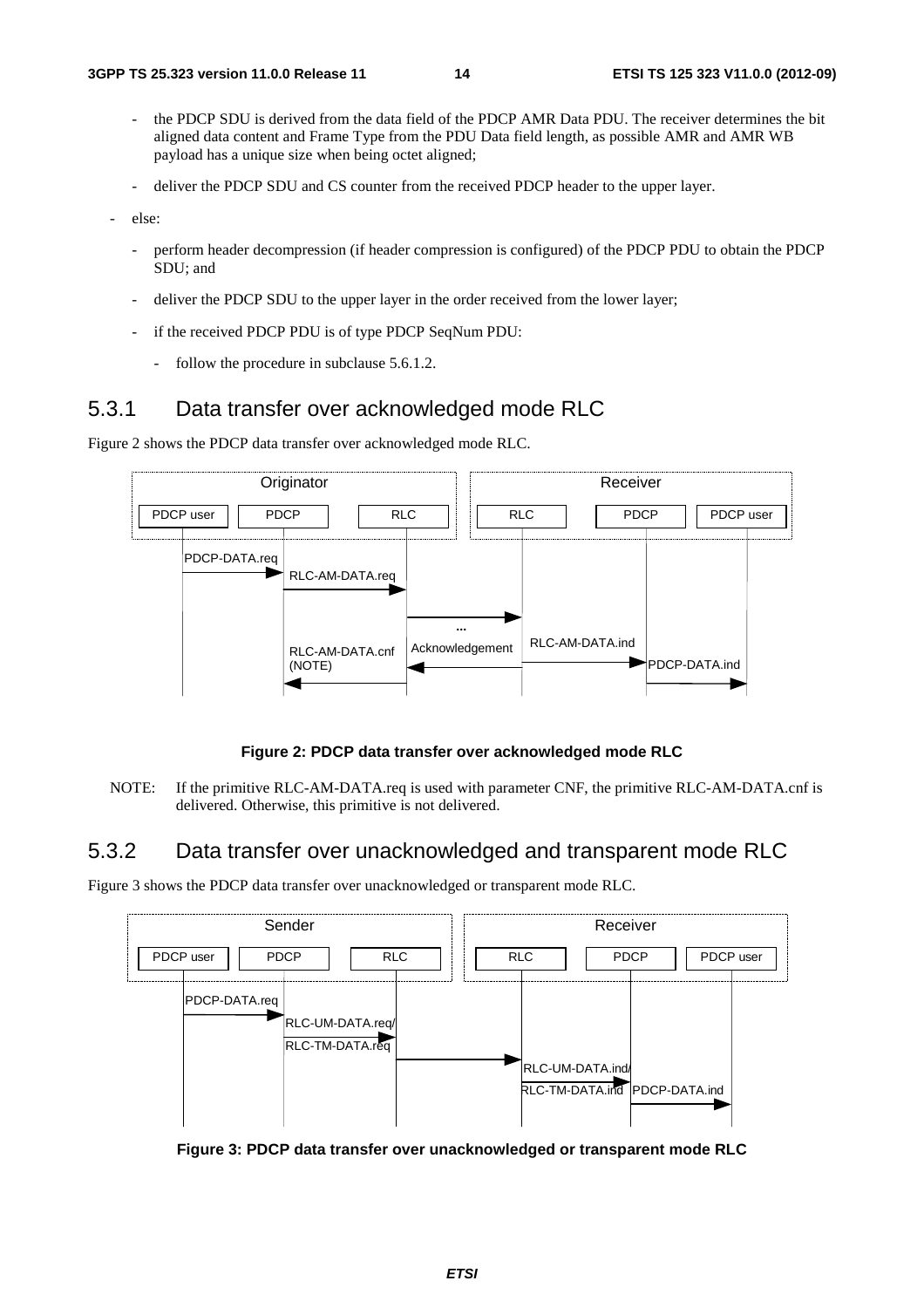- the PDCP SDU is derived from the data field of the PDCP AMR Data PDU. The receiver determines the bit aligned data content and Frame Type from the PDU Data field length, as possible AMR and AMR WB payload has a unique size when being octet aligned;
- deliver the PDCP SDU and CS counter from the received PDCP header to the upper layer.

- else:
  - perform header decompression (if header compression is configured) of the PDCP PDU to obtain the PDCP SDU; and
  - deliver the PDCP SDU to the upper layer in the order received from the lower layer;
  - if the received PDCP PDU is of type PDCP SeqNum PDU:
    - follow the procedure in subclause 5.6.1.2.

## 5.3.1 Data transfer over acknowledged mode RLC

Figure 2 shows the PDCP data transfer over acknowledged mode RLC.

**Figure 2: PDCP data transfer over acknowledged mode RLC**

NOTE: If the primitive RLC-AM-DATA.req is used with parameter CNF, the primitive RLC-AM-DATA.cnf is delivered. Otherwise, this primitive is not delivered.

## 5.3.2 Data transfer over unacknowledged and transparent mode RLC

Figure 3 shows the PDCP data transfer over unacknowledged or transparent mode RLC.

**Figure 3: PDCP data transfer over unacknowledged or transparent mode RLC**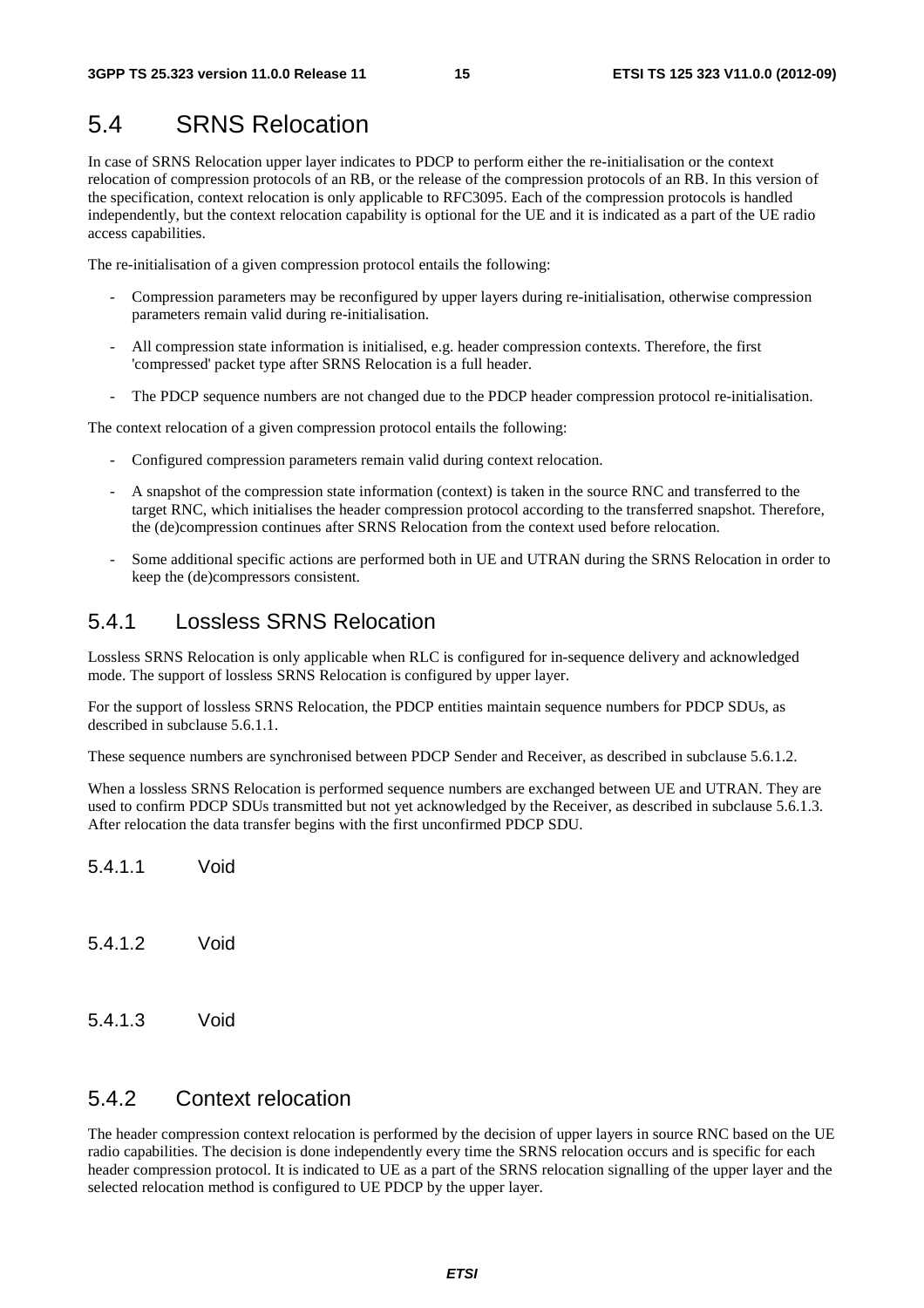## 5.4 SRNS Relocation

In case of SRNS Relocation upper layer indicates to PDCP to perform either the re-initialisation or the context relocation of compression protocols of an RB, or the release of the compression protocols of an RB. In this version of the specification, context relocation is only applicable to RFC3095. Each of the compression protocols is handled independently, but the context relocation capability is optional for the UE and it is indicated as a part of the UE radio access capabilities.

The re-initialisation of a given compression protocol entails the following:

- Compression parameters may be reconfigured by upper layers during re-initialisation, otherwise compression parameters remain valid during re-initialisation.
- All compression state information is initialised, e.g. header compression contexts. Therefore, the first 'compressed' packet type after SRNS Relocation is a full header.
- The PDCP sequence numbers are not changed due to the PDCP header compression protocol re-initialisation.

The context relocation of a given compression protocol entails the following:

- Configured compression parameters remain valid during context relocation.
- A snapshot of the compression state information (context) is taken in the source RNC and transferred to the target RNC, which initialises the header compression protocol according to the transferred snapshot. Therefore, the (de)compression continues after SRNS Relocation from the context used before relocation.
- Some additional specific actions are performed both in UE and UTRAN during the SRNS Relocation in order to keep the (de)compressors consistent.

### 5.4.1 Lossless SRNS Relocation

Lossless SRNS Relocation is only applicable when RLC is configured for in-sequence delivery and acknowledged mode. The support of lossless SRNS Relocation is configured by upper layer.

For the support of lossless SRNS Relocation, the PDCP entities maintain sequence numbers for PDCP SDUs, as described in subclause 5.6.1.1.

These sequence numbers are synchronised between PDCP Sender and Receiver, as described in subclause 5.6.1.2.

When a lossless SRNS Relocation is performed sequence numbers are exchanged between UE and UTRAN. They are used to confirm PDCP SDUs transmitted but not yet acknowledged by the Receiver, as described in subclause 5.6.1.3. After relocation the data transfer begins with the first unconfirmed PDCP SDU.

#### 5.4.1.1 Void

#### 5.4.1.2 Void

#### 5.4.1.3 Void

### 5.4.2 Context relocation

The header compression context relocation is performed by the decision of upper layers in source RNC based on the UE radio capabilities. The decision is done independently every time the SRNS relocation occurs and is specific for each header compression protocol. It is indicated to UE as a part of the SRNS relocation signalling of the upper layer and the selected relocation method is configured to UE PDCP by the upper layer.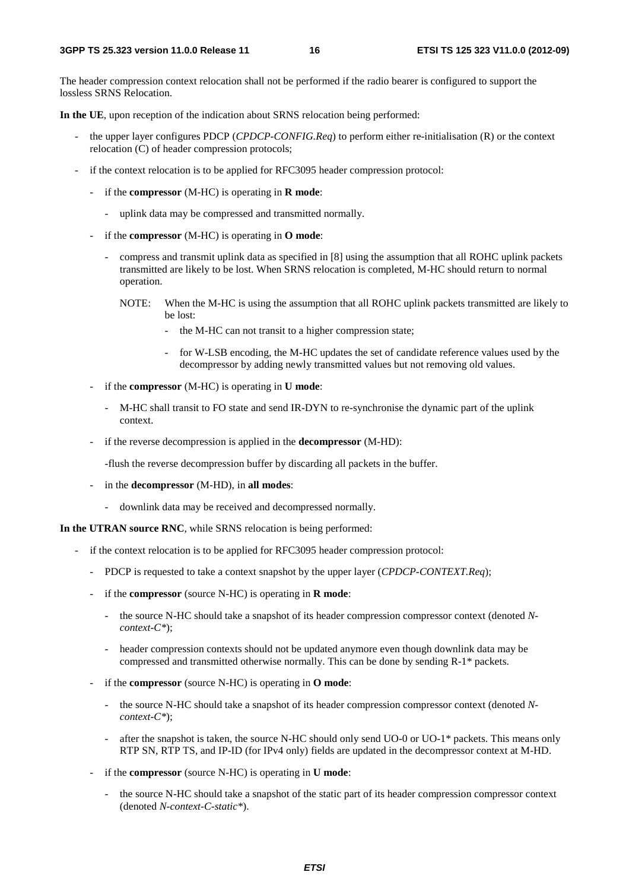The header compression context relocation shall not be performed if the radio bearer is configured to support the lossless SRNS Relocation.

**In the UE**, upon reception of the indication about SRNS relocation being performed:

- the upper layer configures PDCP (*CPDCP-CONFIG.Req*) to perform either re-initialisation (R) or the context relocation (C) of header compression protocols;
- if the context relocation is to be applied for RFC3095 header compression protocol:
  - if the **compressor** (M-HC) is operating in **R mode**:
    - uplink data may be compressed and transmitted normally.
  - if the **compressor** (M-HC) is operating in **O mode**:
    - compress and transmit uplink data as specified in [8] using the assumption that all ROHC uplink packets transmitted are likely to be lost. When SRNS relocation is completed, M-HC should return to normal operation.

      NOTE: When the M-HC is using the assumption that all ROHC uplink packets transmitted are likely to be lost:

      - the M-HC can not transit to a higher compression state;
      - for W-LSB encoding, the M-HC updates the set of candidate reference values used by the decompressor by adding newly transmitted values but not removing old values.
  - if the **compressor** (M-HC) is operating in **U mode**:
    - M-HC shall transit to FO state and send IR-DYN to re-synchronise the dynamic part of the uplink context.
  - if the reverse decompression is applied in the **decompressor** (M-HD):

    -flush the reverse decompression buffer by discarding all packets in the buffer.
  - in the **decompressor** (M-HD), in **all modes**:
    - downlink data may be received and decompressed normally.

**In the UTRAN source RNC**, while SRNS relocation is being performed:

- if the context relocation is to be applied for RFC3095 header compression protocol:
  - PDCP is requested to take a context snapshot by the upper layer (*CPDCP-CONTEXT.Req*);
  - if the **compressor** (source N-HC) is operating in **R mode**:
    - the source N-HC should take a snapshot of its header compression compressor context (denoted *N-context-C**);
    - header compression contexts should not be updated anymore even though downlink data may be compressed and transmitted otherwise normally. This can be done by sending R-1* packets.
  - if the **compressor** (source N-HC) is operating in **O mode**:
    - the source N-HC should take a snapshot of its header compression compressor context (denoted *N-context-C**);
    - after the snapshot is taken, the source N-HC should only send UO-0 or UO-1* packets. This means only RTP SN, RTP TS, and IP-ID (for IPv4 only) fields are updated in the decompressor context at M-HD.
  - if the **compressor** (source N-HC) is operating in **U mode**:
    - the source N-HC should take a snapshot of the static part of its header compression compressor context (denoted *N-context-C-static**).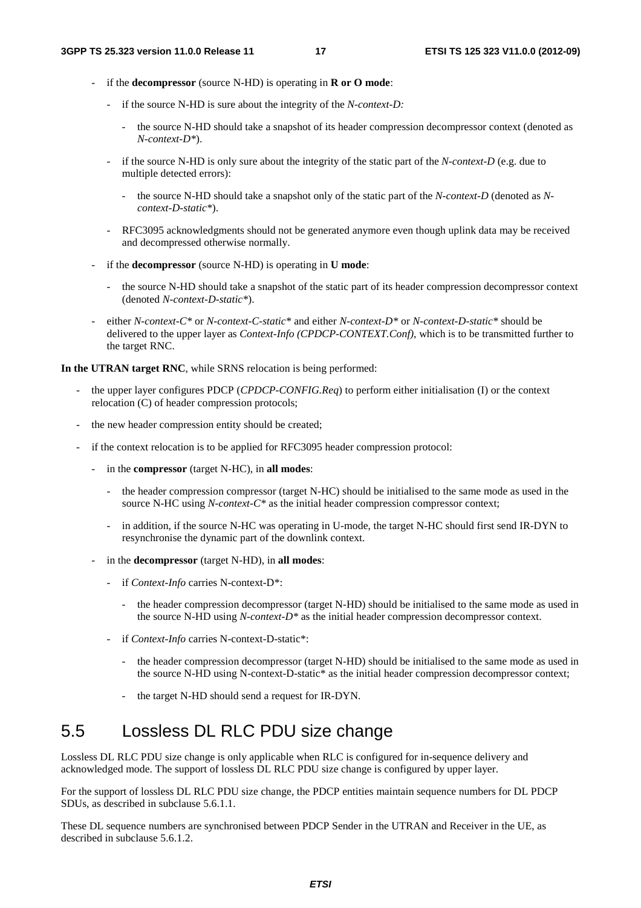- if the **decompressor** (source N-HD) is operating in **R or O mode**:
  - if the source N-HD is sure about the integrity of the *N-context-D:*
    - the source N-HD should take a snapshot of its header compression decompressor context (denoted as *N-context-D**).
  - if the source N-HD is only sure about the integrity of the static part of the *N-context-D* (e.g. due to multiple detected errors):
    - the source N-HD should take a snapshot only of the static part of the *N-context-D* (denoted as *N-context-D-static**).
  - RFC3095 acknowledgments should not be generated anymore even though uplink data may be received and decompressed otherwise normally.
- if the **decompressor** (source N-HD) is operating in **U mode**:
  - the source N-HD should take a snapshot of the static part of its header compression decompressor context (denoted *N-context-D-static**).
- either *N-context-C** or *N-context-C-static** and either *N-context-D** or *N-context-D-static** should be delivered to the upper layer as *Context-Info (CPDCP-CONTEXT.Conf)*, which is to be transmitted further to the target RNC.

**In the UTRAN target RNC**, while SRNS relocation is being performed:

- the upper layer configures PDCP (*CPDCP-CONFIG.Req*) to perform either initialisation (I) or the context relocation (C) of header compression protocols;
- the new header compression entity should be created;
- if the context relocation is to be applied for RFC3095 header compression protocol:
  - in the **compressor** (target N-HC), in **all modes**:
    - the header compression compressor (target N-HC) should be initialised to the same mode as used in the source N-HC using *N-context-C** as the initial header compression compressor context;
    - in addition, if the source N-HC was operating in U-mode, the target N-HC should first send IR-DYN to resynchronise the dynamic part of the downlink context.
  - in the **decompressor** (target N-HD), in **all modes**:
    - if *Context-Info* carries N-context-D*:
      - the header compression decompressor (target N-HD) should be initialised to the same mode as used in the source N-HD using *N-context-D** as the initial header compression decompressor context.
    - if *Context-Info* carries N-context-D-static*:
      - the header compression decompressor (target N-HD) should be initialised to the same mode as used in the source N-HD using N-context-D-static* as the initial header compression decompressor context;
      - the target N-HD should send a request for IR-DYN.

## 5.5 Lossless DL RLC PDU size change

Lossless DL RLC PDU size change is only applicable when RLC is configured for in-sequence delivery and acknowledged mode. The support of lossless DL RLC PDU size change is configured by upper layer.

For the support of lossless DL RLC PDU size change, the PDCP entities maintain sequence numbers for DL PDCP SDUs, as described in subclause 5.6.1.1.

These DL sequence numbers are synchronised between PDCP Sender in the UTRAN and Receiver in the UE, as described in subclause 5.6.1.2.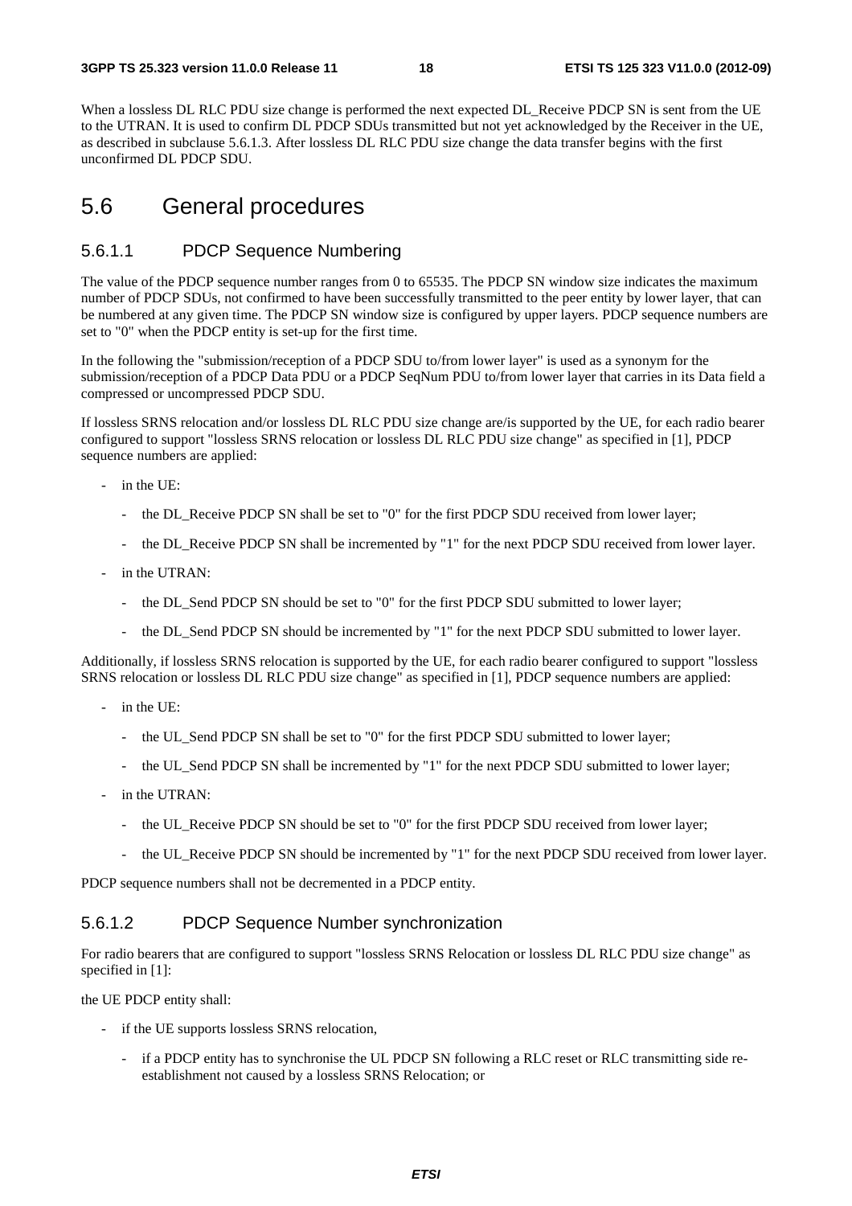When a lossless DL RLC PDU size change is performed the next expected DL_Receive PDCP SN is sent from the UE to the UTRAN. It is used to confirm DL PDCP SDUs transmitted but not yet acknowledged by the Receiver in the UE, as described in subclause 5.6.1.3. After lossless DL RLC PDU size change the data transfer begins with the first unconfirmed DL PDCP SDU.

# 5.6 General procedures

### 5.6.1.1 PDCP Sequence Numbering

The value of the PDCP sequence number ranges from 0 to 65535. The PDCP SN window size indicates the maximum number of PDCP SDUs, not confirmed to have been successfully transmitted to the peer entity by lower layer, that can be numbered at any given time. The PDCP SN window size is configured by upper layers. PDCP sequence numbers are set to "0" when the PDCP entity is set-up for the first time.

In the following the "submission/reception of a PDCP SDU to/from lower layer" is used as a synonym for the submission/reception of a PDCP Data PDU or a PDCP SeqNum PDU to/from lower layer that carries in its Data field a compressed or uncompressed PDCP SDU.

If lossless SRNS relocation and/or lossless DL RLC PDU size change are/is supported by the UE, for each radio bearer configured to support "lossless SRNS relocation or lossless DL RLC PDU size change" as specified in [1], PDCP sequence numbers are applied:

- in the UE:
  - the DL_Receive PDCP SN shall be set to "0" for the first PDCP SDU received from lower layer;
  - the DL_Receive PDCP SN shall be incremented by "1" for the next PDCP SDU received from lower layer.
- in the UTRAN:
  - the DL_Send PDCP SN should be set to "0" for the first PDCP SDU submitted to lower layer;
  - the DL_Send PDCP SN should be incremented by "1" for the next PDCP SDU submitted to lower layer.

Additionally, if lossless SRNS relocation is supported by the UE, for each radio bearer configured to support "lossless SRNS relocation or lossless DL RLC PDU size change" as specified in [1], PDCP sequence numbers are applied:

- in the UE:
  - the UL_Send PDCP SN shall be set to "0" for the first PDCP SDU submitted to lower layer;
  - the UL_Send PDCP SN shall be incremented by "1" for the next PDCP SDU submitted to lower layer;
- in the UTRAN:
  - the UL_Receive PDCP SN should be set to "0" for the first PDCP SDU received from lower layer;
  - the UL_Receive PDCP SN should be incremented by "1" for the next PDCP SDU received from lower layer.

PDCP sequence numbers shall not be decremented in a PDCP entity.

### 5.6.1.2 PDCP Sequence Number synchronization

For radio bearers that are configured to support "lossless SRNS Relocation or lossless DL RLC PDU size change" as specified in [1]:

the UE PDCP entity shall:

- if the UE supports lossless SRNS relocation,
  - if a PDCP entity has to synchronise the UL PDCP SN following a RLC reset or RLC transmitting side re-establishment not caused by a lossless SRNS Relocation; or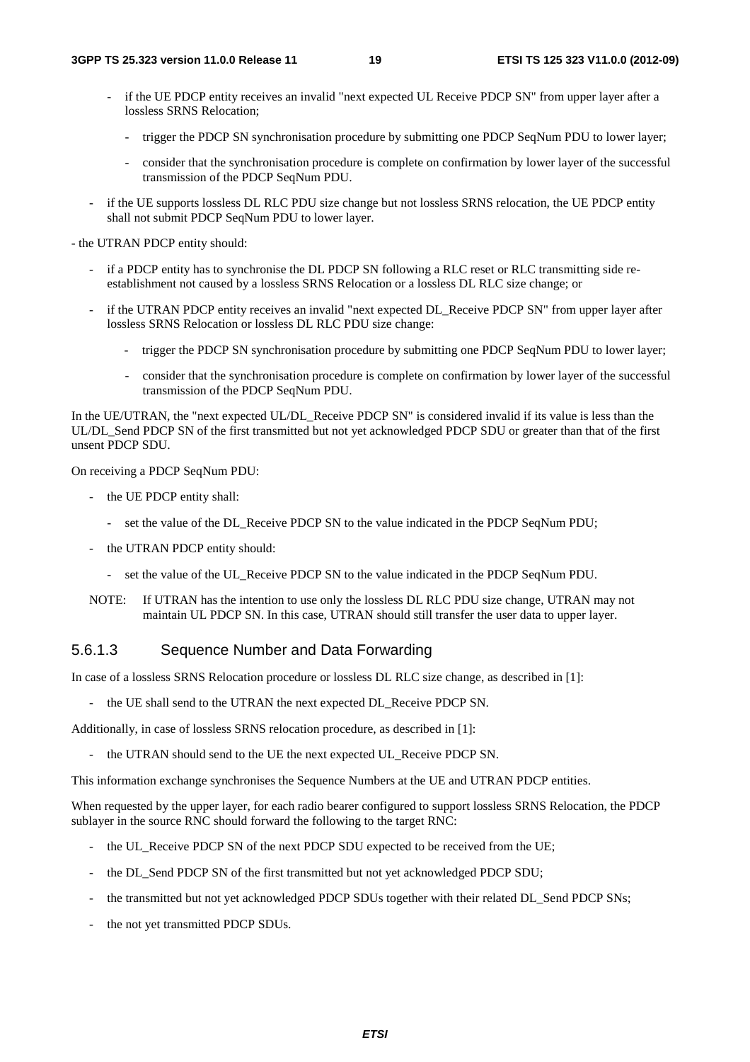- if the UE PDCP entity receives an invalid "next expected UL Receive PDCP SN" from upper layer after a lossless SRNS Relocation;
  - trigger the PDCP SN synchronisation procedure by submitting one PDCP SeqNum PDU to lower layer;
  - consider that the synchronisation procedure is complete on confirmation by lower layer of the successful transmission of the PDCP SeqNum PDU.
- if the UE supports lossless DL RLC PDU size change but not lossless SRNS relocation, the UE PDCP entity shall not submit PDCP SeqNum PDU to lower layer.

- the UTRAN PDCP entity should:
  - if a PDCP entity has to synchronise the DL PDCP SN following a RLC reset or RLC transmitting side re-establishment not caused by a lossless SRNS Relocation or a lossless DL RLC size change; or
  - if the UTRAN PDCP entity receives an invalid "next expected DL_Receive PDCP SN" from upper layer after lossless SRNS Relocation or lossless DL RLC PDU size change:
    - trigger the PDCP SN synchronisation procedure by submitting one PDCP SeqNum PDU to lower layer;
    - consider that the synchronisation procedure is complete on confirmation by lower layer of the successful transmission of the PDCP SeqNum PDU.

In the UE/UTRAN, the "next expected UL/DL_Receive PDCP SN" is considered invalid if its value is less than the UL/DL_Send PDCP SN of the first transmitted but not yet acknowledged PDCP SDU or greater than that of the first unsent PDCP SDU.

On receiving a PDCP SeqNum PDU:

- the UE PDCP entity shall:
  - set the value of the DL_Receive PDCP SN to the value indicated in the PDCP SeqNum PDU;
- the UTRAN PDCP entity should:
  - set the value of the UL_Receive PDCP SN to the value indicated in the PDCP SeqNum PDU.

NOTE: If UTRAN has the intention to use only the lossless DL RLC PDU size change, UTRAN may not maintain UL PDCP SN. In this case, UTRAN should still transfer the user data to upper layer.

#### 5.6.1.3 Sequence Number and Data Forwarding

In case of a lossless SRNS Relocation procedure or lossless DL RLC size change, as described in [1]:

- the UE shall send to the UTRAN the next expected DL_Receive PDCP SN.

Additionally, in case of lossless SRNS relocation procedure, as described in [1]:

- the UTRAN should send to the UE the next expected UL_Receive PDCP SN.

This information exchange synchronises the Sequence Numbers at the UE and UTRAN PDCP entities.

When requested by the upper layer, for each radio bearer configured to support lossless SRNS Relocation, the PDCP sublayer in the source RNC should forward the following to the target RNC:

- the UL_Receive PDCP SN of the next PDCP SDU expected to be received from the UE;
- the DL_Send PDCP SN of the first transmitted but not yet acknowledged PDCP SDU;
- the transmitted but not yet acknowledged PDCP SDUs together with their related DL_Send PDCP SNs;
- the not yet transmitted PDCP SDUs.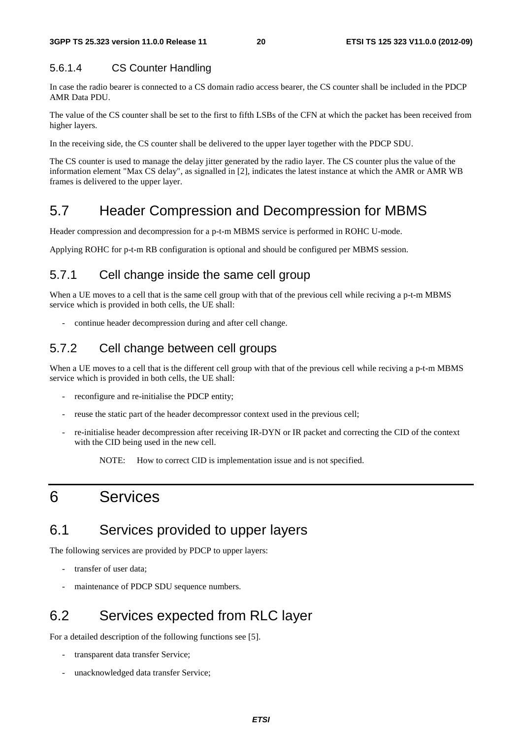#### 5.6.1.4 CS Counter Handling

In case the radio bearer is connected to a CS domain radio access bearer, the CS counter shall be included in the PDCP AMR Data PDU.

The value of the CS counter shall be set to the first to fifth LSBs of the CFN at which the packet has been received from higher layers.

In the receiving side, the CS counter shall be delivered to the upper layer together with the PDCP SDU.

The CS counter is used to manage the delay jitter generated by the radio layer. The CS counter plus the value of the information element "Max CS delay", as signalled in [2], indicates the latest instance at which the AMR or AMR WB frames is delivered to the upper layer.

## 5.7 Header Compression and Decompression for MBMS

Header compression and decompression for a p-t-m MBMS service is performed in ROHC U-mode.

Applying ROHC for p-t-m RB configuration is optional and should be configured per MBMS session.

### 5.7.1 Cell change inside the same cell group

When a UE moves to a cell that is the same cell group with that of the previous cell while reciving a p-t-m MBMS service which is provided in both cells, the UE shall:

- continue header decompression during and after cell change.

### 5.7.2 Cell change between cell groups

When a UE moves to a cell that is the different cell group with that of the previous cell while reciving a p-t-m MBMS service which is provided in both cells, the UE shall:

- reconfigure and re-initialise the PDCP entity;
- reuse the static part of the header decompressor context used in the previous cell;
- re-initialise header decompression after receiving IR-DYN or IR packet and correcting the CID of the context with the CID being used in the new cell.

NOTE: How to correct CID is implementation issue and is not specified.

# 6 Services

## 6.1 Services provided to upper layers

The following services are provided by PDCP to upper layers:

- transfer of user data;
- maintenance of PDCP SDU sequence numbers.

## 6.2 Services expected from RLC layer

For a detailed description of the following functions see [5].

- transparent data transfer Service;
- unacknowledged data transfer Service;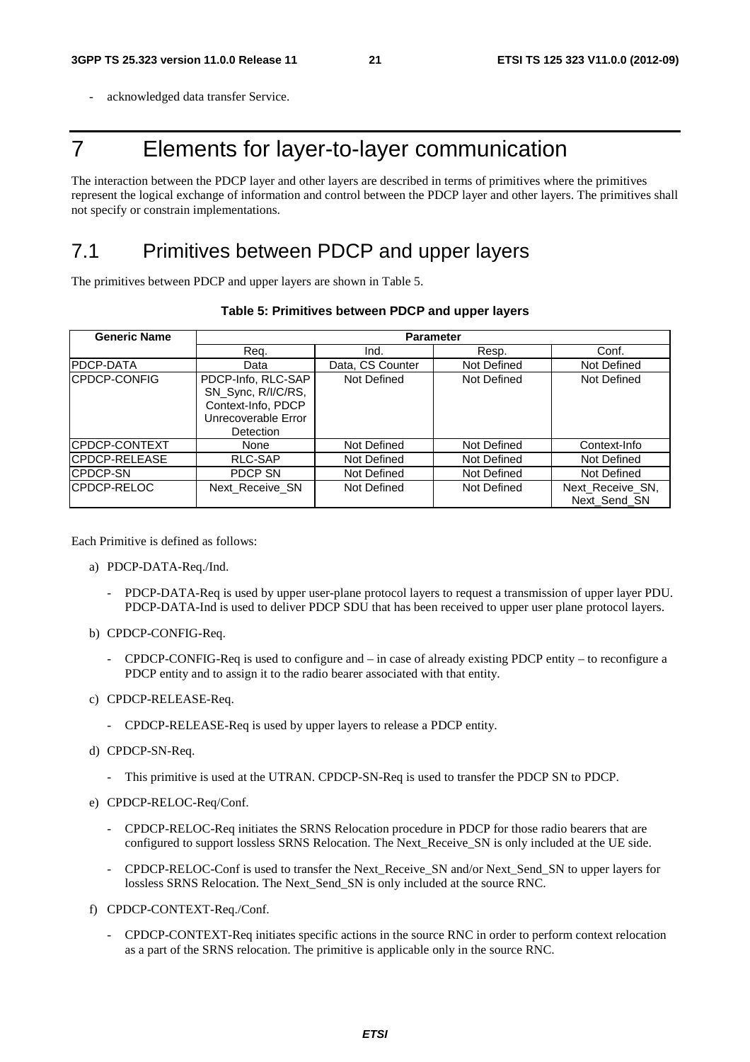- acknowledged data transfer Service.

# 7 Elements for layer-to-layer communication

The interaction between the PDCP layer and other layers are described in terms of primitives where the primitives represent the logical exchange of information and control between the PDCP layer and other layers. The primitives shall not specify or constrain implementations.

## 7.1 Primitives between PDCP and upper layers

The primitives between PDCP and upper layers are shown in Table 5.

**Table 5: Primitives between PDCP and upper layers**

| Generic Name | Parameter | | | |
|---|---|---|---|---|
| | Req. | Ind. | Resp. | Conf. |
| PDCP-DATA | Data | Data, CS Counter | Not Defined | Not Defined |
| CPDCP-CONFIG | PDCP-Info, RLC-SAP SN_Sync, R/I/C/RS, Context-Info, PDCP Unrecoverable Error Detection | Not Defined | Not Defined | Not Defined |
| CPDCP-CONTEXT | None | Not Defined | Not Defined | Context-Info |
| CPDCP-RELEASE | RLC-SAP | Not Defined | Not Defined | Not Defined |
| CPDCP-SN | PDCP SN | Not Defined | Not Defined | Not Defined |
| CPDCP-RELOC | Next_Receive_SN | Not Defined | Not Defined | Next_Receive_SN, Next_Send_SN |

Each Primitive is defined as follows:

a) PDCP-DATA-Req./Ind.

   - PDCP-DATA-Req is used by upper user-plane protocol layers to request a transmission of upper layer PDU. PDCP-DATA-Ind is used to deliver PDCP SDU that has been received to upper user plane protocol layers.

b) CPDCP-CONFIG-Req.

   - CPDCP-CONFIG-Req is used to configure and – in case of already existing PDCP entity – to reconfigure a PDCP entity and to assign it to the radio bearer associated with that entity.

c) CPDCP-RELEASE-Req.

   - CPDCP-RELEASE-Req is used by upper layers to release a PDCP entity.

d) CPDCP-SN-Req.

   - This primitive is used at the UTRAN. CPDCP-SN-Req is used to transfer the PDCP SN to PDCP.

e) CPDCP-RELOC-Req/Conf.

   - CPDCP-RELOC-Req initiates the SRNS Relocation procedure in PDCP for those radio bearers that are configured to support lossless SRNS Relocation. The Next_Receive_SN is only included at the UE side.

   - CPDCP-RELOC-Conf is used to transfer the Next_Receive_SN and/or Next_Send_SN to upper layers for lossless SRNS Relocation. The Next_Send_SN is only included at the source RNC.

f) CPDCP-CONTEXT-Req./Conf.

   - CPDCP-CONTEXT-Req initiates specific actions in the source RNC in order to perform context relocation as a part of the SRNS relocation. The primitive is applicable only in the source RNC.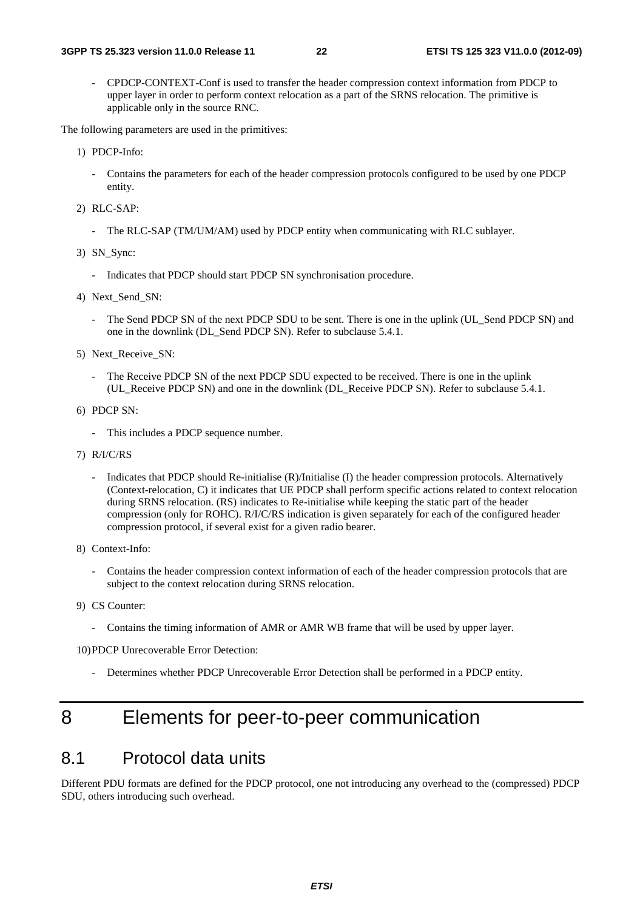- CPDCP-CONTEXT-Conf is used to transfer the header compression context information from PDCP to upper layer in order to perform context relocation as a part of the SRNS relocation. The primitive is applicable only in the source RNC.

The following parameters are used in the primitives:

1) PDCP-Info:

    - Contains the parameters for each of the header compression protocols configured to be used by one PDCP entity.

2) RLC-SAP:

    - The RLC-SAP (TM/UM/AM) used by PDCP entity when communicating with RLC sublayer.

3) SN_Sync:

    - Indicates that PDCP should start PDCP SN synchronisation procedure.

4) Next_Send_SN:

    - The Send PDCP SN of the next PDCP SDU to be sent. There is one in the uplink (UL_Send PDCP SN) and one in the downlink (DL_Send PDCP SN). Refer to subclause 5.4.1.

5) Next_Receive_SN:

    - The Receive PDCP SN of the next PDCP SDU expected to be received. There is one in the uplink (UL_Receive PDCP SN) and one in the downlink (DL_Receive PDCP SN). Refer to subclause 5.4.1.

6) PDCP SN:

    - This includes a PDCP sequence number.

7) R/I/C/RS

    - Indicates that PDCP should Re-initialise (R)/Initialise (I) the header compression protocols. Alternatively (Context-relocation, C) it indicates that UE PDCP shall perform specific actions related to context relocation during SRNS relocation. (RS) indicates to Re-initialise while keeping the static part of the header compression (only for ROHC). R/I/C/RS indication is given separately for each of the configured header compression protocol, if several exist for a given radio bearer.

8) Context-Info:

    - Contains the header compression context information of each of the header compression protocols that are subject to the context relocation during SRNS relocation.

9) CS Counter:

    - Contains the timing information of AMR or AMR WB frame that will be used by upper layer.

10) PDCP Unrecoverable Error Detection:

    - Determines whether PDCP Unrecoverable Error Detection shall be performed in a PDCP entity.

# 8 Elements for peer-to-peer communication

## 8.1 Protocol data units

Different PDU formats are defined for the PDCP protocol, one not introducing any overhead to the (compressed) PDCP SDU, others introducing such overhead.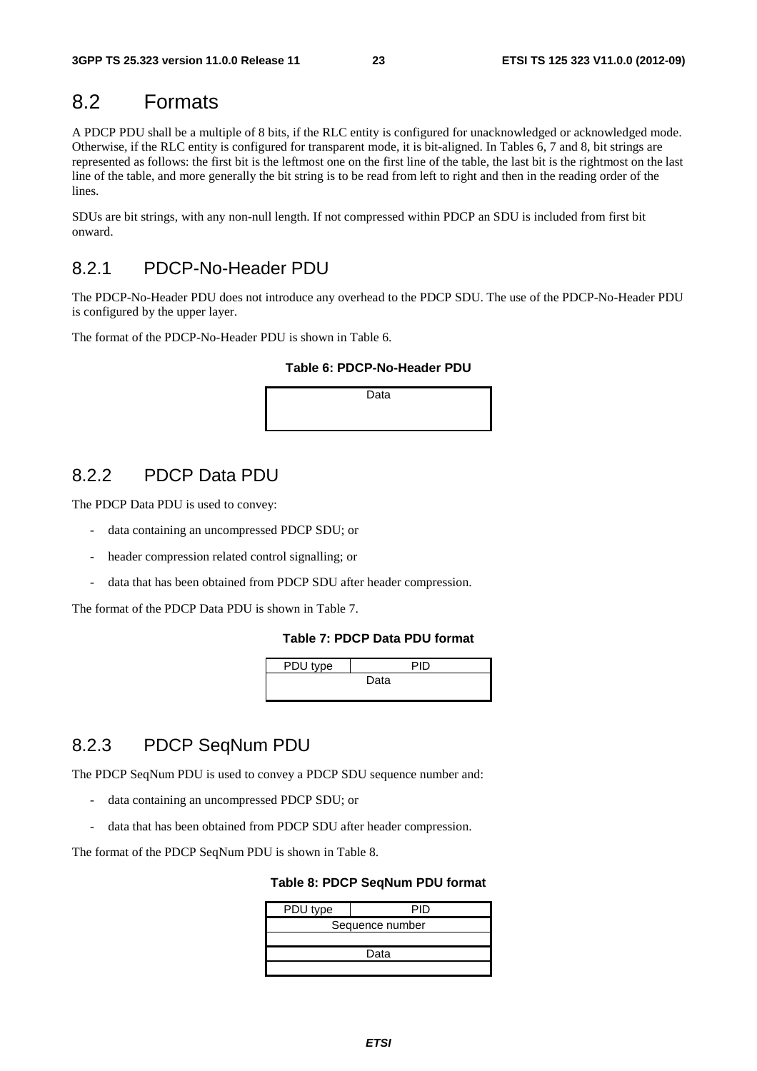## 8.2 Formats

A PDCP PDU shall be a multiple of 8 bits, if the RLC entity is configured for unacknowledged or acknowledged mode. Otherwise, if the RLC entity is configured for transparent mode, it is bit-aligned. In Tables 6, 7 and 8, bit strings are represented as follows: the first bit is the leftmost one on the first line of the table, the last bit is the rightmost on the last line of the table, and more generally the bit string is to be read from left to right and then in the reading order of the lines.

SDUs are bit strings, with any non-null length. If not compressed within PDCP an SDU is included from first bit onward.

### 8.2.1 PDCP-No-Header PDU

The PDCP-No-Header PDU does not introduce any overhead to the PDCP SDU. The use of the PDCP-No-Header PDU is configured by the upper layer.

The format of the PDCP-No-Header PDU is shown in Table 6.

**Table 6: PDCP-No-Header PDU**

| Data |
|---|
| |

### 8.2.2 PDCP Data PDU

The PDCP Data PDU is used to convey:

- data containing an uncompressed PDCP SDU; or
- header compression related control signalling; or
- data that has been obtained from PDCP SDU after header compression.

The format of the PDCP Data PDU is shown in Table 7.

**Table 7: PDCP Data PDU format**

| PDU type | PID |
|---|---|
| Data | |

### 8.2.3 PDCP SeqNum PDU

The PDCP SeqNum PDU is used to convey a PDCP SDU sequence number and:

- data containing an uncompressed PDCP SDU; or
- data that has been obtained from PDCP SDU after header compression.

The format of the PDCP SeqNum PDU is shown in Table 8.

**Table 8: PDCP SeqNum PDU format**

| PDU type | PID |
|---|---|
| Sequence number | |
| | |
| Data | |
| | |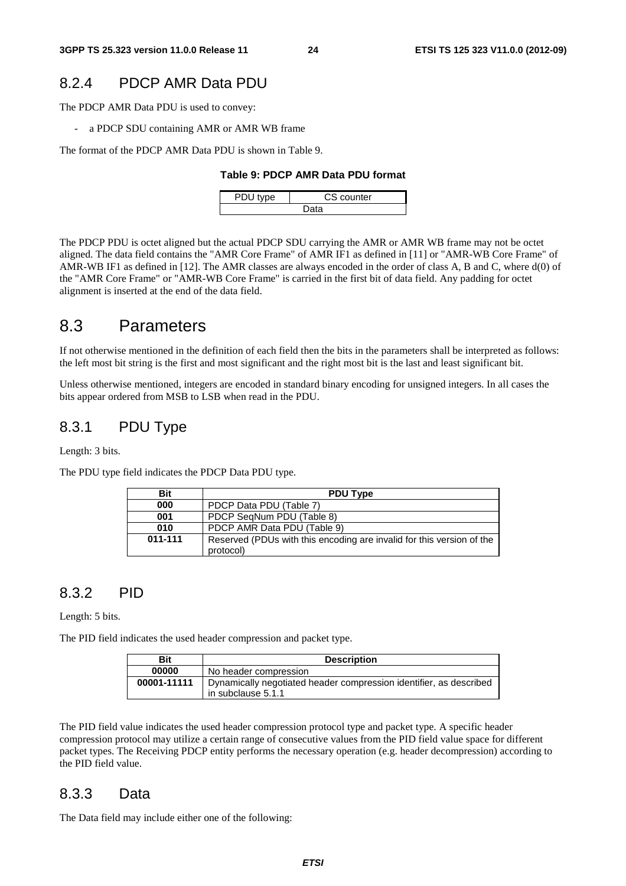## 8.2.4 PDCP AMR Data PDU

The PDCP AMR Data PDU is used to convey:

- a PDCP SDU containing AMR or AMR WB frame

The format of the PDCP AMR Data PDU is shown in Table 9.

**Table 9: PDCP AMR Data PDU format**

| PDU type | CS counter |
|---|---|
| Data | |

The PDCP PDU is octet aligned but the actual PDCP SDU carrying the AMR or AMR WB frame may not be octet aligned. The data field contains the "AMR Core Frame" of AMR IF1 as defined in [11] or "AMR-WB Core Frame" of AMR-WB IF1 as defined in [12]. The AMR classes are always encoded in the order of class A, B and C, where d(0) of the "AMR Core Frame" or "AMR-WB Core Frame" is carried in the first bit of data field. Any padding for octet alignment is inserted at the end of the data field.

# 8.3 Parameters

If not otherwise mentioned in the definition of each field then the bits in the parameters shall be interpreted as follows: the left most bit string is the first and most significant and the right most bit is the last and least significant bit.

Unless otherwise mentioned, integers are encoded in standard binary encoding for unsigned integers. In all cases the bits appear ordered from MSB to LSB when read in the PDU.

## 8.3.1 PDU Type

Length: 3 bits.

The PDU type field indicates the PDCP Data PDU type.

| Bit | PDU Type |
|---|---|
| **000** | PDCP Data PDU (Table 7) |
| **001** | PDCP SeqNum PDU (Table 8) |
| **010** | PDCP AMR Data PDU (Table 9) |
| **011-111** | Reserved (PDUs with this encoding are invalid for this version of the protocol) |

## 8.3.2 PID

Length: 5 bits.

The PID field indicates the used header compression and packet type.

| Bit | Description |
|---|---|
| **00000** | No header compression |
| **00001-11111** | Dynamically negotiated header compression identifier, as described in subclause 5.1.1 |

The PID field value indicates the used header compression protocol type and packet type. A specific header compression protocol may utilize a certain range of consecutive values from the PID field value space for different packet types. The Receiving PDCP entity performs the necessary operation (e.g. header decompression) according to the PID field value.

## 8.3.3 Data

The Data field may include either one of the following: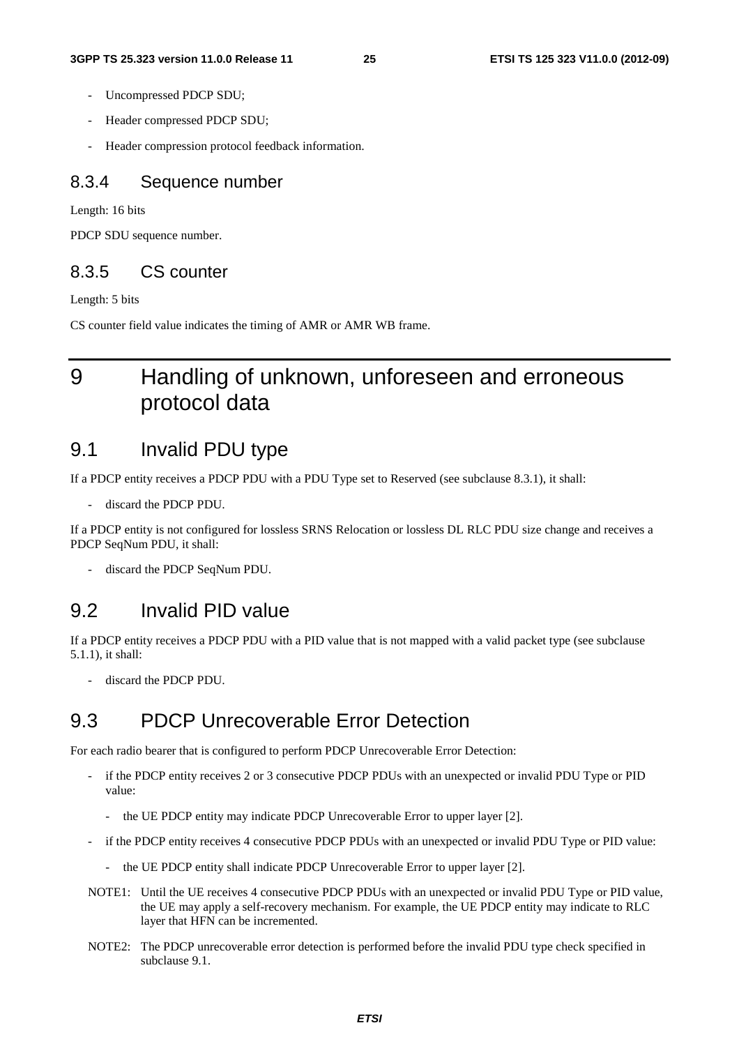- Uncompressed PDCP SDU;
- Header compressed PDCP SDU;
- Header compression protocol feedback information.

### 8.3.4 Sequence number

Length: 16 bits

PDCP SDU sequence number.

### 8.3.5 CS counter

Length: 5 bits

CS counter field value indicates the timing of AMR or AMR WB frame.

# 9 Handling of unknown, unforeseen and erroneous protocol data

## 9.1 Invalid PDU type

If a PDCP entity receives a PDCP PDU with a PDU Type set to Reserved (see subclause 8.3.1), it shall:

- discard the PDCP PDU.

If a PDCP entity is not configured for lossless SRNS Relocation or lossless DL RLC PDU size change and receives a PDCP SeqNum PDU, it shall:

- discard the PDCP SeqNum PDU.

## 9.2 Invalid PID value

If a PDCP entity receives a PDCP PDU with a PID value that is not mapped with a valid packet type (see subclause 5.1.1), it shall:

- discard the PDCP PDU.

## 9.3 PDCP Unrecoverable Error Detection

For each radio bearer that is configured to perform PDCP Unrecoverable Error Detection:

- if the PDCP entity receives 2 or 3 consecutive PDCP PDUs with an unexpected or invalid PDU Type or PID value:
  - the UE PDCP entity may indicate PDCP Unrecoverable Error to upper layer [2].
- if the PDCP entity receives 4 consecutive PDCP PDUs with an unexpected or invalid PDU Type or PID value:
  - the UE PDCP entity shall indicate PDCP Unrecoverable Error to upper layer [2].

NOTE1: Until the UE receives 4 consecutive PDCP PDUs with an unexpected or invalid PDU Type or PID value, the UE may apply a self-recovery mechanism. For example, the UE PDCP entity may indicate to RLC layer that HFN can be incremented.

NOTE2: The PDCP unrecoverable error detection is performed before the invalid PDU type check specified in subclause 9.1.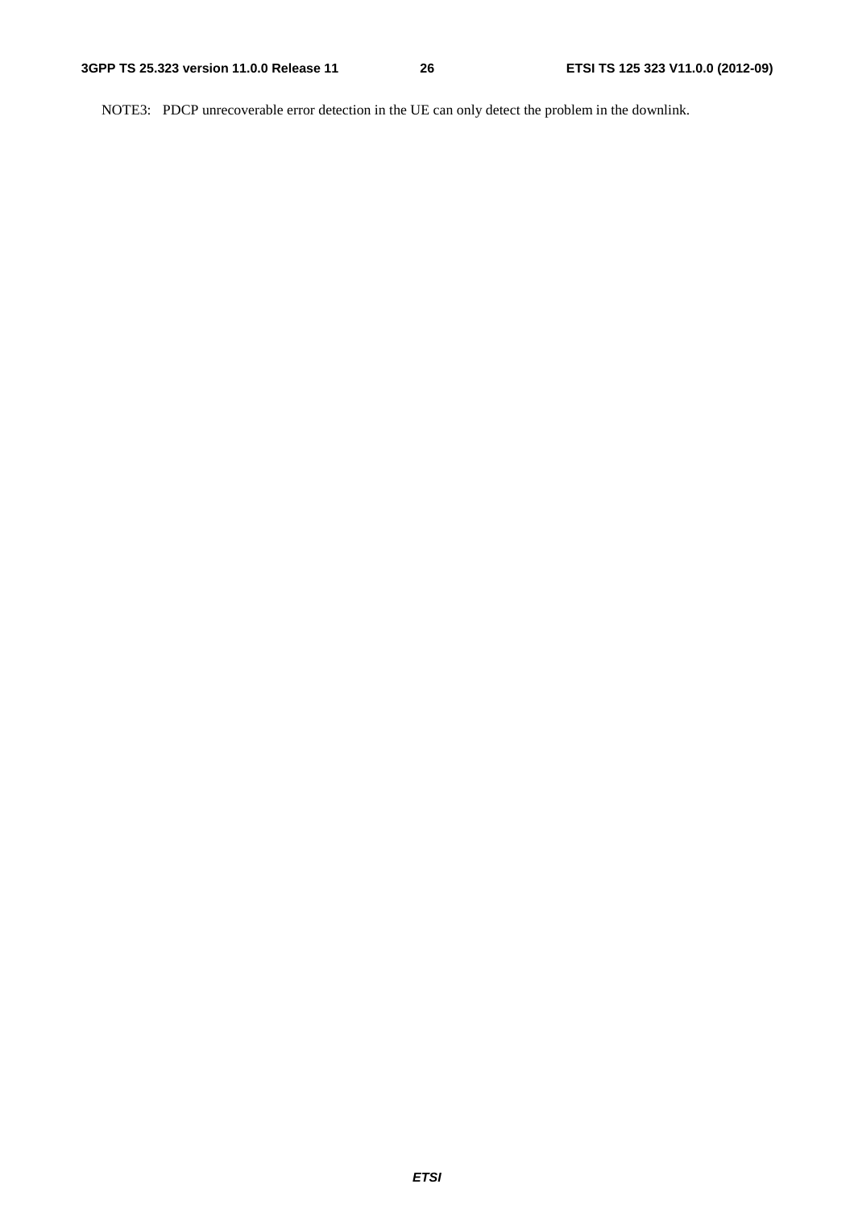NOTE3: PDCP unrecoverable error detection in the UE can only detect the problem in the downlink.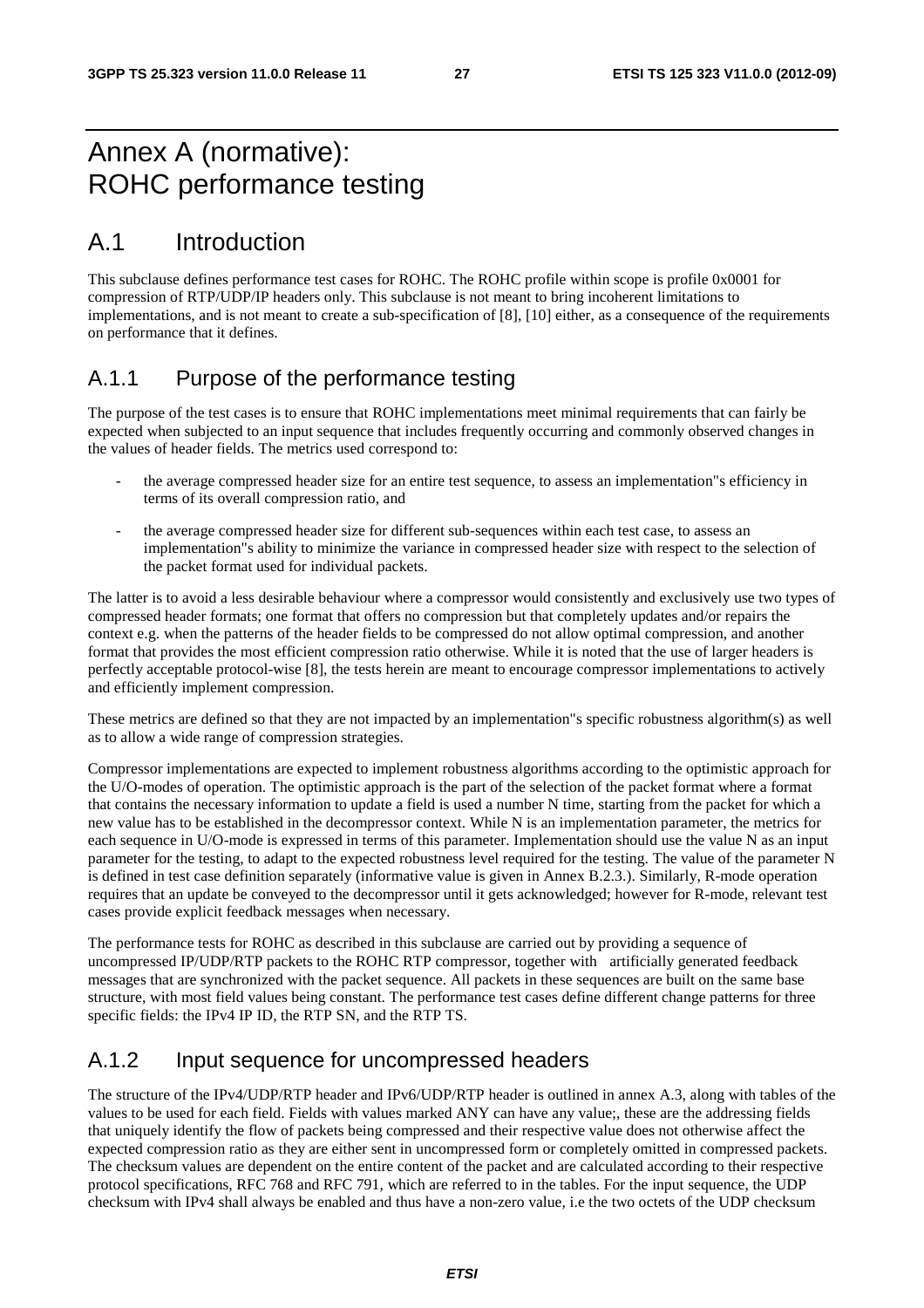# Annex A (normative): ROHC performance testing

## A.1 Introduction

This subclause defines performance test cases for ROHC. The ROHC profile within scope is profile 0x0001 for compression of RTP/UDP/IP headers only. This subclause is not meant to bring incoherent limitations to implementations, and is not meant to create a sub-specification of [8], [10] either, as a consequence of the requirements on performance that it defines.

### A.1.1 Purpose of the performance testing

The purpose of the test cases is to ensure that ROHC implementations meet minimal requirements that can fairly be expected when subjected to an input sequence that includes frequently occurring and commonly observed changes in the values of header fields. The metrics used correspond to:

- the average compressed header size for an entire test sequence, to assess an implementation"s efficiency in terms of its overall compression ratio, and
- the average compressed header size for different sub-sequences within each test case, to assess an implementation"s ability to minimize the variance in compressed header size with respect to the selection of the packet format used for individual packets.

The latter is to avoid a less desirable behaviour where a compressor would consistently and exclusively use two types of compressed header formats; one format that offers no compression but that completely updates and/or repairs the context e.g. when the patterns of the header fields to be compressed do not allow optimal compression, and another format that provides the most efficient compression ratio otherwise. While it is noted that the use of larger headers is perfectly acceptable protocol-wise [8], the tests herein are meant to encourage compressor implementations to actively and efficiently implement compression.

These metrics are defined so that they are not impacted by an implementation"s specific robustness algorithm(s) as well as to allow a wide range of compression strategies.

Compressor implementations are expected to implement robustness algorithms according to the optimistic approach for the U/O-modes of operation. The optimistic approach is the part of the selection of the packet format where a format that contains the necessary information to update a field is used a number N time, starting from the packet for which a new value has to be established in the decompressor context. While N is an implementation parameter, the metrics for each sequence in U/O-mode is expressed in terms of this parameter. Implementation should use the value N as an input parameter for the testing, to adapt to the expected robustness level required for the testing. The value of the parameter N is defined in test case definition separately (informative value is given in Annex B.2.3.). Similarly, R-mode operation requires that an update be conveyed to the decompressor until it gets acknowledged; however for R-mode, relevant test cases provide explicit feedback messages when necessary.

The performance tests for ROHC as described in this subclause are carried out by providing a sequence of uncompressed IP/UDP/RTP packets to the ROHC RTP compressor, together with artificially generated feedback messages that are synchronized with the packet sequence. All packets in these sequences are built on the same base structure, with most field values being constant. The performance test cases define different change patterns for three specific fields: the IPv4 IP ID, the RTP SN, and the RTP TS.

### A.1.2 Input sequence for uncompressed headers

The structure of the IPv4/UDP/RTP header and IPv6/UDP/RTP header is outlined in annex A.3, along with tables of the values to be used for each field. Fields with values marked ANY can have any value;, these are the addressing fields that uniquely identify the flow of packets being compressed and their respective value does not otherwise affect the expected compression ratio as they are either sent in uncompressed form or completely omitted in compressed packets. The checksum values are dependent on the entire content of the packet and are calculated according to their respective protocol specifications, RFC 768 and RFC 791, which are referred to in the tables. For the input sequence, the UDP checksum with IPv4 shall always be enabled and thus have a non-zero value, i.e the two octets of the UDP checksum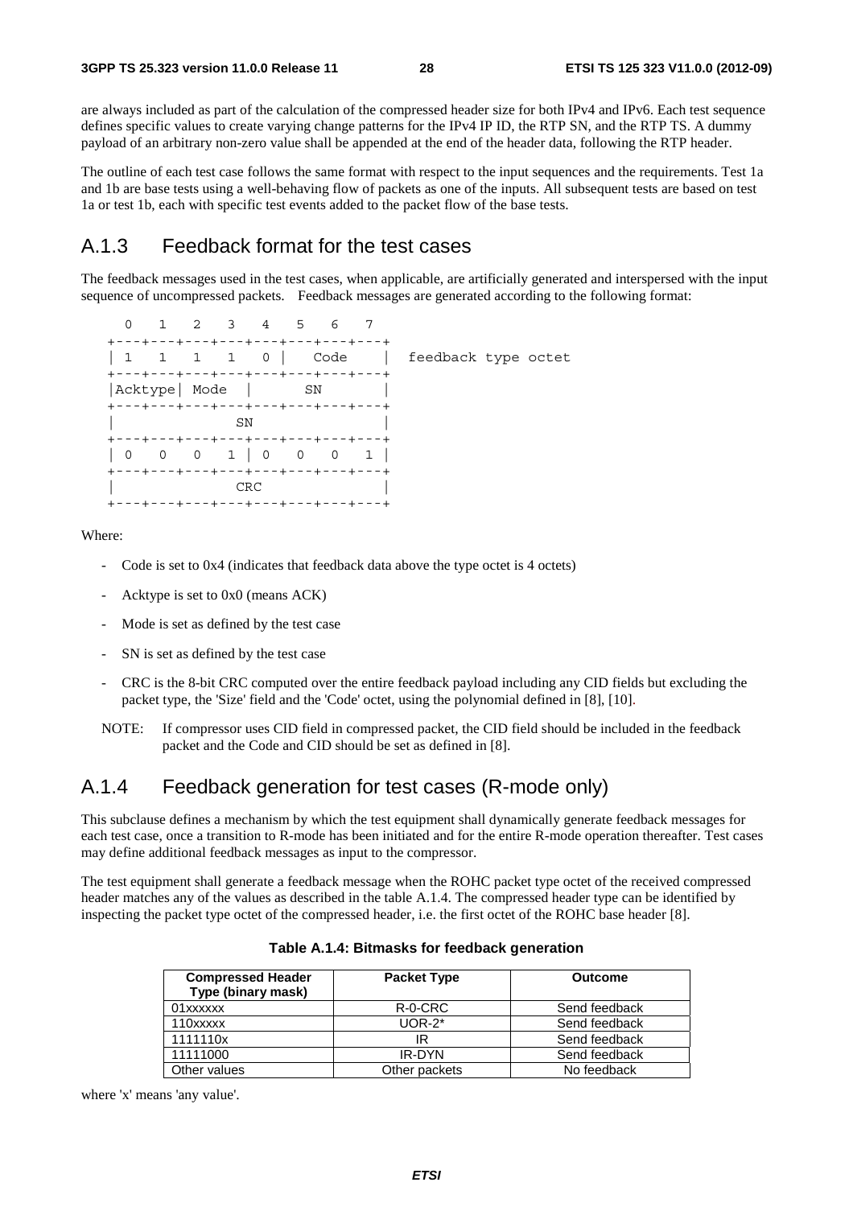are always included as part of the calculation of the compressed header size for both IPv4 and IPv6. Each test sequence defines specific values to create varying change patterns for the IPv4 IP ID, the RTP SN, and the RTP TS. A dummy payload of an arbitrary non-zero value shall be appended at the end of the header data, following the RTP header.

The outline of each test case follows the same format with respect to the input sequences and the requirements. Test 1a and 1b are base tests using a well-behaving flow of packets as one of the inputs. All subsequent tests are based on test 1a or test 1b, each with specific test events added to the packet flow of the base tests.

## A.1.3 Feedback format for the test cases

The feedback messages used in the test cases, when applicable, are artificially generated and interspersed with the input sequence of uncompressed packets. Feedback messages are generated according to the following format:

```
  0   1   2   3   4   5   6   7
+---+---+---+---+---+---+---+---+
| 1   1   1   1   0 |   Code    |  feedback type octet
+---+---+---+---+---+---+---+---+
|Acktype| Mode  |      SN       |
+---+---+---+---+---+---+---+---+
|              SN               |
+---+---+---+---+---+---+---+---+
| 0   0   0   1 | 0   0   0   1 |
+---+---+---+---+---+---+---+---+
|             CRC               |
+---+---+---+---+---+---+---+---+
```

Where:

- Code is set to 0x4 (indicates that feedback data above the type octet is 4 octets)
- Acktype is set to 0x0 (means ACK)
- Mode is set as defined by the test case
- SN is set as defined by the test case
- CRC is the 8-bit CRC computed over the entire feedback payload including any CID fields but excluding the packet type, the 'Size' field and the 'Code' octet, using the polynomial defined in [8], [10].

NOTE: If compressor uses CID field in compressed packet, the CID field should be included in the feedback packet and the Code and CID should be set as defined in [8].

## A.1.4 Feedback generation for test cases (R-mode only)

This subclause defines a mechanism by which the test equipment shall dynamically generate feedback messages for each test case, once a transition to R-mode has been initiated and for the entire R-mode operation thereafter. Test cases may define additional feedback messages as input to the compressor.

The test equipment shall generate a feedback message when the ROHC packet type octet of the received compressed header matches any of the values as described in the table A.1.4. The compressed header type can be identified by inspecting the packet type octet of the compressed header, i.e. the first octet of the ROHC base header [8].

**Table A.1.4: Bitmasks for feedback generation**

| Compressed Header Type (binary mask) | Packet Type | Outcome |
|---|---|---|
| 01xxxxxx | R-0-CRC | Send feedback |
| 110xxxxx | UOR-2* | Send feedback |
| 1111110x | IR | Send feedback |
| 11111000 | IR-DYN | Send feedback |
| Other values | Other packets | No feedback |

where 'x' means 'any value'.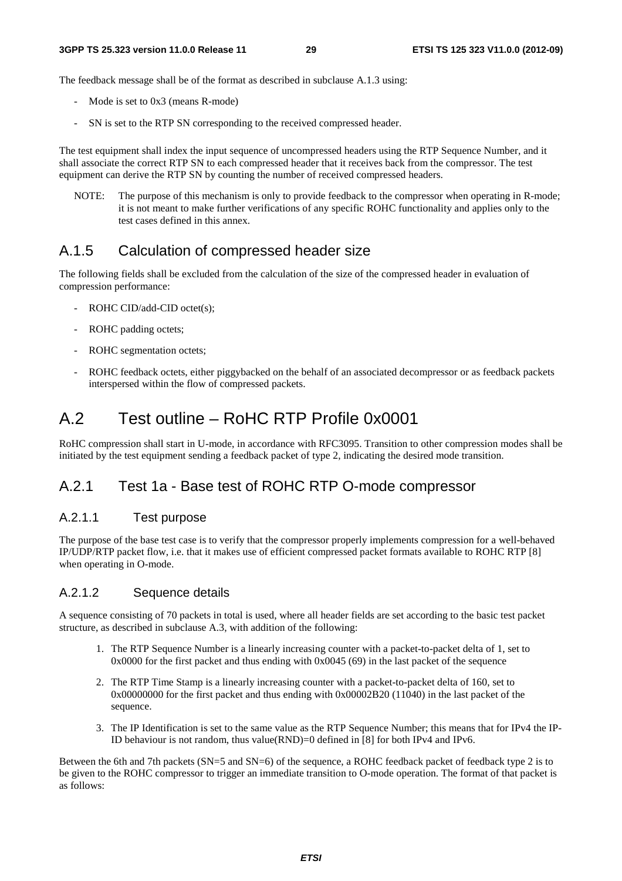The feedback message shall be of the format as described in subclause A.1.3 using:

- Mode is set to 0x3 (means R-mode)
- SN is set to the RTP SN corresponding to the received compressed header.

The test equipment shall index the input sequence of uncompressed headers using the RTP Sequence Number, and it shall associate the correct RTP SN to each compressed header that it receives back from the compressor. The test equipment can derive the RTP SN by counting the number of received compressed headers.

NOTE: The purpose of this mechanism is only to provide feedback to the compressor when operating in R-mode; it is not meant to make further verifications of any specific ROHC functionality and applies only to the test cases defined in this annex.

## A.1.5 Calculation of compressed header size

The following fields shall be excluded from the calculation of the size of the compressed header in evaluation of compression performance:

- ROHC CID/add-CID octet(s);
- ROHC padding octets;
- ROHC segmentation octets;
- ROHC feedback octets, either piggybacked on the behalf of an associated decompressor or as feedback packets interspersed within the flow of compressed packets.

# A.2 Test outline – RoHC RTP Profile 0x0001

RoHC compression shall start in U-mode, in accordance with RFC3095. Transition to other compression modes shall be initiated by the test equipment sending a feedback packet of type 2, indicating the desired mode transition.

## A.2.1 Test 1a - Base test of ROHC RTP O-mode compressor

### A.2.1.1 Test purpose

The purpose of the base test case is to verify that the compressor properly implements compression for a well-behaved IP/UDP/RTP packet flow, i.e. that it makes use of efficient compressed packet formats available to ROHC RTP [8] when operating in O-mode.

### A.2.1.2 Sequence details

A sequence consisting of 70 packets in total is used, where all header fields are set according to the basic test packet structure, as described in subclause A.3, with addition of the following:

1. The RTP Sequence Number is a linearly increasing counter with a packet-to-packet delta of 1, set to 0x0000 for the first packet and thus ending with 0x0045 (69) in the last packet of the sequence
2. The RTP Time Stamp is a linearly increasing counter with a packet-to-packet delta of 160, set to 0x00000000 for the first packet and thus ending with 0x00002B20 (11040) in the last packet of the sequence.
3. The IP Identification is set to the same value as the RTP Sequence Number; this means that for IPv4 the IP-ID behaviour is not random, thus value(RND)=0 defined in [8] for both IPv4 and IPv6.

Between the 6th and 7th packets (SN=5 and SN=6) of the sequence, a ROHC feedback packet of feedback type 2 is to be given to the ROHC compressor to trigger an immediate transition to O-mode operation. The format of that packet is as follows: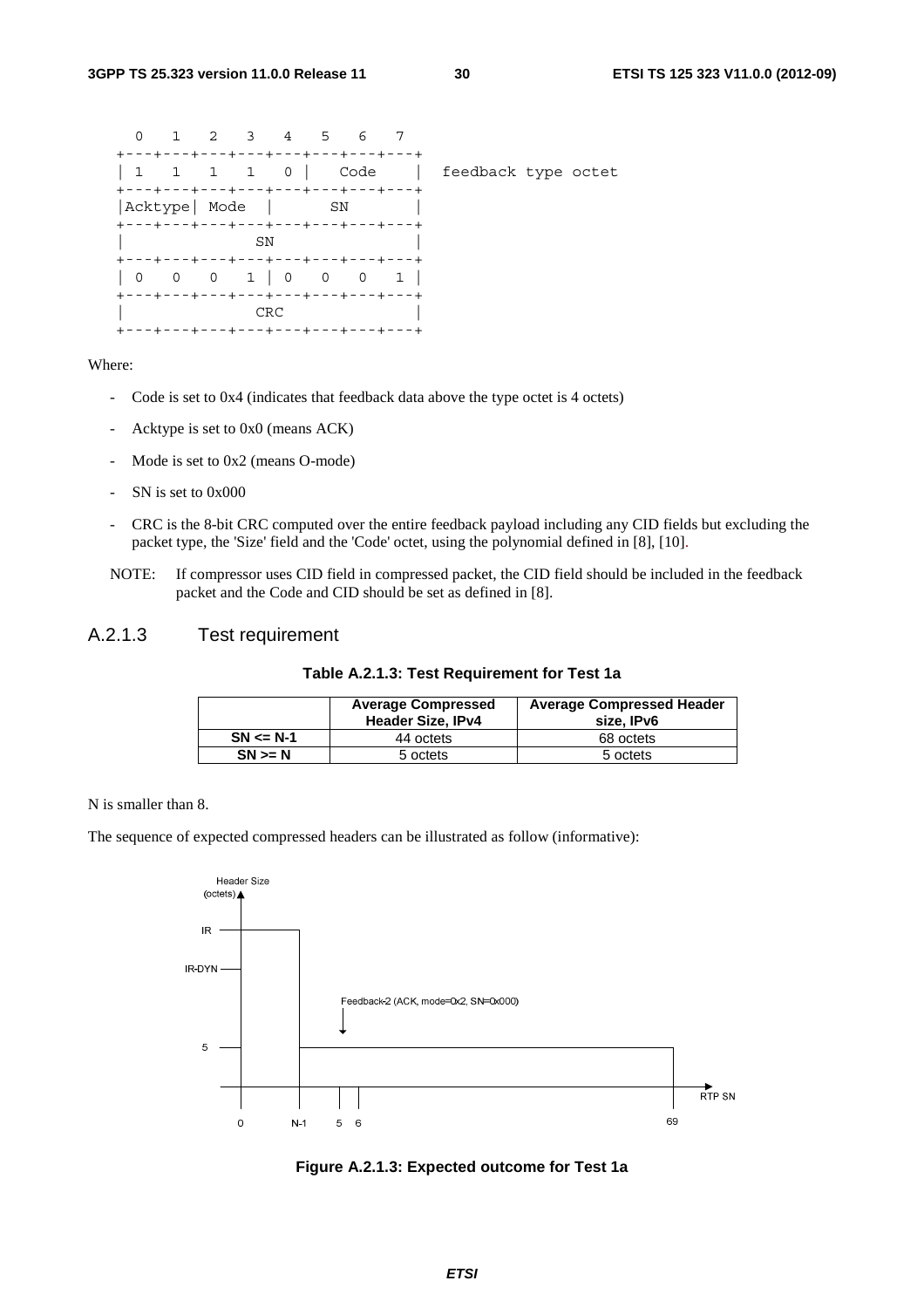```
  0   1   2   3   4   5   6   7
+---+---+---+---+---+---+---+---+
| 1   1   1   1   0 |   Code    |   feedback type octet
+---+---+---+---+---+---+---+---+
|Acktype| Mode  |       SN      |
+---+---+---+---+---+---+---+---+
|              SN               |
+---+---+---+---+---+---+---+---+
| 0   0   0   1 | 0   0   0   1 |
+---+---+---+---+---+---+---+---+
|              CRC              |
+---+---+---+---+---+---+---+---+
```

Where:

- Code is set to 0x4 (indicates that feedback data above the type octet is 4 octets)
- Acktype is set to 0x0 (means ACK)
- Mode is set to 0x2 (means O-mode)
- SN is set to 0x000
- CRC is the 8-bit CRC computed over the entire feedback payload including any CID fields but excluding the packet type, the 'Size' field and the 'Code' octet, using the polynomial defined in [8], [10].

NOTE: If compressor uses CID field in compressed packet, the CID field should be included in the feedback packet and the Code and CID should be set as defined in [8].

### A.2.1.3 Test requirement

**Table A.2.1.3: Test Requirement for Test 1a**

| | Average Compressed Header Size, IPv4 | Average Compressed Header size, IPv6 |
|---|---|---|
| **SN <= N-1** | 44 octets | 68 octets |
| **SN >= N** | 5 octets | 5 octets |

N is smaller than 8.

The sequence of expected compressed headers can be illustrated as follow (informative):

```
Header Size
(octets)
  IR      ------+
                |
  IR-DYN        |
                |          Feedback-2 (ACK, mode=0x2, SN=0x000)
                |               |
                |               v
  5             +---------------------------------------------+
                                                               |
  ----------------------------------------------------------------> RTP SN
               0      N-1     5   6                            69
```

**Figure A.2.1.3: Expected outcome for Test 1a**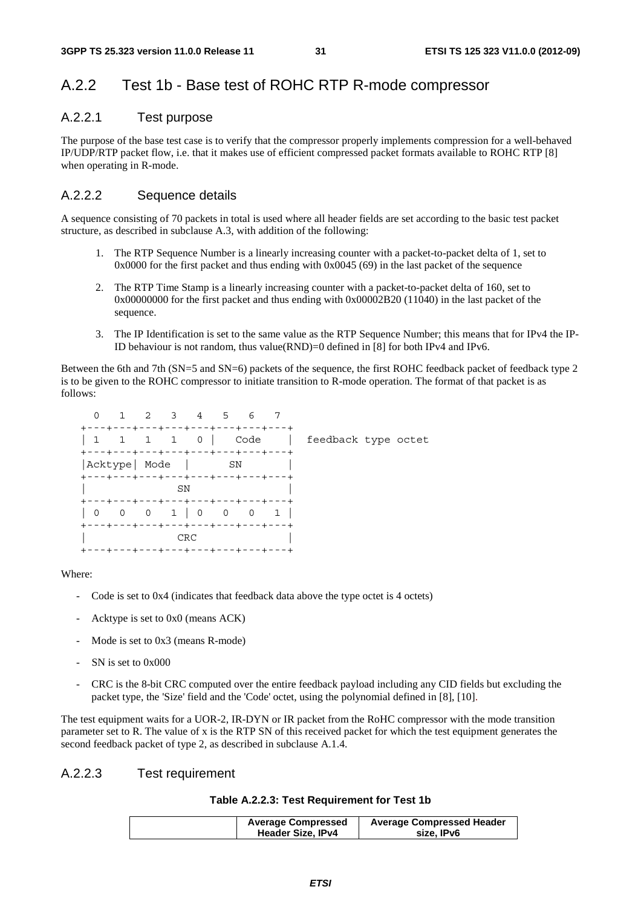## A.2.2 Test 1b - Base test of ROHC RTP R-mode compressor

### A.2.2.1 Test purpose

The purpose of the base test case is to verify that the compressor properly implements compression for a well-behaved IP/UDP/RTP packet flow, i.e. that it makes use of efficient compressed packet formats available to ROHC RTP [8] when operating in R-mode.

### A.2.2.2 Sequence details

A sequence consisting of 70 packets in total is used where all header fields are set according to the basic test packet structure, as described in subclause A.3, with addition of the following:

1. The RTP Sequence Number is a linearly increasing counter with a packet-to-packet delta of 1, set to 0x0000 for the first packet and thus ending with 0x0045 (69) in the last packet of the sequence
2. The RTP Time Stamp is a linearly increasing counter with a packet-to-packet delta of 160, set to 0x00000000 for the first packet and thus ending with 0x00002B20 (11040) in the last packet of the sequence.
3. The IP Identification is set to the same value as the RTP Sequence Number; this means that for IPv4 the IP-ID behaviour is not random, thus value(RND)=0 defined in [8] for both IPv4 and IPv6.

Between the 6th and 7th (SN=5 and SN=6) packets of the sequence, the first ROHC feedback packet of feedback type 2 is to be given to the ROHC compressor to initiate transition to R-mode operation. The format of that packet is as follows:

```
  0   1   2   3   4   5   6   7
+---+---+---+---+---+---+---+---+
| 1   1   1   1   0 |   Code    |  feedback type octet
+---+---+---+---+---+---+---+---+
|Acktype| Mode  |      SN       |
+---+---+---+---+---+---+---+---+
|              SN               |
+---+---+---+---+---+---+---+---+
| 0   0   0   1 | 0   0   0   1 |
+---+---+---+---+---+---+---+---+
|              CRC              |
+---+---+---+---+---+---+---+---+
```

Where:

- Code is set to 0x4 (indicates that feedback data above the type octet is 4 octets)
- Acktype is set to 0x0 (means ACK)
- Mode is set to 0x3 (means R-mode)
- SN is set to 0x000
- CRC is the 8-bit CRC computed over the entire feedback payload including any CID fields but excluding the packet type, the 'Size' field and the 'Code' octet, using the polynomial defined in [8], [10].

The test equipment waits for a UOR-2, IR-DYN or IR packet from the RoHC compressor with the mode transition parameter set to R. The value of x is the RTP SN of this received packet for which the test equipment generates the second feedback packet of type 2, as described in subclause A.1.4.

### A.2.2.3 Test requirement

**Table A.2.2.3: Test Requirement for Test 1b**

| | Average Compressed Header Size, IPv4 | Average Compressed Header size, IPv6 |
|---|---|---|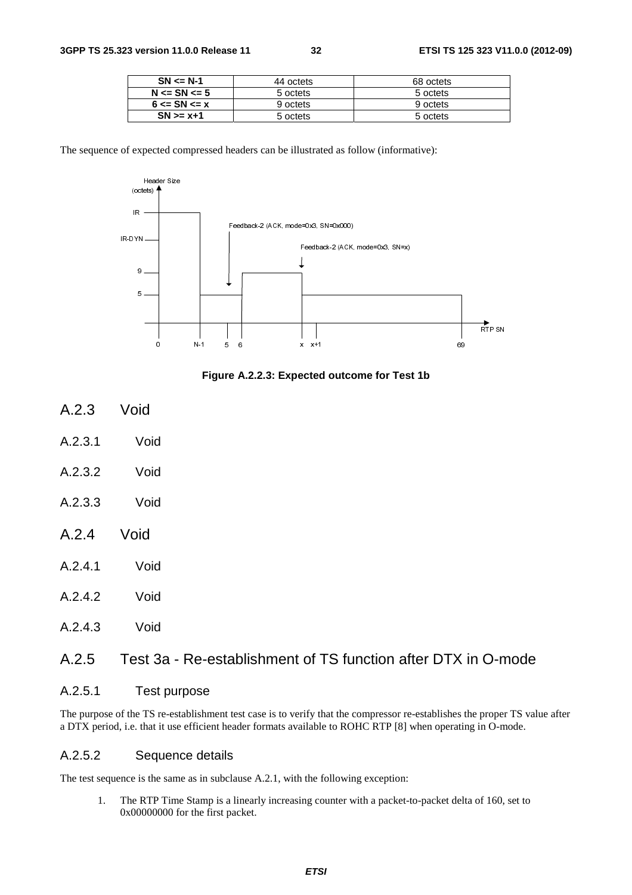| SN <= N-1 | 44 octets | 68 octets |
|---|---|---|
| N <= SN <= 5 | 5 octets | 5 octets |
| 6 <= SN <= x | 9 octets | 9 octets |
| SN >= x+1 | 5 octets | 5 octets |

The sequence of expected compressed headers can be illustrated as follow (informative):

**Figure A.2.2.3: Expected outcome for Test 1b**

# A.2.3 Void

## A.2.3.1 Void

## A.2.3.2 Void

## A.2.3.3 Void

# A.2.4 Void

## A.2.4.1 Void

## A.2.4.2 Void

## A.2.4.3 Void

# A.2.5 Test 3a - Re-establishment of TS function after DTX in O-mode

## A.2.5.1 Test purpose

The purpose of the TS re-establishment test case is to verify that the compressor re-establishes the proper TS value after a DTX period, i.e. that it use efficient header formats available to ROHC RTP [8] when operating in O-mode.

## A.2.5.2 Sequence details

The test sequence is the same as in subclause A.2.1, with the following exception:

1. The RTP Time Stamp is a linearly increasing counter with a packet-to-packet delta of 160, set to 0x00000000 for the first packet.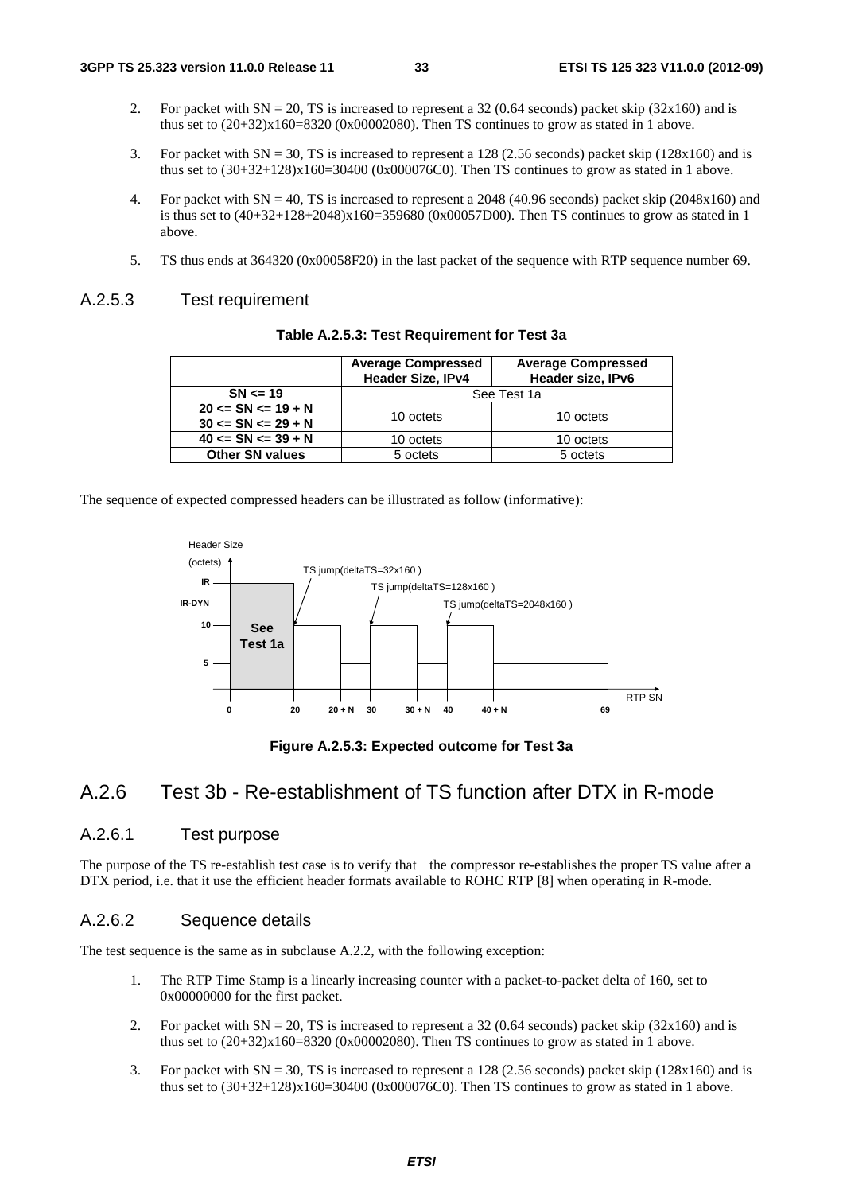2. For packet with SN = 20, TS is increased to represent a 32 (0.64 seconds) packet skip (32x160) and is thus set to (20+32)x160=8320 (0x00002080). Then TS continues to grow as stated in 1 above.

3. For packet with SN = 30, TS is increased to represent a 128 (2.56 seconds) packet skip (128x160) and is thus set to (30+32+128)x160=30400 (0x000076C0). Then TS continues to grow as stated in 1 above.

4. For packet with SN = 40, TS is increased to represent a 2048 (40.96 seconds) packet skip (2048x160) and is thus set to (40+32+128+2048)x160=359680 (0x00057D00). Then TS continues to grow as stated in 1 above.

5. TS thus ends at 364320 (0x00058F20) in the last packet of the sequence with RTP sequence number 69.

### A.2.5.3 Test requirement

**Table A.2.5.3: Test Requirement for Test 3a**

| | Average Compressed Header Size, IPv4 | Average Compressed Header size, IPv6 |
|---|---|---|
| SN <= 19 | See Test 1a | |
| 20 <= SN <= 19 + N<br>30 <= SN <= 29 + N | 10 octets | 10 octets |
| 40 <= SN <= 39 + N | 10 octets | 10 octets |
| Other SN values | 5 octets | 5 octets |

The sequence of expected compressed headers can be illustrated as follow (informative):

**Figure A.2.5.3: Expected outcome for Test 3a**

## A.2.6 Test 3b - Re-establishment of TS function after DTX in R-mode

### A.2.6.1 Test purpose

The purpose of the TS re-establish test case is to verify that the compressor re-establishes the proper TS value after a DTX period, i.e. that it use the efficient header formats available to ROHC RTP [8] when operating in R-mode.

### A.2.6.2 Sequence details

The test sequence is the same as in subclause A.2.2, with the following exception:

1. The RTP Time Stamp is a linearly increasing counter with a packet-to-packet delta of 160, set to 0x00000000 for the first packet.

2. For packet with SN = 20, TS is increased to represent a 32 (0.64 seconds) packet skip (32x160) and is thus set to (20+32)x160=8320 (0x00002080). Then TS continues to grow as stated in 1 above.

3. For packet with SN = 30, TS is increased to represent a 128 (2.56 seconds) packet skip (128x160) and is thus set to (30+32+128)x160=30400 (0x000076C0). Then TS continues to grow as stated in 1 above.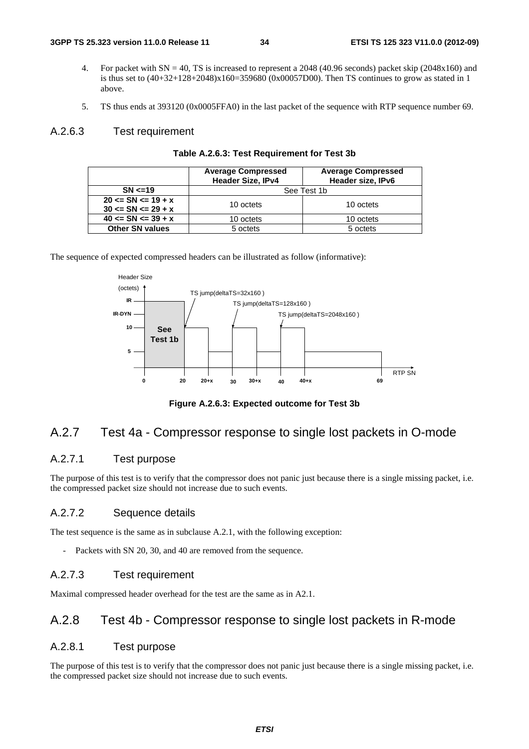4. For packet with SN = 40, TS is increased to represent a 2048 (40.96 seconds) packet skip (2048x160) and is thus set to (40+32+128+2048)x160=359680 (0x00057D00). Then TS continues to grow as stated in 1 above.

5. TS thus ends at 393120 (0x0005FFA0) in the last packet of the sequence with RTP sequence number 69.

### A.2.6.3 Test requirement

**Table A.2.6.3: Test Requirement for Test 3b**

| | Average Compressed Header Size, IPv4 | Average Compressed Header size, IPv6 |
|---|---|---|
| **SN <=19** | See Test 1b | |
| **20 <= SN <= 19 + x**<br>**30 <= SN <= 29 + x** | 10 octets | 10 octets |
| **40 <= SN <= 39 + x** | 10 octets | 10 octets |
| **Other SN values** | 5 octets | 5 octets |

The sequence of expected compressed headers can be illustrated as follow (informative):

**Figure A.2.6.3: Expected outcome for Test 3b**

## A.2.7 Test 4a - Compressor response to single lost packets in O-mode

### A.2.7.1 Test purpose

The purpose of this test is to verify that the compressor does not panic just because there is a single missing packet, i.e. the compressed packet size should not increase due to such events.

### A.2.7.2 Sequence details

The test sequence is the same as in subclause A.2.1, with the following exception:

- Packets with SN 20, 30, and 40 are removed from the sequence.

### A.2.7.3 Test requirement

Maximal compressed header overhead for the test are the same as in A2.1.

## A.2.8 Test 4b - Compressor response to single lost packets in R-mode

### A.2.8.1 Test purpose

The purpose of this test is to verify that the compressor does not panic just because there is a single missing packet, i.e. the compressed packet size should not increase due to such events.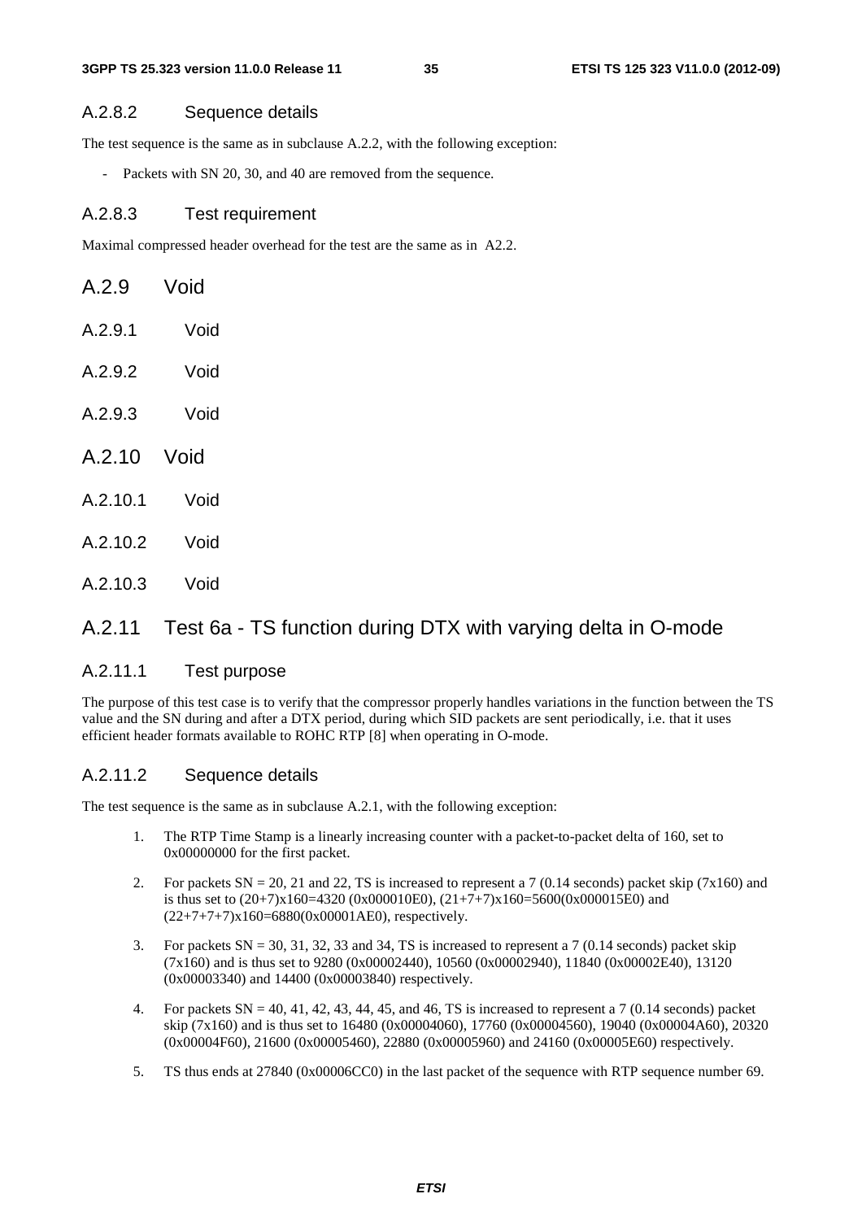### A.2.8.2 Sequence details

The test sequence is the same as in subclause A.2.2, with the following exception:

- Packets with SN 20, 30, and 40 are removed from the sequence.

### A.2.8.3 Test requirement

Maximal compressed header overhead for the test are the same as in A2.2.

## A.2.9 Void

### A.2.9.1 Void

### A.2.9.2 Void

### A.2.9.3 Void

## A.2.10 Void

### A.2.10.1 Void

### A.2.10.2 Void

### A.2.10.3 Void

## A.2.11 Test 6a - TS function during DTX with varying delta in O-mode

### A.2.11.1 Test purpose

The purpose of this test case is to verify that the compressor properly handles variations in the function between the TS value and the SN during and after a DTX period, during which SID packets are sent periodically, i.e. that it uses efficient header formats available to ROHC RTP [8] when operating in O-mode.

### A.2.11.2 Sequence details

The test sequence is the same as in subclause A.2.1, with the following exception:

1. The RTP Time Stamp is a linearly increasing counter with a packet-to-packet delta of 160, set to 0x00000000 for the first packet.
2. For packets SN = 20, 21 and 22, TS is increased to represent a 7 (0.14 seconds) packet skip (7x160) and is thus set to (20+7)x160=4320 (0x000010E0), (21+7+7)x160=5600(0x000015E0) and (22+7+7+7)x160=6880(0x00001AE0), respectively.
3. For packets SN = 30, 31, 32, 33 and 34, TS is increased to represent a 7 (0.14 seconds) packet skip (7x160) and is thus set to 9280 (0x00002440), 10560 (0x00002940), 11840 (0x00002E40), 13120 (0x00003340) and 14400 (0x00003840) respectively.
4. For packets SN = 40, 41, 42, 43, 44, 45, and 46, TS is increased to represent a 7 (0.14 seconds) packet skip (7x160) and is thus set to 16480 (0x00004060), 17760 (0x00004560), 19040 (0x00004A60), 20320 (0x00004F60), 21600 (0x00005460), 22880 (0x00005960) and 24160 (0x00005E60) respectively.
5. TS thus ends at 27840 (0x00006CC0) in the last packet of the sequence with RTP sequence number 69.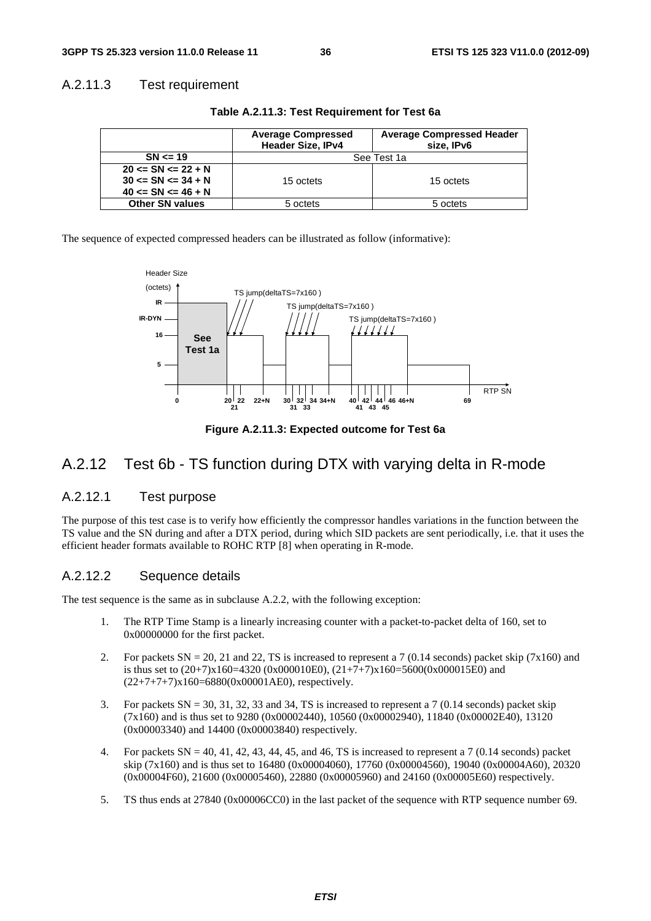#### A.2.11.3 Test requirement

**Table A.2.11.3: Test Requirement for Test 6a**

| | Average Compressed Header Size, IPv4 | Average Compressed Header size, IPv6 |
|---|---|---|
| **SN <= 19** | See Test 1a | |
| **20 <= SN <= 22 + N**<br>**30 <= SN <= 34 + N**<br>**40 <= SN <= 46 + N** | 15 octets | 15 octets |
| **Other SN values** | 5 octets | 5 octets |

The sequence of expected compressed headers can be illustrated as follow (informative):

**Figure A.2.11.3: Expected outcome for Test 6a**

## A.2.12 Test 6b - TS function during DTX with varying delta in R-mode

### A.2.12.1 Test purpose

The purpose of this test case is to verify how efficiently the compressor handles variations in the function between the TS value and the SN during and after a DTX period, during which SID packets are sent periodically, i.e. that it uses the efficient header formats available to ROHC RTP [8] when operating in R-mode.

### A.2.12.2 Sequence details

The test sequence is the same as in subclause A.2.2, with the following exception:

1. The RTP Time Stamp is a linearly increasing counter with a packet-to-packet delta of 160, set to 0x00000000 for the first packet.

2. For packets SN = 20, 21 and 22, TS is increased to represent a 7 (0.14 seconds) packet skip (7x160) and is thus set to (20+7)x160=4320 (0x000010E0), (21+7+7)x160=5600(0x000015E0) and (22+7+7+7)x160=6880(0x00001AE0), respectively.

3. For packets SN = 30, 31, 32, 33 and 34, TS is increased to represent a 7 (0.14 seconds) packet skip (7x160) and is thus set to 9280 (0x00002440), 10560 (0x00002940), 11840 (0x00002E40), 13120 (0x00003340) and 14400 (0x00003840) respectively.

4. For packets SN = 40, 41, 42, 43, 44, 45, and 46, TS is increased to represent a 7 (0.14 seconds) packet skip (7x160) and is thus set to 16480 (0x00004060), 17760 (0x00004560), 19040 (0x00004A60), 20320 (0x00004F60), 21600 (0x00005460), 22880 (0x00005960) and 24160 (0x00005E60) respectively.

5. TS thus ends at 27840 (0x00006CC0) in the last packet of the sequence with RTP sequence number 69.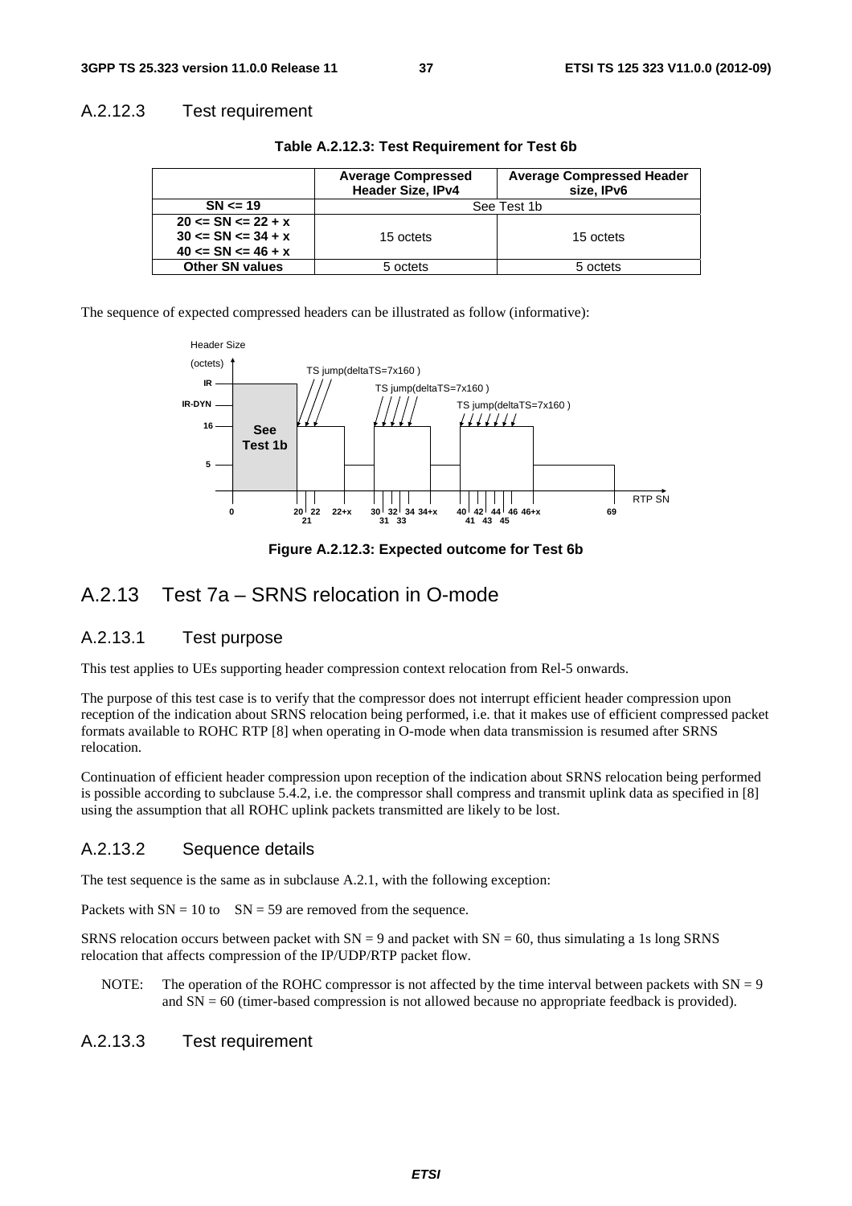### A.2.12.3 Test requirement

**Table A.2.12.3: Test Requirement for Test 6b**

| | Average Compressed Header Size, IPv4 | Average Compressed Header size, IPv6 |
|---|---|---|
| **SN <= 19** | See Test 1b | |
| **20 <= SN <= 22 + x**<br>**30 <= SN <= 34 + x**<br>**40 <= SN <= 46 + x** | 15 octets | 15 octets |
| **Other SN values** | 5 octets | 5 octets |

The sequence of expected compressed headers can be illustrated as follow (informative):

**Figure A.2.12.3: Expected outcome for Test 6b**

## A.2.13 Test 7a – SRNS relocation in O-mode

### A.2.13.1 Test purpose

This test applies to UEs supporting header compression context relocation from Rel-5 onwards.

The purpose of this test case is to verify that the compressor does not interrupt efficient header compression upon reception of the indication about SRNS relocation being performed, i.e. that it makes use of efficient compressed packet formats available to ROHC RTP [8] when operating in O-mode when data transmission is resumed after SRNS relocation.

Continuation of efficient header compression upon reception of the indication about SRNS relocation being performed is possible according to subclause 5.4.2, i.e. the compressor shall compress and transmit uplink data as specified in [8] using the assumption that all ROHC uplink packets transmitted are likely to be lost.

### A.2.13.2 Sequence details

The test sequence is the same as in subclause A.2.1, with the following exception:

Packets with SN = 10 to SN = 59 are removed from the sequence.

SRNS relocation occurs between packet with SN = 9 and packet with SN = 60, thus simulating a 1s long SRNS relocation that affects compression of the IP/UDP/RTP packet flow.

NOTE: The operation of the ROHC compressor is not affected by the time interval between packets with SN = 9 and SN = 60 (timer-based compression is not allowed because no appropriate feedback is provided).

### A.2.13.3 Test requirement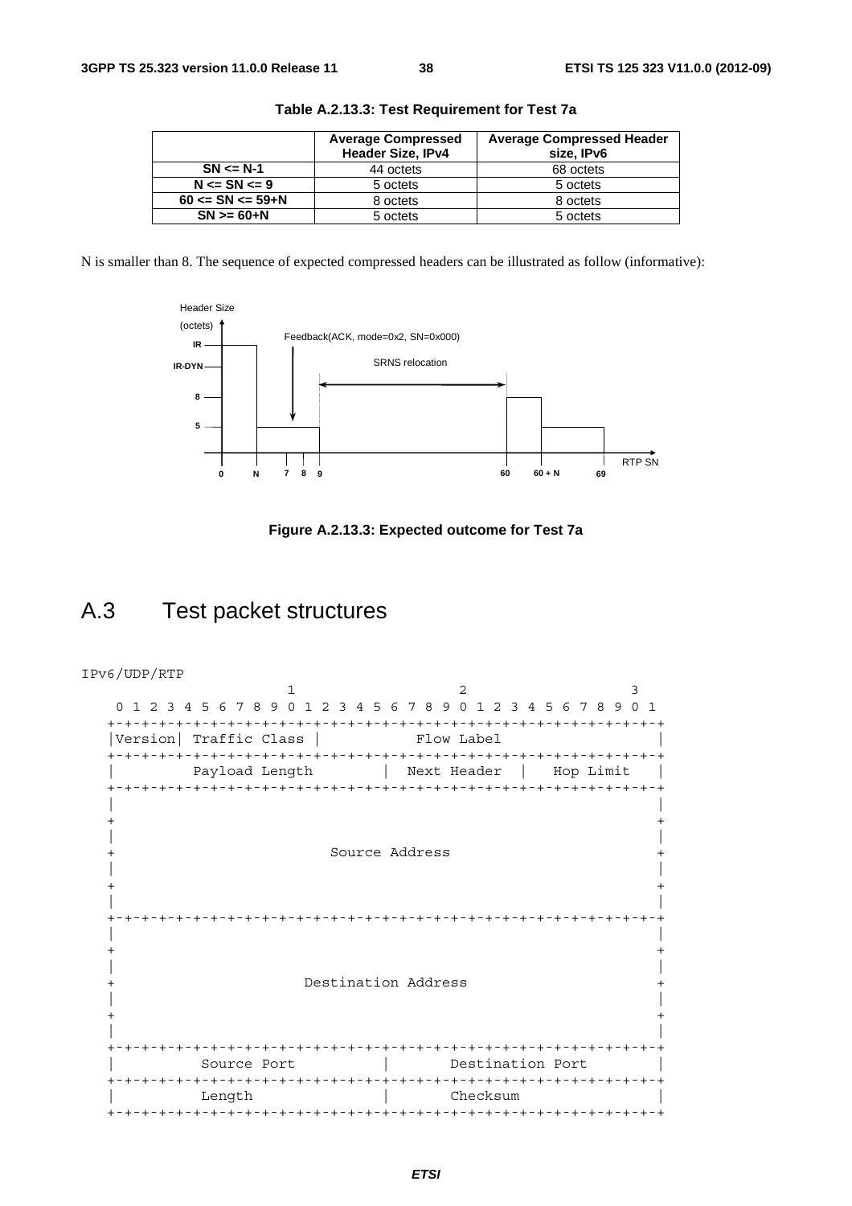**Table A.2.13.3: Test Requirement for Test 7a**

| | Average Compressed Header Size, IPv4 | Average Compressed Header size, IPv6 |
|---|---|---|
| **SN <= N-1** | 44 octets | 68 octets |
| **N <= SN <= 9** | 5 octets | 5 octets |
| **60 <= SN <= 59+N** | 8 octets | 8 octets |
| **SN >= 60+N** | 5 octets | 5 octets |

N is smaller than 8. The sequence of expected compressed headers can be illustrated as follow (informative):

**Figure A.2.13.3: Expected outcome for Test 7a**

# A.3 Test packet structures

IPv6/UDP/RTP

```
                    1                   2                   3
0 1 2 3 4 5 6 7 8 9 0 1 2 3 4 5 6 7 8 9 0 1 2 3 4 5 6 7 8 9 0 1
+-+-+-+-+-+-+-+-+-+-+-+-+-+-+-+-+-+-+-+-+-+-+-+-+-+-+-+-+-+-+-+-+
|Version| Traffic Class |           Flow Label                  |
+-+-+-+-+-+-+-+-+-+-+-+-+-+-+-+-+-+-+-+-+-+-+-+-+-+-+-+-+-+-+-+-+
|         Payload Length        |  Next Header  |   Hop Limit   |
+-+-+-+-+-+-+-+-+-+-+-+-+-+-+-+-+-+-+-+-+-+-+-+-+-+-+-+-+-+-+-+-+
|                                                               |
+                                                               +
|                                                               |
+                         Source Address                        +
|                                                               |
+                                                               +
|                                                               |
+-+-+-+-+-+-+-+-+-+-+-+-+-+-+-+-+-+-+-+-+-+-+-+-+-+-+-+-+-+-+-+-+
|                                                               |
+                                                               +
|                                                               |
+                      Destination Address                      +
|                                                               |
+                                                               +
|                                                               |
+-+-+-+-+-+-+-+-+-+-+-+-+-+-+-+-+-+-+-+-+-+-+-+-+-+-+-+-+-+-+-+-+
|          Source Port          |       Destination Port        |
+-+-+-+-+-+-+-+-+-+-+-+-+-+-+-+-+-+-+-+-+-+-+-+-+-+-+-+-+-+-+-+-+
|          Length               |       Checksum                |
+-+-+-+-+-+-+-+-+-+-+-+-+-+-+-+-+-+-+-+-+-+-+-+-+-+-+-+-+-+-+-+-+
```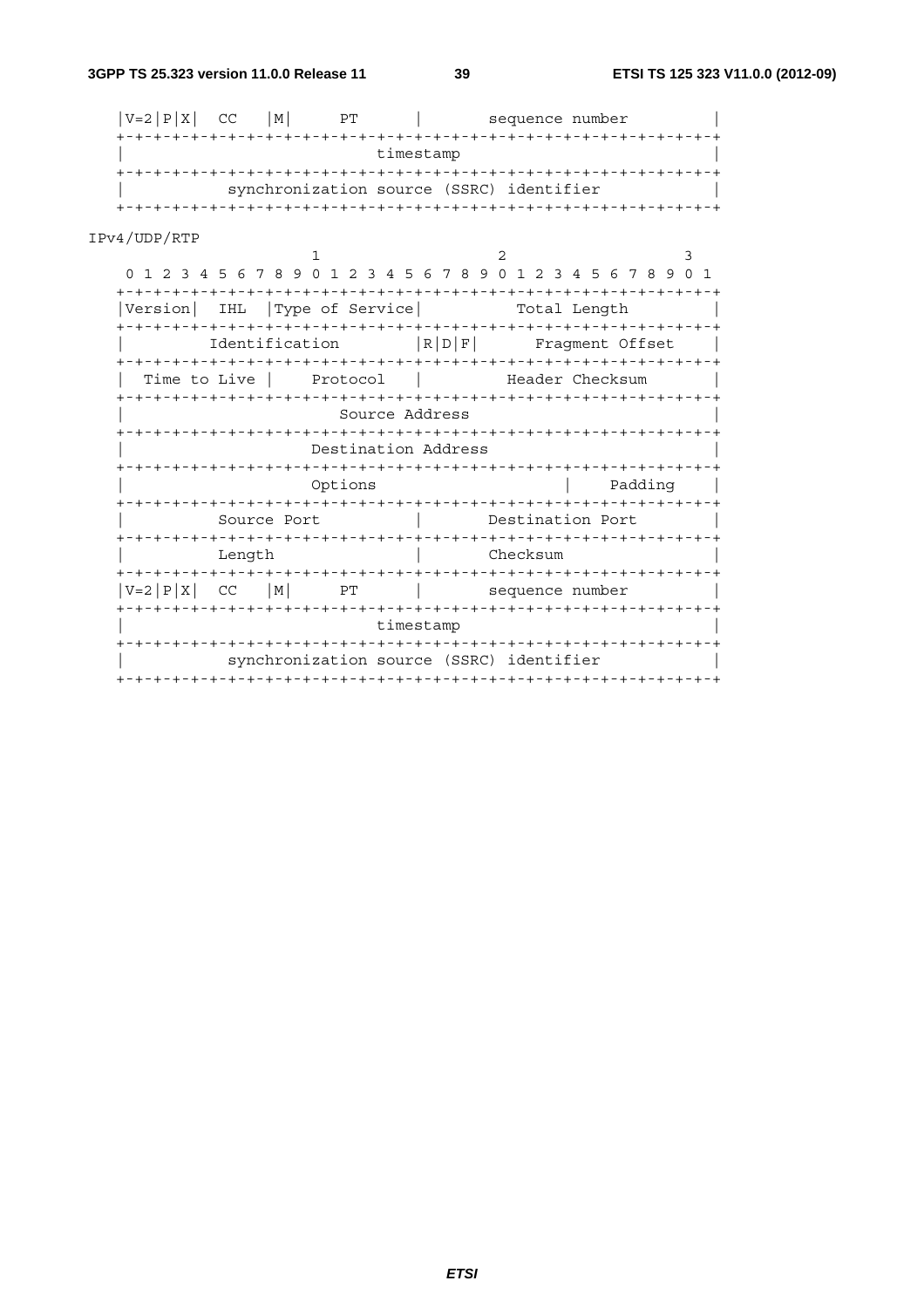```
|V=2|P|X|  CC   |M|     PT      |       sequence number         |
+-+-+-+-+-+-+-+-+-+-+-+-+-+-+-+-+-+-+-+-+-+-+-+-+-+-+-+-+-+-+-+-+
|                           timestamp                           |
+-+-+-+-+-+-+-+-+-+-+-+-+-+-+-+-+-+-+-+-+-+-+-+-+-+-+-+-+-+-+-+-+
|           synchronization source (SSRC) identifier            |
+-+-+-+-+-+-+-+-+-+-+-+-+-+-+-+-+-+-+-+-+-+-+-+-+-+-+-+-+-+-+-+-+
```

IPv4/UDP/RTP

```
                    1                   2                   3
0 1 2 3 4 5 6 7 8 9 0 1 2 3 4 5 6 7 8 9 0 1 2 3 4 5 6 7 8 9 0 1
+-+-+-+-+-+-+-+-+-+-+-+-+-+-+-+-+-+-+-+-+-+-+-+-+-+-+-+-+-+-+-+-+
|Version|  IHL  |Type of Service|          Total Length         |
+-+-+-+-+-+-+-+-+-+-+-+-+-+-+-+-+-+-+-+-+-+-+-+-+-+-+-+-+-+-+-+-+
|         Identification        |R|D|F|      Fragment Offset    |
+-+-+-+-+-+-+-+-+-+-+-+-+-+-+-+-+-+-+-+-+-+-+-+-+-+-+-+-+-+-+-+-+
|  Time to Live |    Protocol   |         Header Checksum       |
+-+-+-+-+-+-+-+-+-+-+-+-+-+-+-+-+-+-+-+-+-+-+-+-+-+-+-+-+-+-+-+-+
|                       Source Address                          |
+-+-+-+-+-+-+-+-+-+-+-+-+-+-+-+-+-+-+-+-+-+-+-+-+-+-+-+-+-+-+-+-+
|                    Destination Address                        |
+-+-+-+-+-+-+-+-+-+-+-+-+-+-+-+-+-+-+-+-+-+-+-+-+-+-+-+-+-+-+-+-+
|                    Options                    |    Padding    |
+-+-+-+-+-+-+-+-+-+-+-+-+-+-+-+-+-+-+-+-+-+-+-+-+-+-+-+-+-+-+-+-+
|          Source Port          |       Destination Port        |
+-+-+-+-+-+-+-+-+-+-+-+-+-+-+-+-+-+-+-+-+-+-+-+-+-+-+-+-+-+-+-+-+
|          Length               |       Checksum                |
+-+-+-+-+-+-+-+-+-+-+-+-+-+-+-+-+-+-+-+-+-+-+-+-+-+-+-+-+-+-+-+-+
|V=2|P|X|  CC   |M|     PT      |       sequence number         |
+-+-+-+-+-+-+-+-+-+-+-+-+-+-+-+-+-+-+-+-+-+-+-+-+-+-+-+-+-+-+-+-+
|                           timestamp                           |
+-+-+-+-+-+-+-+-+-+-+-+-+-+-+-+-+-+-+-+-+-+-+-+-+-+-+-+-+-+-+-+-+
|           synchronization source (SSRC) identifier            |
+-+-+-+-+-+-+-+-+-+-+-+-+-+-+-+-+-+-+-+-+-+-+-+-+-+-+-+-+-+-+-+-+
```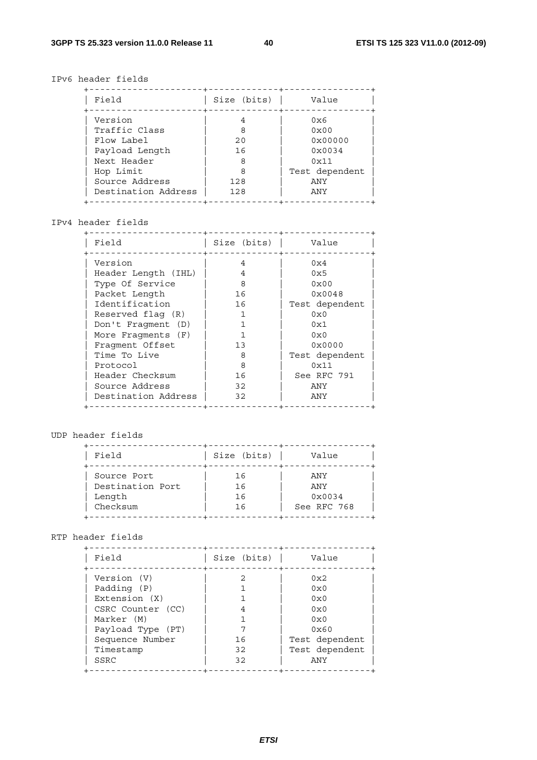IPv6 header fields

| Field | Size (bits) | Value |
|---|---|---|
| Version | 4 | 0x6 |
| Traffic Class | 8 | 0x00 |
| Flow Label | 20 | 0x00000 |
| Payload Length | 16 | 0x0034 |
| Next Header | 8 | 0x11 |
| Hop Limit | 8 | Test dependent |
| Source Address | 128 | ANY |
| Destination Address | 128 | ANY |

IPv4 header fields

| Field | Size (bits) | Value |
|---|---|---|
| Version | 4 | 0x4 |
| Header Length (IHL) | 4 | 0x5 |
| Type Of Service | 8 | 0x00 |
| Packet Length | 16 | 0x0048 |
| Identification | 16 | Test dependent |
| Reserved flag (R) | 1 | 0x0 |
| Don't Fragment (D) | 1 | 0x1 |
| More Fragments (F) | 1 | 0x0 |
| Fragment Offset | 13 | 0x0000 |
| Time To Live | 8 | Test dependent |
| Protocol | 8 | 0x11 |
| Header Checksum | 16 | See RFC 791 |
| Source Address | 32 | ANY |
| Destination Address | 32 | ANY |

UDP header fields

| Field | Size (bits) | Value |
|---|---|---|
| Source Port | 16 | ANY |
| Destination Port | 16 | ANY |
| Length | 16 | 0x0034 |
| Checksum | 16 | See RFC 768 |

RTP header fields

| Field | Size (bits) | Value |
|---|---|---|
| Version (V) | 2 | 0x2 |
| Padding (P) | 1 | 0x0 |
| Extension (X) | 1 | 0x0 |
| CSRC Counter (CC) | 4 | 0x0 |
| Marker (M) | 1 | 0x0 |
| Payload Type (PT) | 7 | 0x60 |
| Sequence Number | 16 | Test dependent |
| Timestamp | 32 | Test dependent |
| SSRC | 32 | ANY |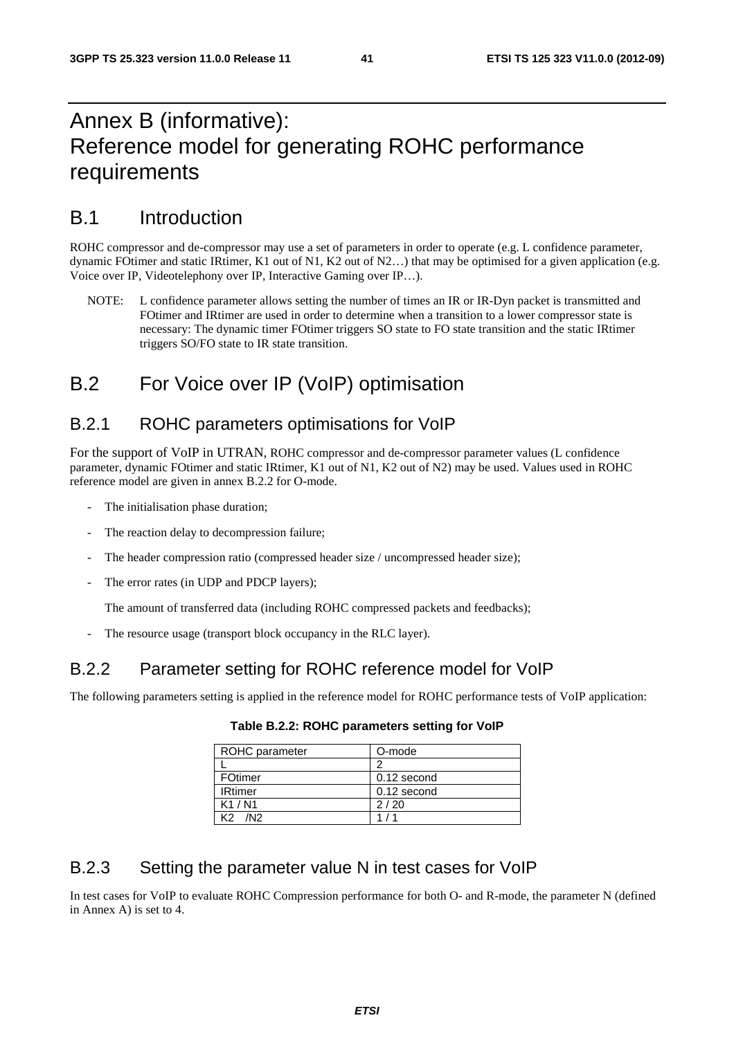# Annex B (informative): Reference model for generating ROHC performance requirements

## B.1 Introduction

ROHC compressor and de-compressor may use a set of parameters in order to operate (e.g. L confidence parameter, dynamic FOtimer and static IRtimer, K1 out of N1, K2 out of N2…) that may be optimised for a given application (e.g. Voice over IP, Videotelephony over IP, Interactive Gaming over IP…).

NOTE: L confidence parameter allows setting the number of times an IR or IR-Dyn packet is transmitted and FOtimer and IRtimer are used in order to determine when a transition to a lower compressor state is necessary: The dynamic timer FOtimer triggers SO state to FO state transition and the static IRtimer triggers SO/FO state to IR state transition.

## B.2 For Voice over IP (VoIP) optimisation

### B.2.1 ROHC parameters optimisations for VoIP

For the support of VoIP in UTRAN, ROHC compressor and de-compressor parameter values (L confidence parameter, dynamic FOtimer and static IRtimer, K1 out of N1, K2 out of N2) may be used. Values used in ROHC reference model are given in annex B.2.2 for O-mode.

- The initialisation phase duration;
- The reaction delay to decompression failure;
- The header compression ratio (compressed header size / uncompressed header size);
- The error rates (in UDP and PDCP layers);

  The amount of transferred data (including ROHC compressed packets and feedbacks);

- The resource usage (transport block occupancy in the RLC layer).

### B.2.2 Parameter setting for ROHC reference model for VoIP

The following parameters setting is applied in the reference model for ROHC performance tests of VoIP application:

**Table B.2.2: ROHC parameters setting for VoIP**

| ROHC parameter | O-mode |
|---|---|
| L | 2 |
| FOtimer | 0.12 second |
| IRtimer | 0.12 second |
| K1 / N1 | 2 / 20 |
| K2 /N2 | 1 / 1 |

### B.2.3 Setting the parameter value N in test cases for VoIP

In test cases for VoIP to evaluate ROHC Compression performance for both O- and R-mode, the parameter N (defined in Annex A) is set to 4.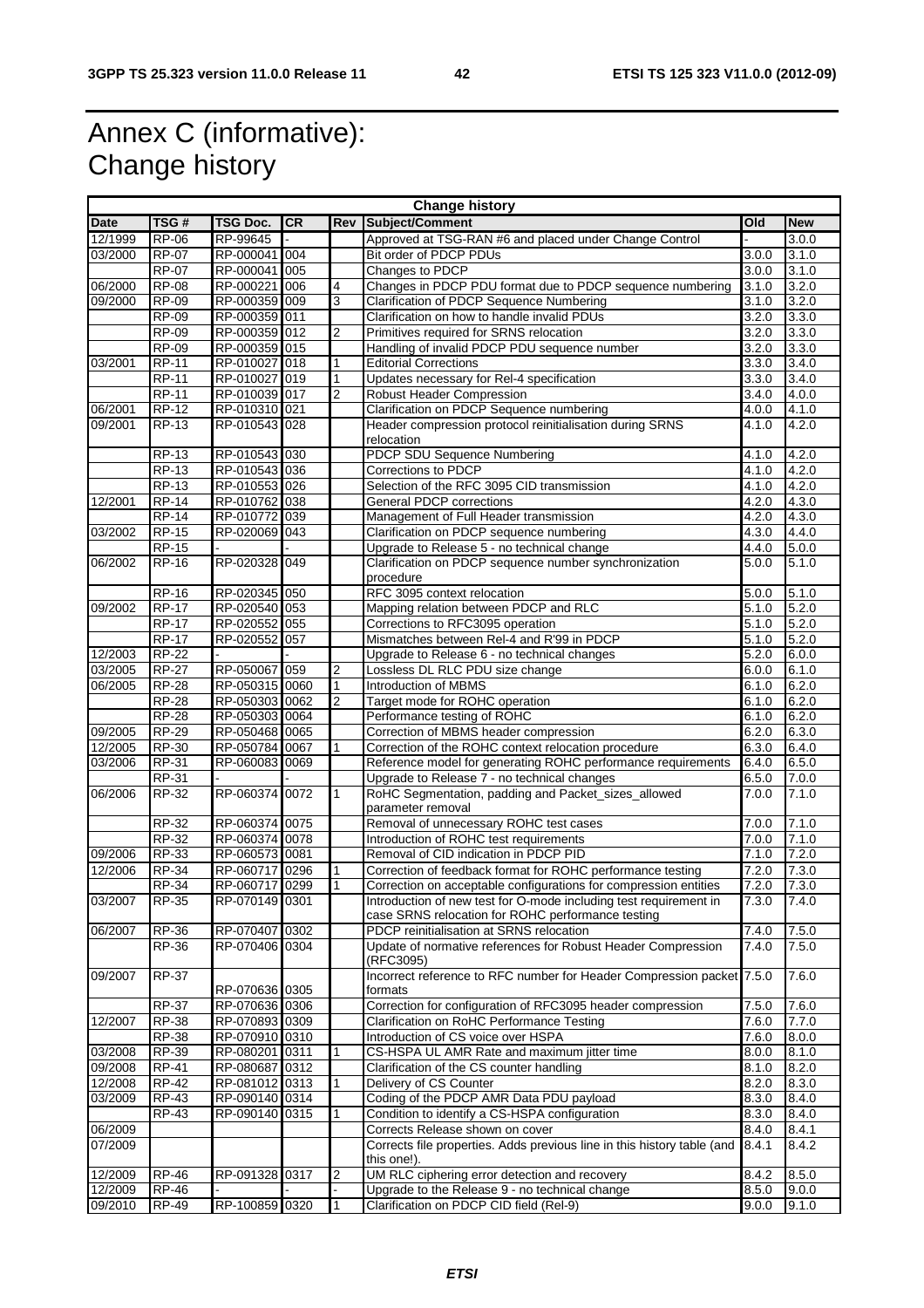# Annex C (informative): Change history

| Change history | | | | | | | |
|---|---|---|---|---|---|---|---|
| **Date** | **TSG #** | **TSG Doc.** | **CR** | **Rev** | **Subject/Comment** | **Old** | **New** |
| 12/1999 | RP-06 | RP-99645 | - | | Approved at TSG-RAN #6 and placed under Change Control | - | 3.0.0 |
| 03/2000 | RP-07 | RP-000041 | 004 | | Bit order of PDCP PDUs | 3.0.0 | 3.1.0 |
| | RP-07 | RP-000041 | 005 | | Changes to PDCP | 3.0.0 | 3.1.0 |
| 06/2000 | RP-08 | RP-000221 | 006 | 4 | Changes in PDCP PDU format due to PDCP sequence numbering | 3.1.0 | 3.2.0 |
| 09/2000 | RP-09 | RP-000359 | 009 | 3 | Clarification of PDCP Sequence Numbering | 3.1.0 | 3.2.0 |
| | RP-09 | RP-000359 | 011 | | Clarification on how to handle invalid PDUs | 3.2.0 | 3.3.0 |
| | RP-09 | RP-000359 | 012 | 2 | Primitives required for SRNS relocation | 3.2.0 | 3.3.0 |
| | RP-09 | RP-000359 | 015 | | Handling of invalid PDCP PDU sequence number | 3.2.0 | 3.3.0 |
| 03/2001 | RP-11 | RP-010027 | 018 | 1 | Editorial Corrections | 3.3.0 | 3.4.0 |
| | RP-11 | RP-010027 | 019 | 1 | Updates necessary for Rel-4 specification | 3.3.0 | 3.4.0 |
| | RP-11 | RP-010039 | 017 | 2 | Robust Header Compression | 3.4.0 | 4.0.0 |
| 06/2001 | RP-12 | RP-010310 | 021 | | Clarification on PDCP Sequence numbering | 4.0.0 | 4.1.0 |
| 09/2001 | RP-13 | RP-010543 | 028 | | Header compression protocol reinitialisation during SRNS relocation | 4.1.0 | 4.2.0 |
| | RP-13 | RP-010543 | 030 | | PDCP SDU Sequence Numbering | 4.1.0 | 4.2.0 |
| | RP-13 | RP-010543 | 036 | | Corrections to PDCP | 4.1.0 | 4.2.0 |
| | RP-13 | RP-010553 | 026 | | Selection of the RFC 3095 CID transmission | 4.1.0 | 4.2.0 |
| 12/2001 | RP-14 | RP-010762 | 038 | | General PDCP corrections | 4.2.0 | 4.3.0 |
| | RP-14 | RP-010772 | 039 | | Management of Full Header transmission | 4.2.0 | 4.3.0 |
| 03/2002 | RP-15 | RP-020069 | 043 | | Clarification on PDCP sequence numbering | 4.3.0 | 4.4.0 |
| | RP-15 | - | - | | Upgrade to Release 5 - no technical change | 4.4.0 | 5.0.0 |
| 06/2002 | RP-16 | RP-020328 | 049 | | Clarification on PDCP sequence number synchronization procedure | 5.0.0 | 5.1.0 |
| | RP-16 | RP-020345 | 050 | | RFC 3095 context relocation | 5.0.0 | 5.1.0 |
| 09/2002 | RP-17 | RP-020540 | 053 | | Mapping relation between PDCP and RLC | 5.1.0 | 5.2.0 |
| | RP-17 | RP-020552 | 055 | | Corrections to RFC3095 operation | 5.1.0 | 5.2.0 |
| | RP-17 | RP-020552 | 057 | | Mismatches between Rel-4 and R'99 in PDCP | 5.1.0 | 5.2.0 |
| 12/2003 | RP-22 | - | - | | Upgrade to Release 6 - no technical changes | 5.2.0 | 6.0.0 |
| 03/2005 | RP-27 | RP-050067 | 059 | 2 | Lossless DL RLC PDU size change | 6.0.0 | 6.1.0 |
| 06/2005 | RP-28 | RP-050315 | 0060 | 1 | Introduction of MBMS | 6.1.0 | 6.2.0 |
| | RP-28 | RP-050303 | 0062 | 2 | Target mode for ROHC operation | 6.1.0 | 6.2.0 |
| | RP-28 | RP-050303 | 0064 | | Performance testing of ROHC | 6.1.0 | 6.2.0 |
| 09/2005 | RP-29 | RP-050468 | 0065 | | Correction of MBMS header compression | 6.2.0 | 6.3.0 |
| 12/2005 | RP-30 | RP-050784 | 0067 | 1 | Correction of the ROHC context relocation procedure | 6.3.0 | 6.4.0 |
| 03/2006 | RP-31 | RP-060083 | 0069 | | Reference model for generating ROHC performance requirements | 6.4.0 | 6.5.0 |
| | RP-31 | - | - | | Upgrade to Release 7 - no technical changes | 6.5.0 | 7.0.0 |
| 06/2006 | RP-32 | RP-060374 | 0072 | 1 | RoHC Segmentation, padding and Packet_sizes_allowed parameter removal | 7.0.0 | 7.1.0 |
| | RP-32 | RP-060374 | 0075 | | Removal of unnecessary ROHC test cases | 7.0.0 | 7.1.0 |
| | RP-32 | RP-060374 | 0078 | | Introduction of ROHC test requirements | 7.0.0 | 7.1.0 |
| 09/2006 | RP-33 | RP-060573 | 0081 | | Removal of CID indication in PDCP PID | 7.1.0 | 7.2.0 |
| 12/2006 | RP-34 | RP-060717 | 0296 | 1 | Correction of feedback format for ROHC performance testing | 7.2.0 | 7.3.0 |
| | RP-34 | RP-060717 | 0299 | 1 | Correction on acceptable configurations for compression entities | 7.2.0 | 7.3.0 |
| 03/2007 | RP-35 | RP-070149 | 0301 | | Introduction of new test for O-mode including test requirement in case SRNS relocation for ROHC performance testing | 7.3.0 | 7.4.0 |
| 06/2007 | RP-36 | RP-070407 | 0302 | | PDCP reinitialisation at SRNS relocation | 7.4.0 | 7.5.0 |
| | RP-36 | RP-070406 | 0304 | | Update of normative references for Robust Header Compression (RFC3095) | 7.4.0 | 7.5.0 |
| 09/2007 | RP-37 | RP-070636 | 0305 | | Incorrect reference to RFC number for Header Compression packet formats | 7.5.0 | 7.6.0 |
| | RP-37 | RP-070636 | 0306 | | Correction for configuration of RFC3095 header compression | 7.5.0 | 7.6.0 |
| 12/2007 | RP-38 | RP-070893 | 0309 | | Clarification on RoHC Performance Testing | 7.6.0 | 7.7.0 |
| | RP-38 | RP-070910 | 0310 | | Introduction of CS voice over HSPA | 7.6.0 | 8.0.0 |
| 03/2008 | RP-39 | RP-080201 | 0311 | 1 | CS-HSPA UL AMR Rate and maximum jitter time | 8.0.0 | 8.1.0 |
| 09/2008 | RP-41 | RP-080687 | 0312 | | Clarification of the CS counter handling | 8.1.0 | 8.2.0 |
| 12/2008 | RP-42 | RP-081012 | 0313 | 1 | Delivery of CS Counter | 8.2.0 | 8.3.0 |
| 03/2009 | RP-43 | RP-090140 | 0314 | | Coding of the PDCP AMR Data PDU payload | 8.3.0 | 8.4.0 |
| | RP-43 | RP-090140 | 0315 | 1 | Condition to identify a CS-HSPA configuration | 8.3.0 | 8.4.0 |
| 06/2009 | | | | | Corrects Release shown on cover | 8.4.0 | 8.4.1 |
| 07/2009 | | | | | Corrects file properties. Adds previous line in this history table (and this one!). | 8.4.1 | 8.4.2 |
| 12/2009 | RP-46 | RP-091328 | 0317 | 2 | UM RLC ciphering error detection and recovery | 8.4.2 | 8.5.0 |
| 12/2009 | RP-46 | - | - | - | Upgrade to the Release 9 - no technical change | 8.5.0 | 9.0.0 |
| 09/2010 | RP-49 | RP-100859 | 0320 | 1 | Clarification on PDCP CID field (Rel-9) | 9.0.0 | 9.1.0 |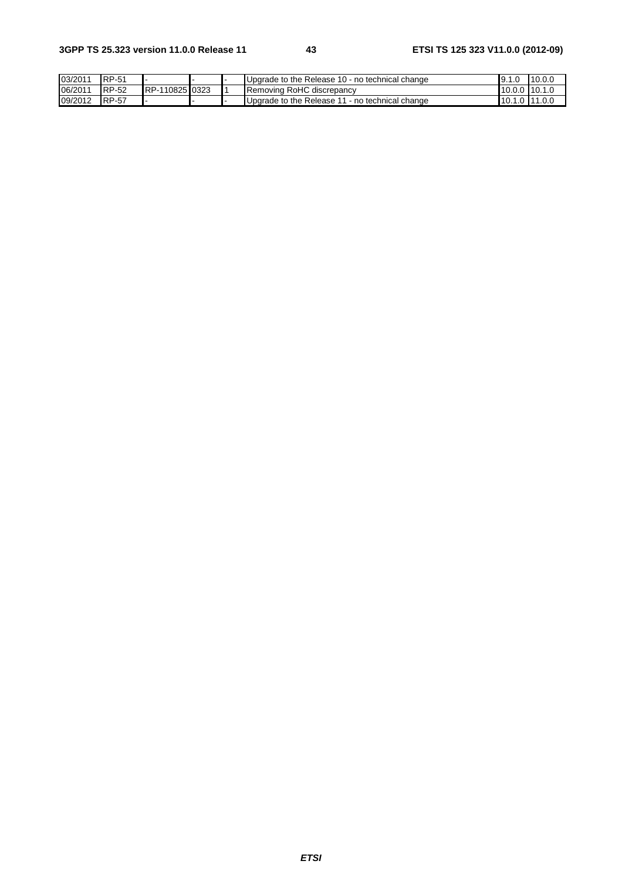| 03/2011 | RP-51 | - | - | - | Upgrade to the Release 10 - no technical change | 9.1.0 | 10.0.0 |
|---|---|---|---|---|---|---|---|
| 06/2011 | RP-52 | RP-110825 | 0323 | 1 | Removing RoHC discrepancy | 10.0.0 | 10.1.0 |
| 09/2012 | RP-57 | - | - | - | Upgrade to the Release 11 - no technical change | 10.1.0 | 11.0.0 |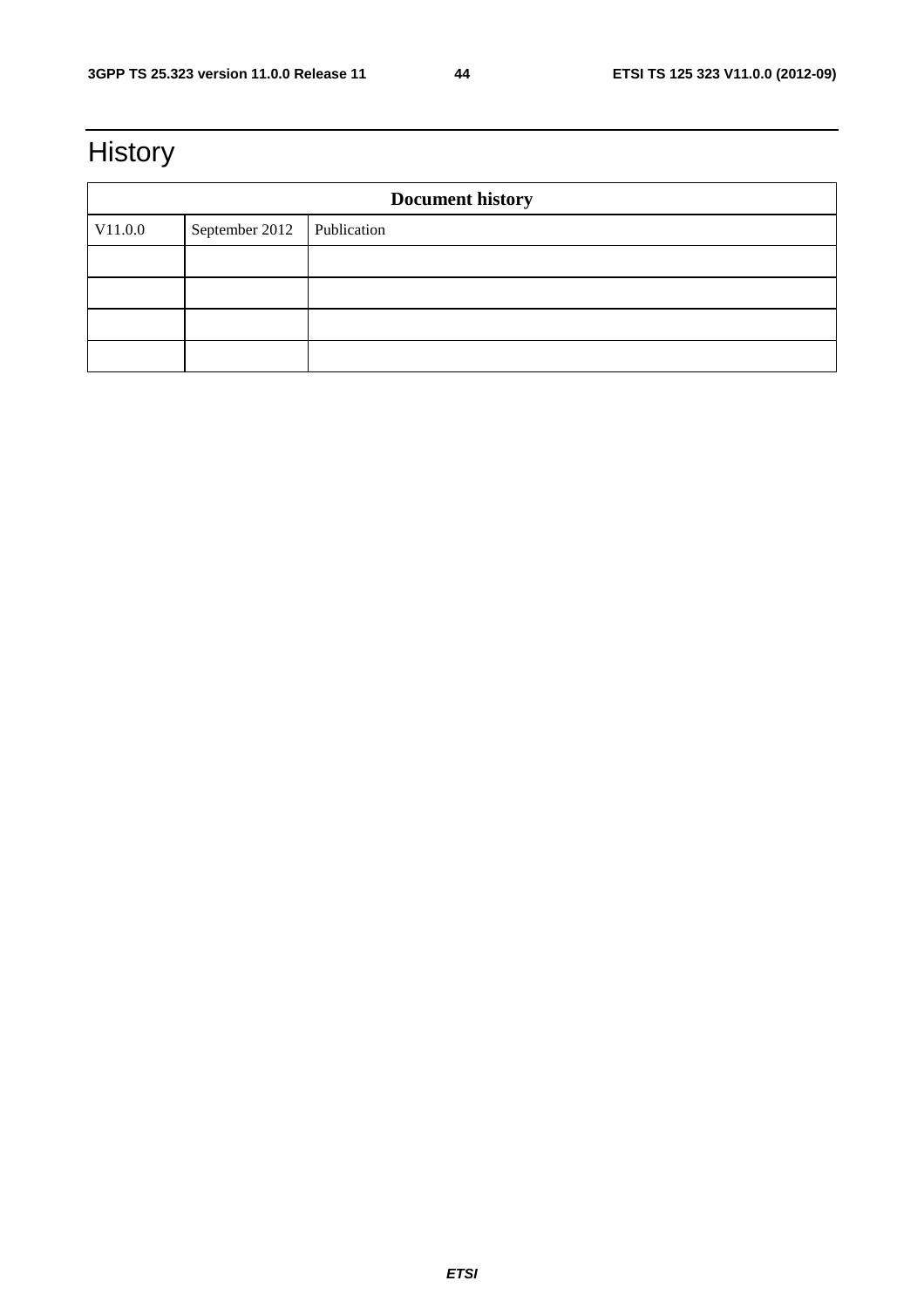# History

| Document history | | |
|---|---|---|
| V11.0.0 | September 2012 | Publication |
| | | |
| | | |
| | | |
| | | |